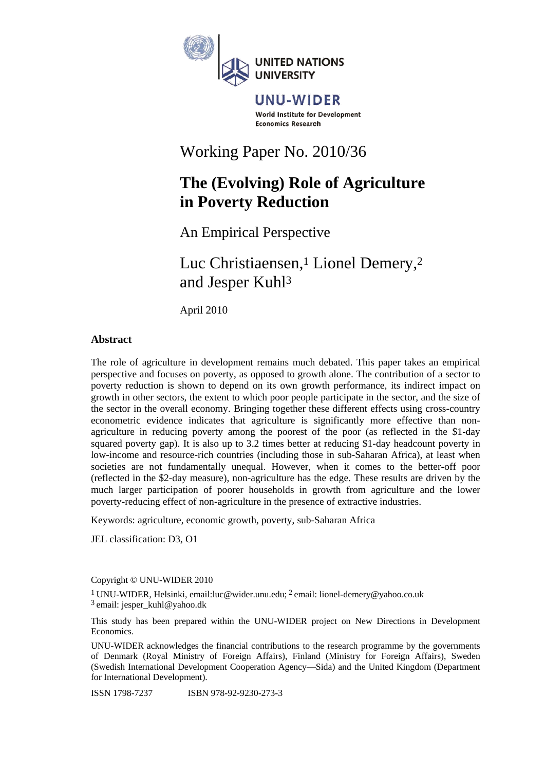UNITED NATIONS UNIVERSITY

UNU-WIDER

World Institute for Development Economics Research

Working Paper No. 2010/36

# The (Evolving) Role of Agriculture in Poverty Reduction

## An Empirical Perspective

Luc Christiaensen,[1] Lionel Demery,[2] and Jesper Kuhl[3]

April 2010

### Abstract

The role of agriculture in development remains much debated. This paper takes an empirical perspective and focuses on poverty, as opposed to growth alone. The contribution of a sector to poverty reduction is shown to depend on its own growth performance, its indirect impact on growth in other sectors, the extent to which poor people participate in the sector, and the size of the sector in the overall economy. Bringing together these different effects using cross-country econometric evidence indicates that agriculture is significantly more effective than non-agriculture in reducing poverty among the poorest of the poor (as reflected in the \$1-day squared poverty gap). It is also up to 3.2 times better at reducing \$1-day headcount poverty in low-income and resource-rich countries (including those in sub-Saharan Africa), at least when societies are not fundamentally unequal. However, when it comes to the better-off poor (reflected in the \$2-day measure), non-agriculture has the edge. These results are driven by the much larger participation of poorer households in growth from agriculture and the lower poverty-reducing effect of non-agriculture in the presence of extractive industries.

Keywords: agriculture, economic growth, poverty, sub-Saharan Africa

JEL classification: D3, O1

Copyright © UNU-WIDER 2010

[1] UNU-WIDER, Helsinki, email:luc@wider.unu.edu; [2] email: lionel-demery@yahoo.co.uk
[3] email: jesper_kuhl@yahoo.dk

This study has been prepared within the UNU-WIDER project on New Directions in Development Economics.

UNU-WIDER acknowledges the financial contributions to the research programme by the governments of Denmark (Royal Ministry of Foreign Affairs), Finland (Ministry for Foreign Affairs), Sweden (Swedish International Development Cooperation Agency—Sida) and the United Kingdom (Department for International Development).

ISSN 1798-7237 ISBN 978-92-9230-273-3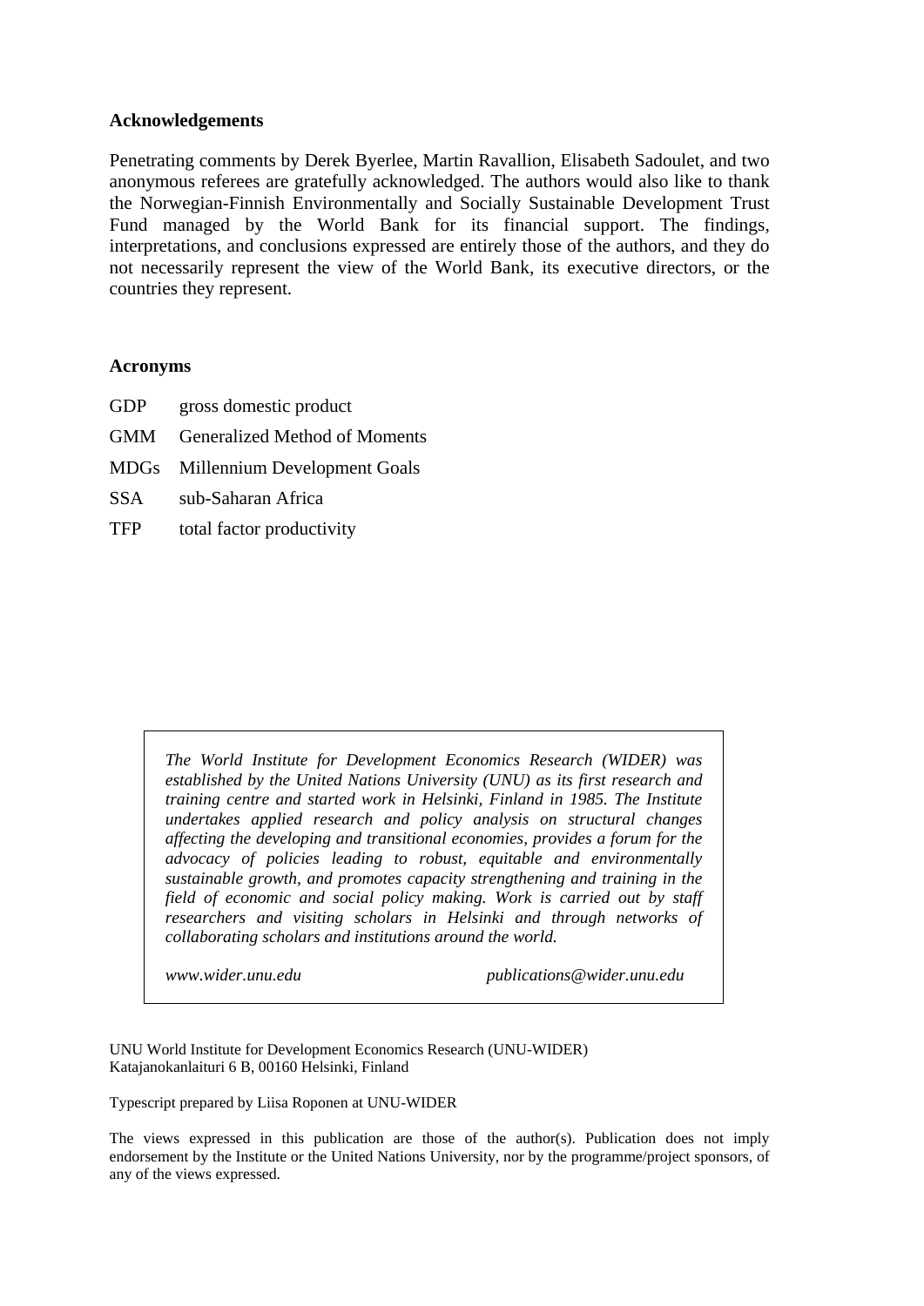**Acknowledgements**

Penetrating comments by Derek Byerlee, Martin Ravallion, Elisabeth Sadoulet, and two anonymous referees are gratefully acknowledged. The authors would also like to thank the Norwegian-Finnish Environmentally and Socially Sustainable Development Trust Fund managed by the World Bank for its financial support. The findings, interpretations, and conclusions expressed are entirely those of the authors, and they do not necessarily represent the view of the World Bank, its executive directors, or the countries they represent.

**Acronyms**

GDP gross domestic product

GMM Generalized Method of Moments

MDGs Millennium Development Goals

SSA sub-Saharan Africa

TFP total factor productivity

*The World Institute for Development Economics Research (WIDER) was established by the United Nations University (UNU) as its first research and training centre and started work in Helsinki, Finland in 1985. The Institute undertakes applied research and policy analysis on structural changes affecting the developing and transitional economies, provides a forum for the advocacy of policies leading to robust, equitable and environmentally sustainable growth, and promotes capacity strengthening and training in the field of economic and social policy making. Work is carried out by staff researchers and visiting scholars in Helsinki and through networks of collaborating scholars and institutions around the world.*

*www.wider.unu.edu* *publications@wider.unu.edu*

UNU World Institute for Development Economics Research (UNU-WIDER)
Katajanokanlaituri 6 B, 00160 Helsinki, Finland

Typescript prepared by Liisa Roponen at UNU-WIDER

The views expressed in this publication are those of the author(s). Publication does not imply endorsement by the Institute or the United Nations University, nor by the programme/project sponsors, of any of the views expressed.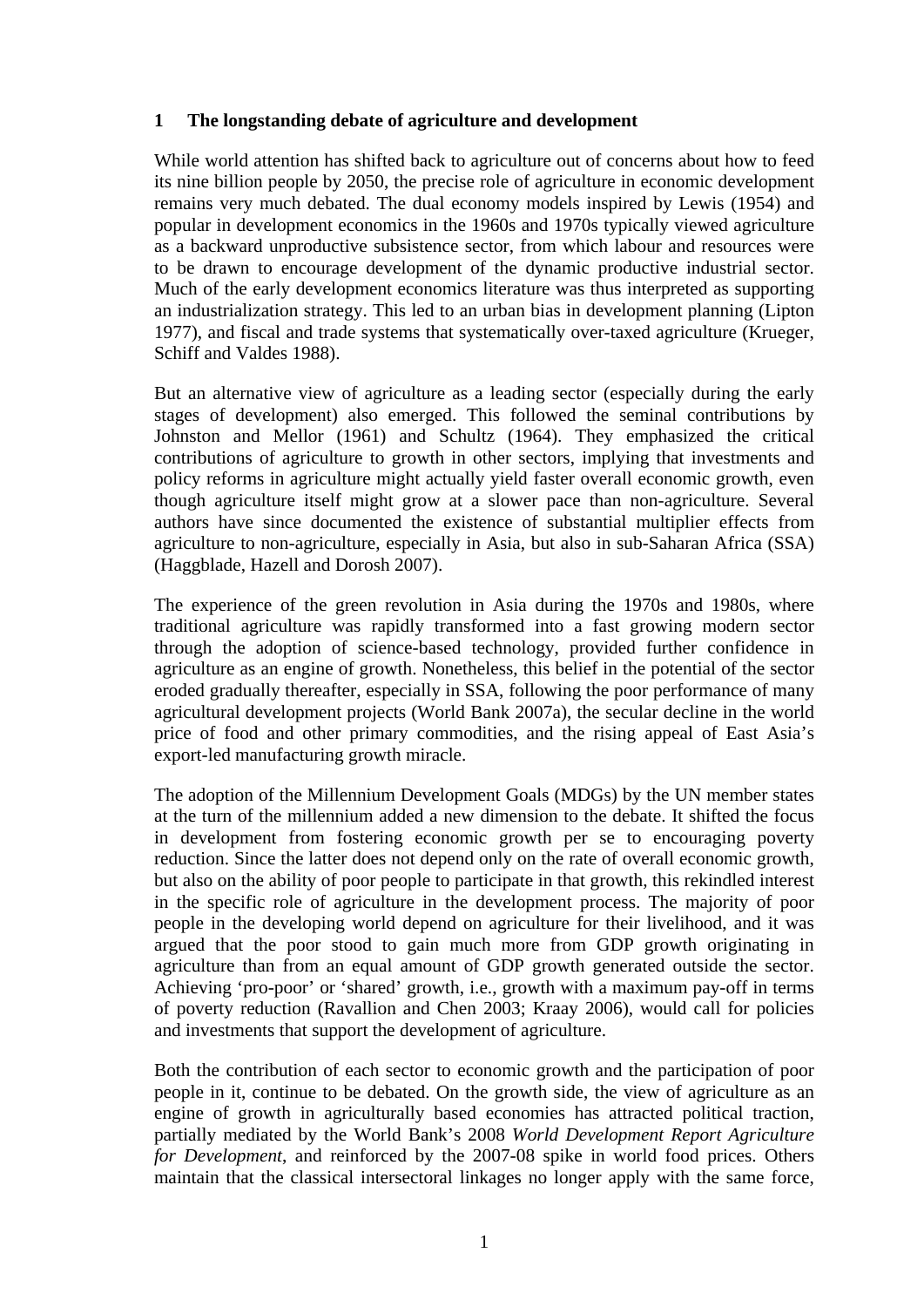## 1 The longstanding debate of agriculture and development

While world attention has shifted back to agriculture out of concerns about how to feed its nine billion people by 2050, the precise role of agriculture in economic development remains very much debated. The dual economy models inspired by Lewis (1954) and popular in development economics in the 1960s and 1970s typically viewed agriculture as a backward unproductive subsistence sector, from which labour and resources were to be drawn to encourage development of the dynamic productive industrial sector. Much of the early development economics literature was thus interpreted as supporting an industrialization strategy. This led to an urban bias in development planning (Lipton 1977), and fiscal and trade systems that systematically over-taxed agriculture (Krueger, Schiff and Valdes 1988).

But an alternative view of agriculture as a leading sector (especially during the early stages of development) also emerged. This followed the seminal contributions by Johnston and Mellor (1961) and Schultz (1964). They emphasized the critical contributions of agriculture to growth in other sectors, implying that investments and policy reforms in agriculture might actually yield faster overall economic growth, even though agriculture itself might grow at a slower pace than non-agriculture. Several authors have since documented the existence of substantial multiplier effects from agriculture to non-agriculture, especially in Asia, but also in sub-Saharan Africa (SSA) (Haggblade, Hazell and Dorosh 2007).

The experience of the green revolution in Asia during the 1970s and 1980s, where traditional agriculture was rapidly transformed into a fast growing modern sector through the adoption of science-based technology, provided further confidence in agriculture as an engine of growth. Nonetheless, this belief in the potential of the sector eroded gradually thereafter, especially in SSA, following the poor performance of many agricultural development projects (World Bank 2007a), the secular decline in the world price of food and other primary commodities, and the rising appeal of East Asia's export-led manufacturing growth miracle.

The adoption of the Millennium Development Goals (MDGs) by the UN member states at the turn of the millennium added a new dimension to the debate. It shifted the focus in development from fostering economic growth per se to encouraging poverty reduction. Since the latter does not depend only on the rate of overall economic growth, but also on the ability of poor people to participate in that growth, this rekindled interest in the specific role of agriculture in the development process. The majority of poor people in the developing world depend on agriculture for their livelihood, and it was argued that the poor stood to gain much more from GDP growth originating in agriculture than from an equal amount of GDP growth generated outside the sector. Achieving 'pro-poor' or 'shared' growth, i.e., growth with a maximum pay-off in terms of poverty reduction (Ravallion and Chen 2003; Kraay 2006), would call for policies and investments that support the development of agriculture.

Both the contribution of each sector to economic growth and the participation of poor people in it, continue to be debated. On the growth side, the view of agriculture as an engine of growth in agriculturally based economies has attracted political traction, partially mediated by the World Bank's 2008 *World Development Report Agriculture for Development*, and reinforced by the 2007-08 spike in world food prices. Others maintain that the classical intersectoral linkages no longer apply with the same force,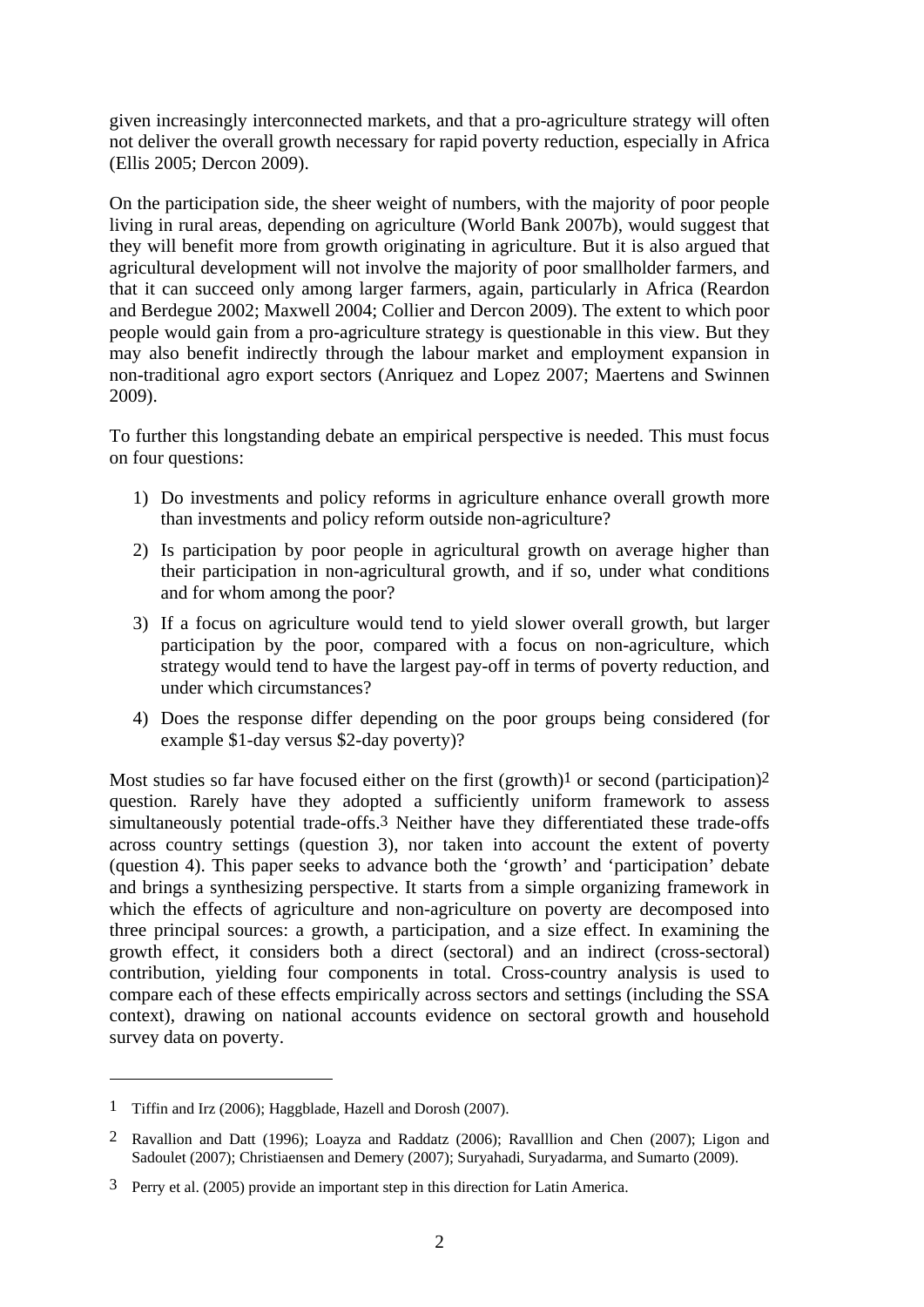given increasingly interconnected markets, and that a pro-agriculture strategy will often not deliver the overall growth necessary for rapid poverty reduction, especially in Africa (Ellis 2005; Dercon 2009).

On the participation side, the sheer weight of numbers, with the majority of poor people living in rural areas, depending on agriculture (World Bank 2007b), would suggest that they will benefit more from growth originating in agriculture. But it is also argued that agricultural development will not involve the majority of poor smallholder farmers, and that it can succeed only among larger farmers, again, particularly in Africa (Reardon and Berdegue 2002; Maxwell 2004; Collier and Dercon 2009). The extent to which poor people would gain from a pro-agriculture strategy is questionable in this view. But they may also benefit indirectly through the labour market and employment expansion in non-traditional agro export sectors (Anriquez and Lopez 2007; Maertens and Swinnen 2009).

To further this longstanding debate an empirical perspective is needed. This must focus on four questions:

1) Do investments and policy reforms in agriculture enhance overall growth more than investments and policy reform outside non-agriculture?
2) Is participation by poor people in agricultural growth on average higher than their participation in non-agricultural growth, and if so, under what conditions and for whom among the poor?
3) If a focus on agriculture would tend to yield slower overall growth, but larger participation by the poor, compared with a focus on non-agriculture, which strategy would tend to have the largest pay-off in terms of poverty reduction, and under which circumstances?
4) Does the response differ depending on the poor groups being considered (for example $1-day versus $2-day poverty)?

Most studies so far have focused either on the first (growth)[1] or second (participation)[2] question. Rarely have they adopted a sufficiently uniform framework to assess simultaneously potential trade-offs.[3] Neither have they differentiated these trade-offs across country settings (question 3), nor taken into account the extent of poverty (question 4). This paper seeks to advance both the 'growth' and 'participation' debate and brings a synthesizing perspective. It starts from a simple organizing framework in which the effects of agriculture and non-agriculture on poverty are decomposed into three principal sources: a growth, a participation, and a size effect. In examining the growth effect, it considers both a direct (sectoral) and an indirect (cross-sectoral) contribution, yielding four components in total. Cross-country analysis is used to compare each of these effects empirically across sectors and settings (including the SSA context), drawing on national accounts evidence on sectoral growth and household survey data on poverty.

---

[1] Tiffin and Irz (2006); Haggblade, Hazell and Dorosh (2007).

[2] Ravallion and Datt (1996); Loayza and Raddatz (2006); Ravalllion and Chen (2007); Ligon and Sadoulet (2007); Christiaensen and Demery (2007); Suryahadi, Suryadarma, and Sumarto (2009).

[3] Perry et al. (2005) provide an important step in this direction for Latin America.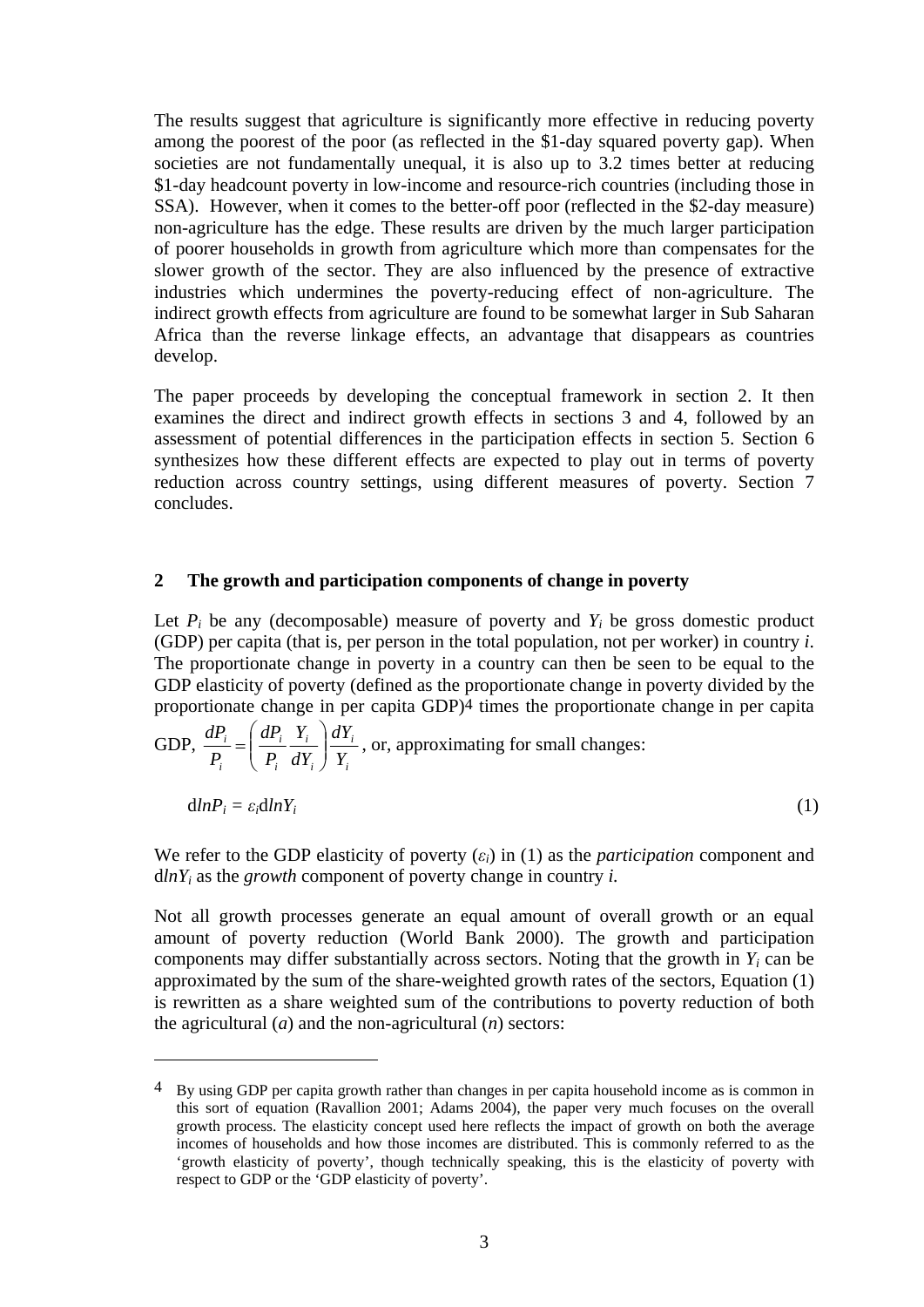The results suggest that agriculture is significantly more effective in reducing poverty among the poorest of the poor (as reflected in the \$1-day squared poverty gap). When societies are not fundamentally unequal, it is also up to 3.2 times better at reducing \$1-day headcount poverty in low-income and resource-rich countries (including those in SSA). However, when it comes to the better-off poor (reflected in the \$2-day measure) non-agriculture has the edge. These results are driven by the much larger participation of poorer households in growth from agriculture which more than compensates for the slower growth of the sector. They are also influenced by the presence of extractive industries which undermines the poverty-reducing effect of non-agriculture. The indirect growth effects from agriculture are found to be somewhat larger in Sub Saharan Africa than the reverse linkage effects, an advantage that disappears as countries develop.

The paper proceeds by developing the conceptual framework in section 2. It then examines the direct and indirect growth effects in sections 3 and 4, followed by an assessment of potential differences in the participation effects in section 5. Section 6 synthesizes how these different effects are expected to play out in terms of poverty reduction across country settings, using different measures of poverty. Section 7 concludes.

## 2 The growth and participation components of change in poverty

Let $P_i$ be any (decomposable) measure of poverty and $Y_i$ be gross domestic product (GDP) per capita (that is, per person in the total population, not per worker) in country *i*. The proportionate change in poverty in a country can then be seen to be equal to the GDP elasticity of poverty (defined as the proportionate change in poverty divided by the proportionate change in per capita GDP)[4] times the proportionate change in per capita GDP, $\frac{dP_i}{P_i} = \left(\frac{dP_i}{P_i}\frac{Y_i}{dY_i}\right)\frac{dY_i}{Y_i}$, or, approximating for small changes:

$$\mathrm{d}lnP_i = \varepsilon_i \mathrm{d}lnY_i \tag{1}$$

We refer to the GDP elasticity of poverty ($\varepsilon_i$) in (1) as the *participation* component and $\mathrm{d}lnY_i$ as the *growth* component of poverty change in country *i.*

Not all growth processes generate an equal amount of overall growth or an equal amount of poverty reduction (World Bank 2000). The growth and participation components may differ substantially across sectors. Noting that the growth in $Y_i$ can be approximated by the sum of the share-weighted growth rates of the sectors, Equation (1) is rewritten as a share weighted sum of the contributions to poverty reduction of both the agricultural (*a*) and the non-agricultural (*n*) sectors:

---

[4] By using GDP per capita growth rather than changes in per capita household income as is common in this sort of equation (Ravallion 2001; Adams 2004), the paper very much focuses on the overall growth process. The elasticity concept used here reflects the impact of growth on both the average incomes of households and how those incomes are distributed. This is commonly referred to as the 'growth elasticity of poverty', though technically speaking, this is the elasticity of poverty with respect to GDP or the 'GDP elasticity of poverty'.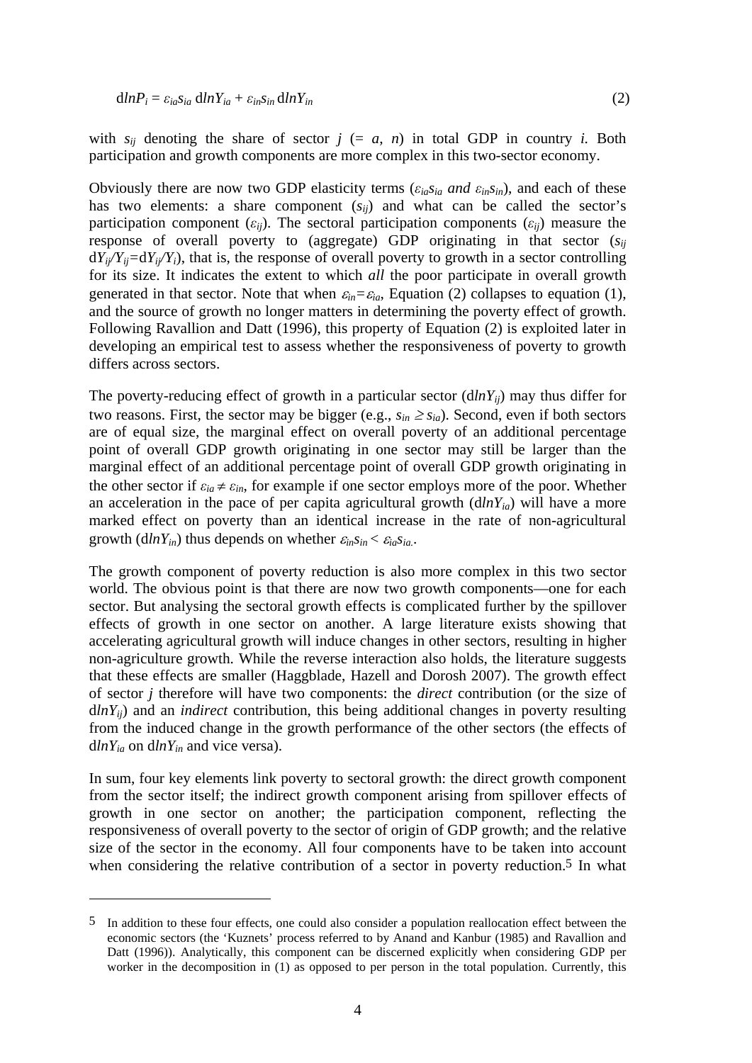$$dlnP_i = \varepsilon_{ia}s_{ia}\, dlnY_{ia} + \varepsilon_{in}s_{in}\, dlnY_{in} \tag{2}$$

with $s_{ij}$ denoting the share of sector $j$ (= $a$, $n$) in total GDP in country $i$. Both participation and growth components are more complex in this two-sector economy.

Obviously there are now two GDP elasticity terms ($\varepsilon_{ia}s_{ia}$ *and* $\varepsilon_{in}s_{in}$), and each of these has two elements: a share component ($s_{ij}$) and what can be called the sector's participation component ($\varepsilon_{ij}$). The sectoral participation components ($\varepsilon_{ij}$) measure the response of overall poverty to (aggregate) GDP originating in that sector ($s_{ij}$ $dY_{ij}/Y_{ij}$=$dY_{ij}/Y_i$), that is, the response of overall poverty to growth in a sector controlling for its size. It indicates the extent to which *all* the poor participate in overall growth generated in that sector. Note that when $\varepsilon_{in}$=$\varepsilon_{ia}$, Equation (2) collapses to equation (1), and the source of growth no longer matters in determining the poverty effect of growth. Following Ravallion and Datt (1996), this property of Equation (2) is exploited later in developing an empirical test to assess whether the responsiveness of poverty to growth differs across sectors.

The poverty-reducing effect of growth in a particular sector ($dlnY_{ij}$) may thus differ for two reasons. First, the sector may be bigger (e.g., $s_{in} \geq s_{ia}$). Second, even if both sectors are of equal size, the marginal effect on overall poverty of an additional percentage point of overall GDP growth originating in one sector may still be larger than the marginal effect of an additional percentage point of overall GDP growth originating in the other sector if $\varepsilon_{ia} \neq \varepsilon_{in}$, for example if one sector employs more of the poor. Whether an acceleration in the pace of per capita agricultural growth ($dlnY_{ia}$) will have a more marked effect on poverty than an identical increase in the rate of non-agricultural growth ($dlnY_{in}$) thus depends on whether $\varepsilon_{in}s_{in} < \varepsilon_{ia}s_{ia}$..

The growth component of poverty reduction is also more complex in this two sector world. The obvious point is that there are now two growth components—one for each sector. But analysing the sectoral growth effects is complicated further by the spillover effects of growth in one sector on another. A large literature exists showing that accelerating agricultural growth will induce changes in other sectors, resulting in higher non-agriculture growth. While the reverse interaction also holds, the literature suggests that these effects are smaller (Haggblade, Hazell and Dorosh 2007). The growth effect of sector $j$ therefore will have two components: the *direct* contribution (or the size of $dlnY_{ij}$) and an *indirect* contribution, this being additional changes in poverty resulting from the induced change in the growth performance of the other sectors (the effects of $dlnY_{ia}$ on $dlnY_{in}$ and vice versa).

In sum, four key elements link poverty to sectoral growth: the direct growth component from the sector itself; the indirect growth component arising from spillover effects of growth in one sector on another; the participation component, reflecting the responsiveness of overall poverty to the sector of origin of GDP growth; and the relative size of the sector in the economy. All four components have to be taken into account when considering the relative contribution of a sector in poverty reduction.[5] In what

[5] In addition to these four effects, one could also consider a population reallocation effect between the economic sectors (the 'Kuznets' process referred to by Anand and Kanbur (1985) and Ravallion and Datt (1996)). Analytically, this component can be discerned explicitly when considering GDP per worker in the decomposition in (1) as opposed to per person in the total population. Currently, this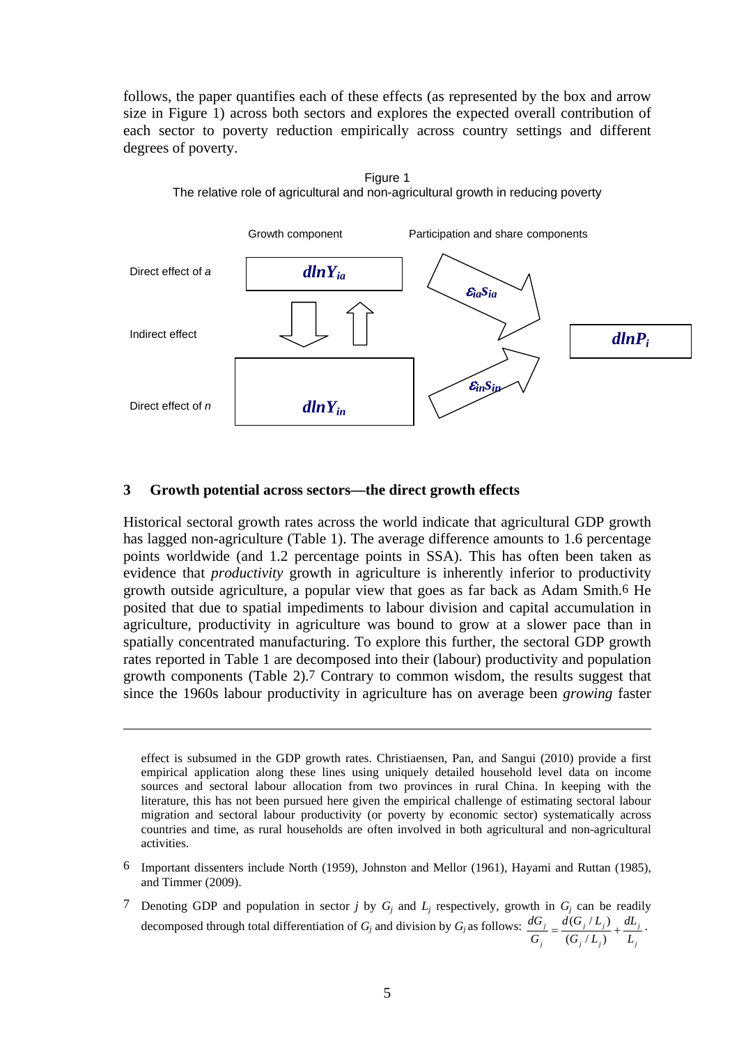follows, the paper quantifies each of these effects (as represented by the box and arrow size in Figure 1) across both sectors and explores the expected overall contribution of each sector to poverty reduction empirically across country settings and different degrees of poverty.

Figure 1
The relative role of agricultural and non-agricultural growth in reducing poverty

| | Growth component | Participation and share components | |
|---|---|---|---|
| Direct effect of *a* | $dlnY_{ia}$ | $\varepsilon_{ia}s_{ia}$ | |
| Indirect effect | ⇩ ⇧ | | $dlnP_i$ |
| Direct effect of *n* | $dlnY_{in}$ | $\varepsilon_{in}s_{in}$ | |

## 3 Growth potential across sectors—the direct growth effects

Historical sectoral growth rates across the world indicate that agricultural GDP growth has lagged non-agriculture (Table 1). The average difference amounts to 1.6 percentage points worldwide (and 1.2 percentage points in SSA). This has often been taken as evidence that *productivity* growth in agriculture is inherently inferior to productivity growth outside agriculture, a popular view that goes as far back as Adam Smith.[6] He posited that due to spatial impediments to labour division and capital accumulation in agriculture, productivity in agriculture was bound to grow at a slower pace than in spatially concentrated manufacturing. To explore this further, the sectoral GDP growth rates reported in Table 1 are decomposed into their (labour) productivity and population growth components (Table 2).[7] Contrary to common wisdom, the results suggest that since the 1960s labour productivity in agriculture has on average been *growing* faster

---

effect is subsumed in the GDP growth rates. Christiaensen, Pan, and Sangui (2010) provide a first empirical application along these lines using uniquely detailed household level data on income sources and sectoral labour allocation from two provinces in rural China. In keeping with the literature, this has not been pursued here given the empirical challenge of estimating sectoral labour migration and sectoral labour productivity (or poverty by economic sector) systematically across countries and time, as rural households are often involved in both agricultural and non-agricultural activities.

6 Important dissenters include North (1959), Johnston and Mellor (1961), Hayami and Ruttan (1985), and Timmer (2009).

7 Denoting GDP and population in sector *j* by $G_j$ and $L_j$ respectively, growth in $G_j$ can be readily decomposed through total differentiation of $G_j$ and division by $G_j$ as follows: $\frac{dG_j}{G_j} = \frac{d(G_j/L_j)}{(G_j/L_j)} + \frac{dL_j}{L_j}$.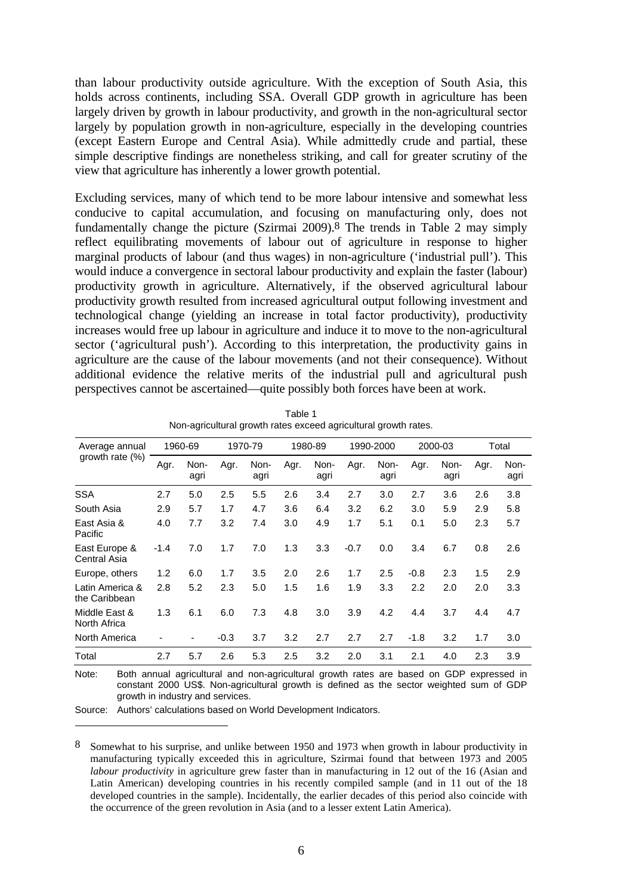than labour productivity outside agriculture. With the exception of South Asia, this holds across continents, including SSA. Overall GDP growth in agriculture has been largely driven by growth in labour productivity, and growth in the non-agricultural sector largely by population growth in non-agriculture, especially in the developing countries (except Eastern Europe and Central Asia). While admittedly crude and partial, these simple descriptive findings are nonetheless striking, and call for greater scrutiny of the view that agriculture has inherently a lower growth potential.

Excluding services, many of which tend to be more labour intensive and somewhat less conducive to capital accumulation, and focusing on manufacturing only, does not fundamentally change the picture (Szirmai 2009).[8] The trends in Table 2 may simply reflect equilibrating movements of labour out of agriculture in response to higher marginal products of labour (and thus wages) in non-agriculture ('industrial pull'). This would induce a convergence in sectoral labour productivity and explain the faster (labour) productivity growth in agriculture. Alternatively, if the observed agricultural labour productivity growth resulted from increased agricultural output following investment and technological change (yielding an increase in total factor productivity), productivity increases would free up labour in agriculture and induce it to move to the non-agricultural sector ('agricultural push'). According to this interpretation, the productivity gains in agriculture are the cause of the labour movements (and not their consequence). Without additional evidence the relative merits of the industrial pull and agricultural push perspectives cannot be ascertained—quite possibly both forces have been at work.

Table 1
Non-agricultural growth rates exceed agricultural growth rates.

| Average annual growth rate (%) | 1960-69 | | 1970-79 | | 1980-89 | | 1990-2000 | | 2000-03 | | Total | |
|---|---|---|---|---|---|---|---|---|---|---|---|---|
| | Agr. | Non-agri | Agr. | Non-agri | Agr. | Non-agri | Agr. | Non-agri | Agr. | Non-agri | Agr. | Non-agri |
| SSA | 2.7 | 5.0 | 2.5 | 5.5 | 2.6 | 3.4 | 2.7 | 3.0 | 2.7 | 3.6 | 2.6 | 3.8 |
| South Asia | 2.9 | 5.7 | 1.7 | 4.7 | 3.6 | 6.4 | 3.2 | 6.2 | 3.0 | 5.9 | 2.9 | 5.8 |
| East Asia & Pacific | 4.0 | 7.7 | 3.2 | 7.4 | 3.0 | 4.9 | 1.7 | 5.1 | 0.1 | 5.0 | 2.3 | 5.7 |
| East Europe & Central Asia | -1.4 | 7.0 | 1.7 | 7.0 | 1.3 | 3.3 | -0.7 | 0.0 | 3.4 | 6.7 | 0.8 | 2.6 |
| Europe, others | 1.2 | 6.0 | 1.7 | 3.5 | 2.0 | 2.6 | 1.7 | 2.5 | -0.8 | 2.3 | 1.5 | 2.9 |
| Latin America & the Caribbean | 2.8 | 5.2 | 2.3 | 5.0 | 1.5 | 1.6 | 1.9 | 3.3 | 2.2 | 2.0 | 2.0 | 3.3 |
| Middle East & North Africa | 1.3 | 6.1 | 6.0 | 7.3 | 4.8 | 3.0 | 3.9 | 4.2 | 4.4 | 3.7 | 4.4 | 4.7 |
| North America | - | - | -0.3 | 3.7 | 3.2 | 2.7 | 2.7 | 2.7 | -1.8 | 3.2 | 1.7 | 3.0 |
| Total | 2.7 | 5.7 | 2.6 | 5.3 | 2.5 | 3.2 | 2.0 | 3.1 | 2.1 | 4.0 | 2.3 | 3.9 |

Note: Both annual agricultural and non-agricultural growth rates are based on GDP expressed in constant 2000 US$. Non-agricultural growth is defined as the sector weighted sum of GDP growth in industry and services.

Source: Authors' calculations based on World Development Indicators.

[8] Somewhat to his surprise, and unlike between 1950 and 1973 when growth in labour productivity in manufacturing typically exceeded this in agriculture, Szirmai found that between 1973 and 2005 *labour productivity* in agriculture grew faster than in manufacturing in 12 out of the 16 (Asian and Latin American) developing countries in his recently compiled sample (and in 11 out of the 18 developed countries in the sample). Incidentally, the earlier decades of this period also coincide with the occurrence of the green revolution in Asia (and to a lesser extent Latin America).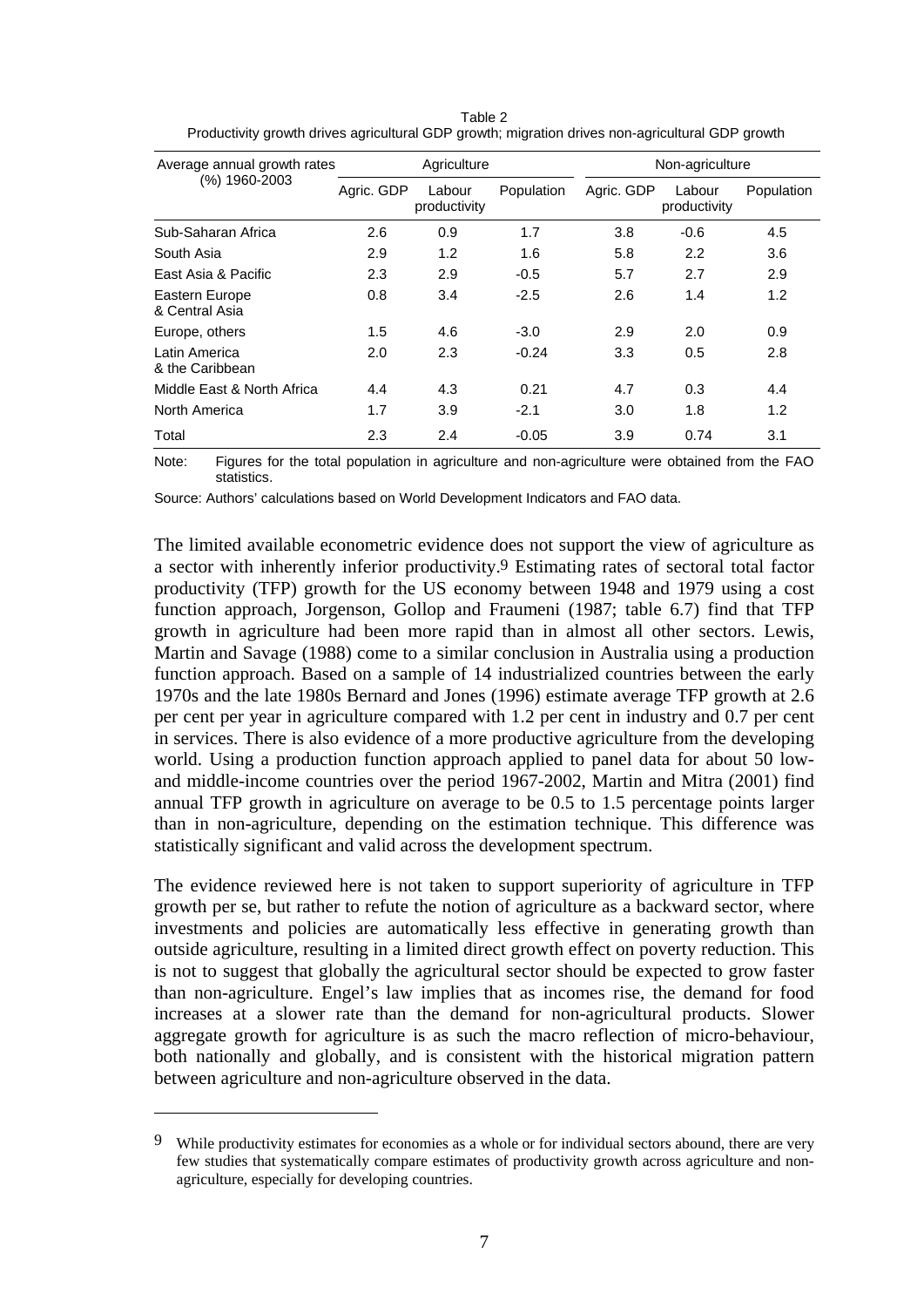Table 2
Productivity growth drives agricultural GDP growth; migration drives non-agricultural GDP growth

| Average annual growth rates (%) 1960-2003 | Agriculture | | | Non-agriculture | | |
|---|---|---|---|---|---|---|
| | Agric. GDP | Labour productivity | Population | Agric. GDP | Labour productivity | Population |
| Sub-Saharan Africa | 2.6 | 0.9 | 1.7 | 3.8 | -0.6 | 4.5 |
| South Asia | 2.9 | 1.2 | 1.6 | 5.8 | 2.2 | 3.6 |
| East Asia & Pacific | 2.3 | 2.9 | -0.5 | 5.7 | 2.7 | 2.9 |
| Eastern Europe & Central Asia | 0.8 | 3.4 | -2.5 | 2.6 | 1.4 | 1.2 |
| Europe, others | 1.5 | 4.6 | -3.0 | 2.9 | 2.0 | 0.9 |
| Latin America & the Caribbean | 2.0 | 2.3 | -0.24 | 3.3 | 0.5 | 2.8 |
| Middle East & North Africa | 4.4 | 4.3 | 0.21 | 4.7 | 0.3 | 4.4 |
| North America | 1.7 | 3.9 | -2.1 | 3.0 | 1.8 | 1.2 |
| Total | 2.3 | 2.4 | -0.05 | 3.9 | 0.74 | 3.1 |

Note: Figures for the total population in agriculture and non-agriculture were obtained from the FAO statistics.

Source: Authors' calculations based on World Development Indicators and FAO data.

The limited available econometric evidence does not support the view of agriculture as a sector with inherently inferior productivity.[9] Estimating rates of sectoral total factor productivity (TFP) growth for the US economy between 1948 and 1979 using a cost function approach, Jorgenson, Gollop and Fraumeni (1987; table 6.7) find that TFP growth in agriculture had been more rapid than in almost all other sectors. Lewis, Martin and Savage (1988) come to a similar conclusion in Australia using a production function approach. Based on a sample of 14 industrialized countries between the early 1970s and the late 1980s Bernard and Jones (1996) estimate average TFP growth at 2.6 per cent per year in agriculture compared with 1.2 per cent in industry and 0.7 per cent in services. There is also evidence of a more productive agriculture from the developing world. Using a production function approach applied to panel data for about 50 low- and middle-income countries over the period 1967-2002, Martin and Mitra (2001) find annual TFP growth in agriculture on average to be 0.5 to 1.5 percentage points larger than in non-agriculture, depending on the estimation technique. This difference was statistically significant and valid across the development spectrum.

The evidence reviewed here is not taken to support superiority of agriculture in TFP growth per se, but rather to refute the notion of agriculture as a backward sector, where investments and policies are automatically less effective in generating growth than outside agriculture, resulting in a limited direct growth effect on poverty reduction. This is not to suggest that globally the agricultural sector should be expected to grow faster than non-agriculture. Engel's law implies that as incomes rise, the demand for food increases at a slower rate than the demand for non-agricultural products. Slower aggregate growth for agriculture is as such the macro reflection of micro-behaviour, both nationally and globally, and is consistent with the historical migration pattern between agriculture and non-agriculture observed in the data.

[9] While productivity estimates for economies as a whole or for individual sectors abound, there are very few studies that systematically compare estimates of productivity growth across agriculture and non-agriculture, especially for developing countries.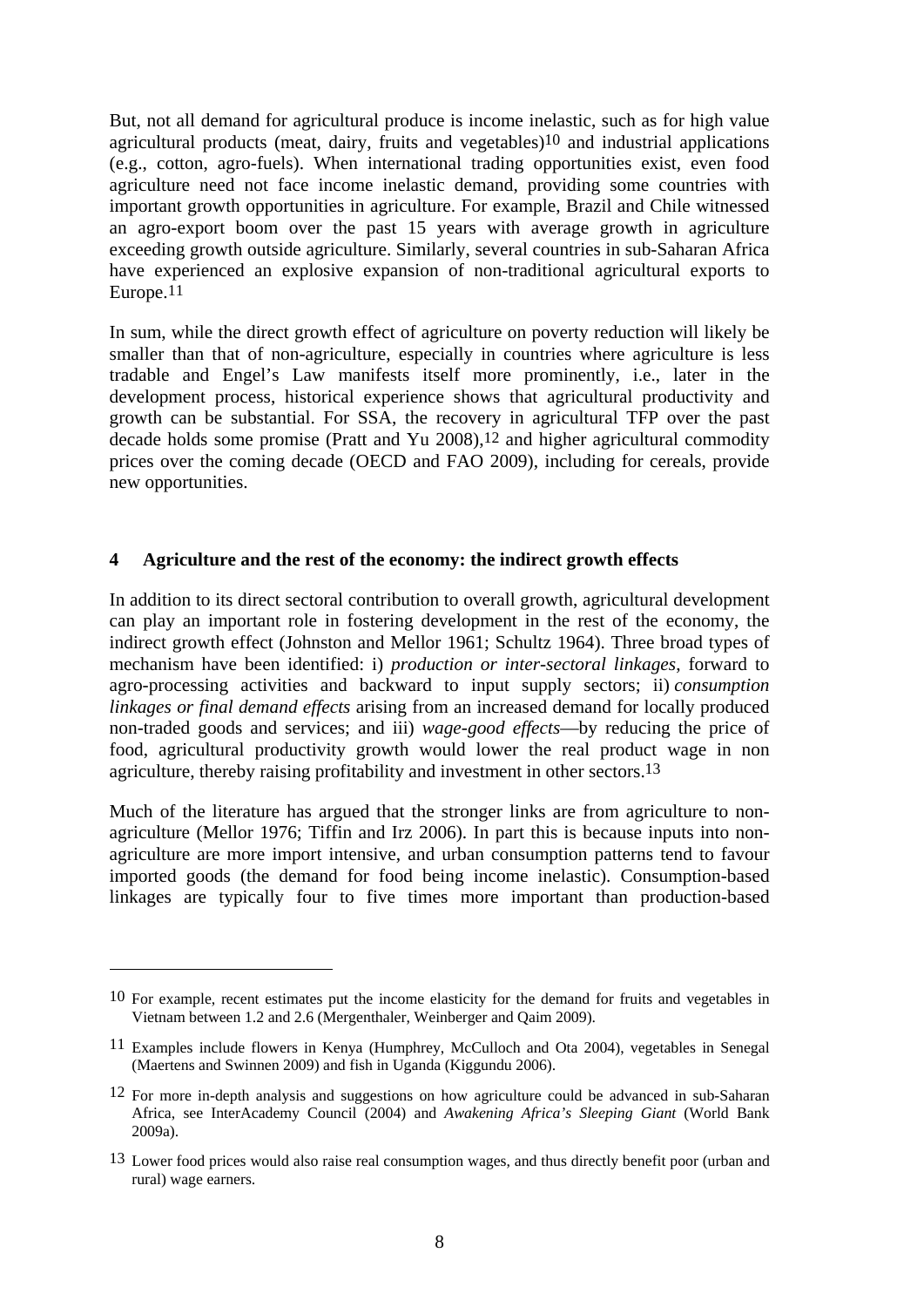But, not all demand for agricultural produce is income inelastic, such as for high value agricultural products (meat, dairy, fruits and vegetables)[10] and industrial applications (e.g., cotton, agro-fuels). When international trading opportunities exist, even food agriculture need not face income inelastic demand, providing some countries with important growth opportunities in agriculture. For example, Brazil and Chile witnessed an agro-export boom over the past 15 years with average growth in agriculture exceeding growth outside agriculture. Similarly, several countries in sub-Saharan Africa have experienced an explosive expansion of non-traditional agricultural exports to Europe.[11]

In sum, while the direct growth effect of agriculture on poverty reduction will likely be smaller than that of non-agriculture, especially in countries where agriculture is less tradable and Engel's Law manifests itself more prominently, i.e., later in the development process, historical experience shows that agricultural productivity and growth can be substantial. For SSA, the recovery in agricultural TFP over the past decade holds some promise (Pratt and Yu 2008),[12] and higher agricultural commodity prices over the coming decade (OECD and FAO 2009), including for cereals, provide new opportunities.

## 4 Agriculture and the rest of the economy: the indirect growth effects

In addition to its direct sectoral contribution to overall growth, agricultural development can play an important role in fostering development in the rest of the economy, the indirect growth effect (Johnston and Mellor 1961; Schultz 1964). Three broad types of mechanism have been identified: i) *production or inter-sectoral linkages*, forward to agro-processing activities and backward to input supply sectors; ii) *consumption linkages or final demand effects* arising from an increased demand for locally produced non-traded goods and services; and iii) *wage-good effects*—by reducing the price of food, agricultural productivity growth would lower the real product wage in non agriculture, thereby raising profitability and investment in other sectors.[13]

Much of the literature has argued that the stronger links are from agriculture to non-agriculture (Mellor 1976; Tiffin and Irz 2006). In part this is because inputs into non-agriculture are more import intensive, and urban consumption patterns tend to favour imported goods (the demand for food being income inelastic). Consumption-based linkages are typically four to five times more important than production-based

---

10 For example, recent estimates put the income elasticity for the demand for fruits and vegetables in Vietnam between 1.2 and 2.6 (Mergenthaler, Weinberger and Qaim 2009).

11 Examples include flowers in Kenya (Humphrey, McCulloch and Ota 2004), vegetables in Senegal (Maertens and Swinnen 2009) and fish in Uganda (Kiggundu 2006).

12 For more in-depth analysis and suggestions on how agriculture could be advanced in sub-Saharan Africa, see InterAcademy Council (2004) and *Awakening Africa's Sleeping Giant* (World Bank 2009a).

13 Lower food prices would also raise real consumption wages, and thus directly benefit poor (urban and rural) wage earners.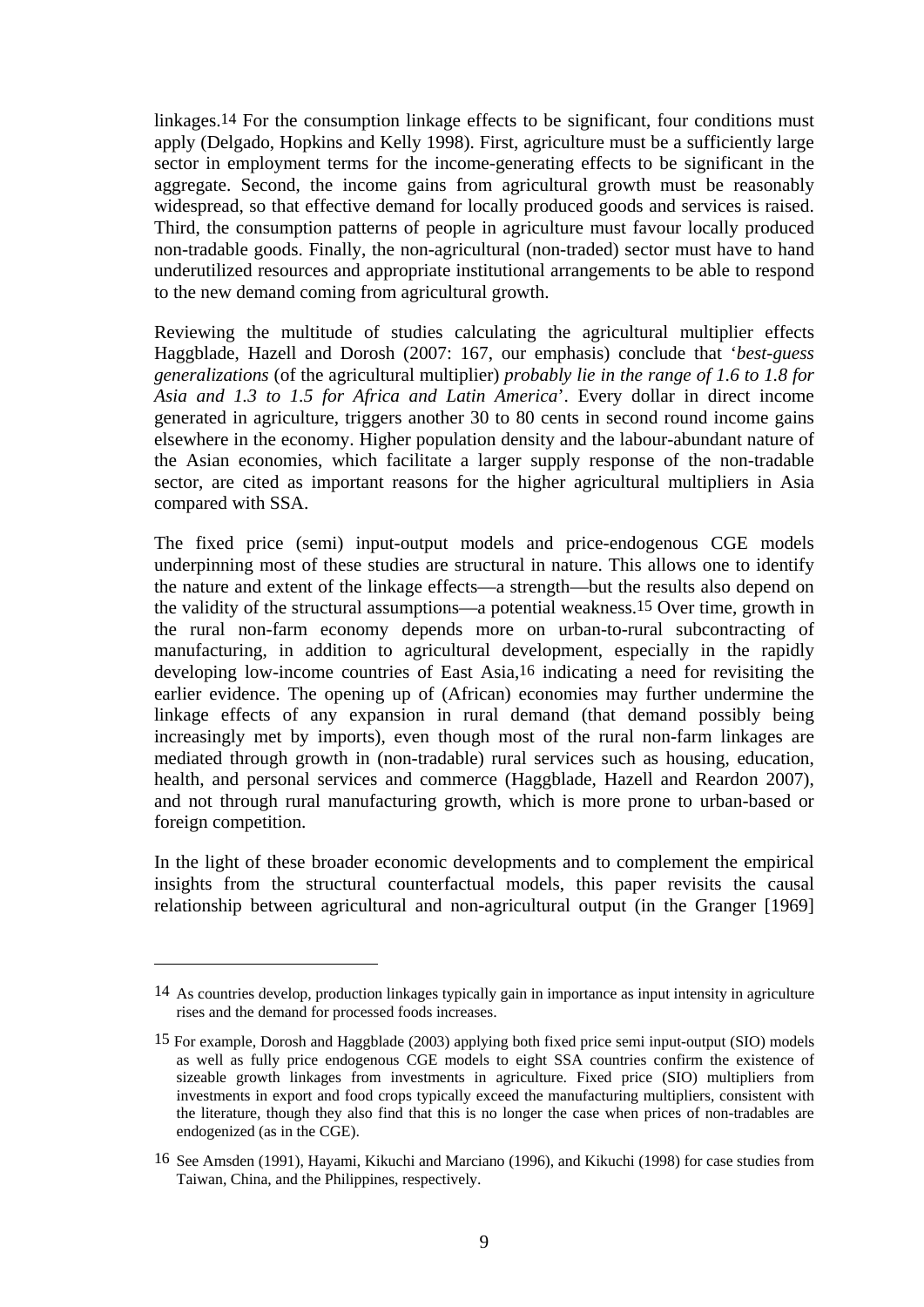linkages.[14] For the consumption linkage effects to be significant, four conditions must apply (Delgado, Hopkins and Kelly 1998). First, agriculture must be a sufficiently large sector in employment terms for the income-generating effects to be significant in the aggregate. Second, the income gains from agricultural growth must be reasonably widespread, so that effective demand for locally produced goods and services is raised. Third, the consumption patterns of people in agriculture must favour locally produced non-tradable goods. Finally, the non-agricultural (non-traded) sector must have to hand underutilized resources and appropriate institutional arrangements to be able to respond to the new demand coming from agricultural growth.

Reviewing the multitude of studies calculating the agricultural multiplier effects Haggblade, Hazell and Dorosh (2007: 167, our emphasis) conclude that '*best-guess generalizations* (of the agricultural multiplier) *probably lie in the range of 1.6 to 1.8 for Asia and 1.3 to 1.5 for Africa and Latin America*'. Every dollar in direct income generated in agriculture, triggers another 30 to 80 cents in second round income gains elsewhere in the economy. Higher population density and the labour-abundant nature of the Asian economies, which facilitate a larger supply response of the non-tradable sector, are cited as important reasons for the higher agricultural multipliers in Asia compared with SSA.

The fixed price (semi) input-output models and price-endogenous CGE models underpinning most of these studies are structural in nature. This allows one to identify the nature and extent of the linkage effects—a strength—but the results also depend on the validity of the structural assumptions—a potential weakness.[15] Over time, growth in the rural non-farm economy depends more on urban-to-rural subcontracting of manufacturing, in addition to agricultural development, especially in the rapidly developing low-income countries of East Asia,[16] indicating a need for revisiting the earlier evidence. The opening up of (African) economies may further undermine the linkage effects of any expansion in rural demand (that demand possibly being increasingly met by imports), even though most of the rural non-farm linkages are mediated through growth in (non-tradable) rural services such as housing, education, health, and personal services and commerce (Haggblade, Hazell and Reardon 2007), and not through rural manufacturing growth, which is more prone to urban-based or foreign competition.

In the light of these broader economic developments and to complement the empirical insights from the structural counterfactual models, this paper revisits the causal relationship between agricultural and non-agricultural output (in the Granger [1969]

---

[14] As countries develop, production linkages typically gain in importance as input intensity in agriculture rises and the demand for processed foods increases.

[15] For example, Dorosh and Haggblade (2003) applying both fixed price semi input-output (SIO) models as well as fully price endogenous CGE models to eight SSA countries confirm the existence of sizeable growth linkages from investments in agriculture. Fixed price (SIO) multipliers from investments in export and food crops typically exceed the manufacturing multipliers, consistent with the literature, though they also find that this is no longer the case when prices of non-tradables are endogenized (as in the CGE).

[16] See Amsden (1991), Hayami, Kikuchi and Marciano (1996), and Kikuchi (1998) for case studies from Taiwan, China, and the Philippines, respectively.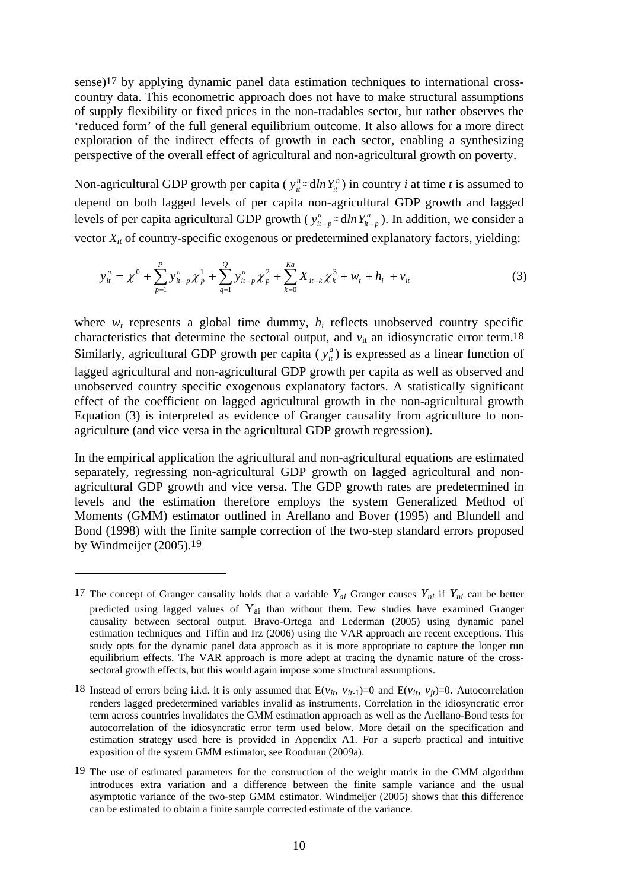sense)[17] by applying dynamic panel data estimation techniques to international cross-country data. This econometric approach does not have to make structural assumptions of supply flexibility or fixed prices in the non-tradables sector, but rather observes the 'reduced form' of the full general equilibrium outcome. It also allows for a more direct exploration of the indirect effects of growth in each sector, enabling a synthesizing perspective of the overall effect of agricultural and non-agricultural growth on poverty.

Non-agricultural GDP growth per capita ( $y_{it}^{n} \approx d\ln Y_{it}^{n}$ ) in country $i$ at time $t$ is assumed to depend on both lagged levels of per capita non-agricultural GDP growth and lagged levels of per capita agricultural GDP growth ( $y_{it-p}^{a} \approx d\ln Y_{it-p}^{a}$ ). In addition, we consider a vector $X_{it}$ of country-specific exogenous or predetermined explanatory factors, yielding:

$$y_{it}^{n} = \chi^{0} + \sum_{p=1}^{P} y_{it-p}^{n} \chi_{p}^{1} + \sum_{q=1}^{Q} y_{it-p}^{a} \chi_{p}^{2} + \sum_{k=0}^{Ka} X_{it-k} \chi_{k}^{3} + w_{t} + h_{i} + v_{it} \tag{3}$$

where $w_t$ represents a global time dummy, $h_i$ reflects unobserved country specific characteristics that determine the sectoral output, and $v_{it}$ an idiosyncratic error term.[18] Similarly, agricultural GDP growth per capita ( $y_{it}^{a}$ ) is expressed as a linear function of lagged agricultural and non-agricultural GDP growth per capita as well as observed and unobserved country specific exogenous explanatory factors. A statistically significant effect of the coefficient on lagged agricultural growth in the non-agricultural growth Equation (3) is interpreted as evidence of Granger causality from agriculture to non-agriculture (and vice versa in the agricultural GDP growth regression).

In the empirical application the agricultural and non-agricultural equations are estimated separately, regressing non-agricultural GDP growth on lagged agricultural and non-agricultural GDP growth and vice versa. The GDP growth rates are predetermined in levels and the estimation therefore employs the system Generalized Method of Moments (GMM) estimator outlined in Arellano and Bover (1995) and Blundell and Bond (1998) with the finite sample correction of the two-step standard errors proposed by Windmeijer (2005).[19]

---

[17] The concept of Granger causality holds that a variable $Y_{ai}$ Granger causes $Y_{ni}$ if $Y_{ni}$ can be better predicted using lagged values of $Y_{ai}$ than without them. Few studies have examined Granger causality between sectoral output. Bravo-Ortega and Lederman (2005) using dynamic panel estimation techniques and Tiffin and Irz (2006) using the VAR approach are recent exceptions. This study opts for the dynamic panel data approach as it is more appropriate to capture the longer run equilibrium effects. The VAR approach is more adept at tracing the dynamic nature of the cross-sectoral growth effects, but this would again impose some structural assumptions.

[18] Instead of errors being i.i.d. it is only assumed that $E(v_{it}, v_{it-1})=0$ and $E(v_{it}, v_{jt})=0$. Autocorrelation renders lagged predetermined variables invalid as instruments. Correlation in the idiosyncratic error term across countries invalidates the GMM estimation approach as well as the Arellano-Bond tests for autocorrelation of the idiosyncratic error term used below. More detail on the specification and estimation strategy used here is provided in Appendix A1. For a superb practical and intuitive exposition of the system GMM estimator, see Roodman (2009a).

[19] The use of estimated parameters for the construction of the weight matrix in the GMM algorithm introduces extra variation and a difference between the finite sample variance and the usual asymptotic variance of the two-step GMM estimator. Windmeijer (2005) shows that this difference can be estimated to obtain a finite sample corrected estimate of the variance.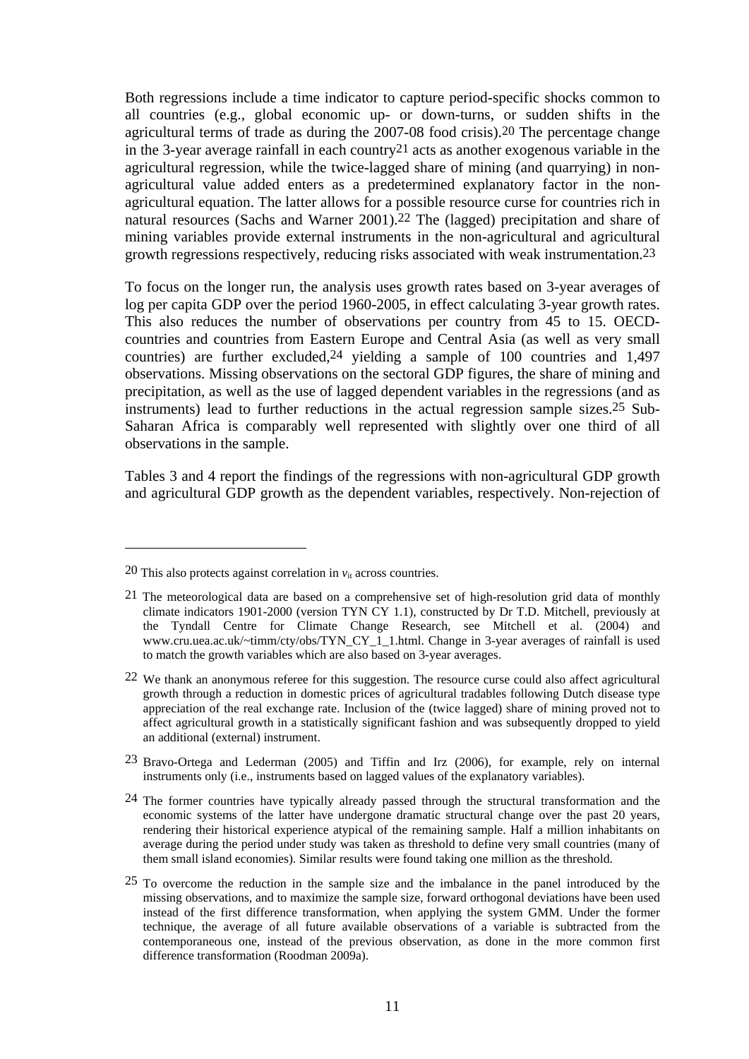Both regressions include a time indicator to capture period-specific shocks common to all countries (e.g., global economic up- or down-turns, or sudden shifts in the agricultural terms of trade as during the 2007-08 food crisis).[20] The percentage change in the 3-year average rainfall in each country[21] acts as another exogenous variable in the agricultural regression, while the twice-lagged share of mining (and quarrying) in non-agricultural value added enters as a predetermined explanatory factor in the non-agricultural equation. The latter allows for a possible resource curse for countries rich in natural resources (Sachs and Warner 2001).[22] The (lagged) precipitation and share of mining variables provide external instruments in the non-agricultural and agricultural growth regressions respectively, reducing risks associated with weak instrumentation.[23]

To focus on the longer run, the analysis uses growth rates based on 3-year averages of log per capita GDP over the period 1960-2005, in effect calculating 3-year growth rates. This also reduces the number of observations per country from 45 to 15. OECD-countries and countries from Eastern Europe and Central Asia (as well as very small countries) are further excluded,[24] yielding a sample of 100 countries and 1,497 observations. Missing observations on the sectoral GDP figures, the share of mining and precipitation, as well as the use of lagged dependent variables in the regressions (and as instruments) lead to further reductions in the actual regression sample sizes.[25] Sub-Saharan Africa is comparably well represented with slightly over one third of all observations in the sample.

Tables 3 and 4 report the findings of the regressions with non-agricultural GDP growth and agricultural GDP growth as the dependent variables, respectively. Non-rejection of

---

[20] This also protects against correlation in $v_{it}$ across countries.

[21] The meteorological data are based on a comprehensive set of high-resolution grid data of monthly climate indicators 1901-2000 (version TYN CY 1.1), constructed by Dr T.D. Mitchell, previously at the Tyndall Centre for Climate Change Research, see Mitchell et al. (2004) and www.cru.uea.ac.uk/~timm/cty/obs/TYN_CY_1_1.html. Change in 3-year averages of rainfall is used to match the growth variables which are also based on 3-year averages.

[22] We thank an anonymous referee for this suggestion. The resource curse could also affect agricultural growth through a reduction in domestic prices of agricultural tradables following Dutch disease type appreciation of the real exchange rate. Inclusion of the (twice lagged) share of mining proved not to affect agricultural growth in a statistically significant fashion and was subsequently dropped to yield an additional (external) instrument.

[23] Bravo-Ortega and Lederman (2005) and Tiffin and Irz (2006), for example, rely on internal instruments only (i.e., instruments based on lagged values of the explanatory variables).

[24] The former countries have typically already passed through the structural transformation and the economic systems of the latter have undergone dramatic structural change over the past 20 years, rendering their historical experience atypical of the remaining sample. Half a million inhabitants on average during the period under study was taken as threshold to define very small countries (many of them small island economies). Similar results were found taking one million as the threshold.

[25] To overcome the reduction in the sample size and the imbalance in the panel introduced by the missing observations, and to maximize the sample size, forward orthogonal deviations have been used instead of the first difference transformation, when applying the system GMM. Under the former technique, the average of all future available observations of a variable is subtracted from the contemporaneous one, instead of the previous observation, as done in the more common first difference transformation (Roodman 2009a).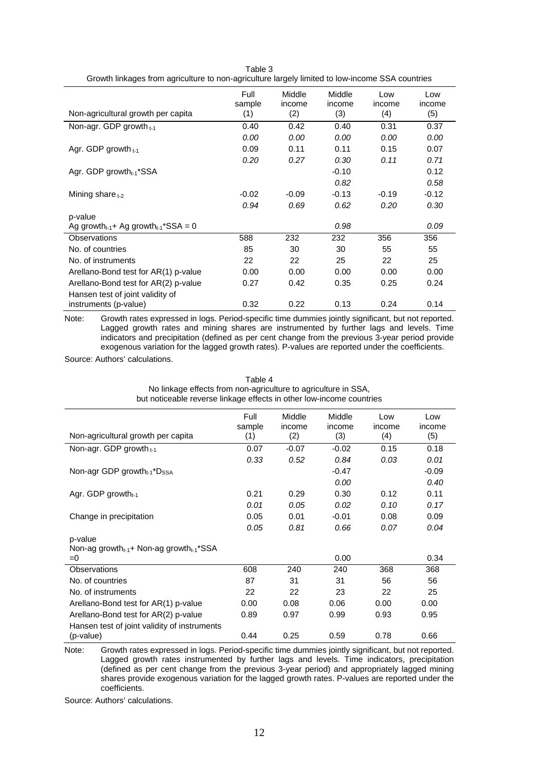Table 3
Growth linkages from agriculture to non-agriculture largely limited to low-income SSA countries

| Non-agricultural growth per capita | Full sample (1) | Middle income (2) | Middle income (3) | Low income (4) | Low income (5) |
|---|---|---|---|---|---|
| Non-agr. GDP growth $_{t-1}$ | 0.40 | 0.42 | 0.40 | 0.31 | 0.37 |
| | *0.00* | *0.00* | *0.00* | *0.00* | *0.00* |
| Agr. GDP growth $_{t-1}$ | 0.09 | 0.11 | 0.11 | 0.15 | 0.07 |
| | *0.20* | *0.27* | *0.30* | *0.11* | *0.71* |
| Agr. GDP growth$_{t-1}$*SSA | | | -0.10 | | 0.12 |
| | | | *0.82* | | *0.58* |
| Mining share $_{t-2}$ | -0.02 | -0.09 | -0.13 | -0.19 | -0.12 |
| | *0.94* | *0.69* | *0.62* | *0.20* | *0.30* |
| p-value Ag growth$_{t-1}$+ Ag growth$_{t-1}$*SSA = 0 | | | *0.98* | | *0.09* |
| Observations | 588 | 232 | 232 | 356 | 356 |
| No. of countries | 85 | 30 | 30 | 55 | 55 |
| No. of instruments | 22 | 22 | 25 | 22 | 25 |
| Arellano-Bond test for AR(1) p-value | 0.00 | 0.00 | 0.00 | 0.00 | 0.00 |
| Arellano-Bond test for AR(2) p-value | 0.27 | 0.42 | 0.35 | 0.25 | 0.24 |
| Hansen test of joint validity of instruments (p-value) | 0.32 | 0.22 | 0.13 | 0.24 | 0.14 |

Note: Growth rates expressed in logs. Period-specific time dummies jointly significant, but not reported. Lagged growth rates and mining shares are instrumented by further lags and levels. Time indicators and precipitation (defined as per cent change from the previous 3-year period provide exogenous variation for the lagged growth rates). P-values are reported under the coefficients.

Source: Authors' calculations.

Table 4
No linkage effects from non-agriculture to agriculture in SSA, but noticeable reverse linkage effects in other low-income countries

| Non-agricultural growth per capita | Full sample (1) | Middle income (2) | Middle income (3) | Low income (4) | Low income (5) |
|---|---|---|---|---|---|
| Non-agr. GDP growth $_{t-1}$ | 0.07 | -0.07 | -0.02 | 0.15 | 0.18 |
| | *0.33* | *0.52* | *0.84* | *0.03* | *0.01* |
| Non-agr GDP growth$_{t-1}$*$D_{SSA}$ | | | -0.47 | | -0.09 |
| | | | *0.00* | | *0.40* |
| Agr. GDP growth$_{t-1}$ | 0.21 | 0.29 | 0.30 | 0.12 | 0.11 |
| | *0.01* | *0.05* | *0.02* | *0.10* | *0.17* |
| Change in precipitation | 0.05 | 0.01 | -0.01 | 0.08 | 0.09 |
| | *0.05* | *0.81* | *0.66* | *0.07* | *0.04* |
| p-value Non-ag growth$_{t-1}$+ Non-ag growth$_{t-1}$*SSA =0 | | | 0.00 | | 0.34 |
| Observations | 608 | 240 | 240 | 368 | 368 |
| No. of countries | 87 | 31 | 31 | 56 | 56 |
| No. of instruments | 22 | 22 | 23 | 22 | 25 |
| Arellano-Bond test for AR(1) p-value | 0.00 | 0.08 | 0.06 | 0.00 | 0.00 |
| Arellano-Bond test for AR(2) p-value | 0.89 | 0.97 | 0.99 | 0.93 | 0.95 |
| Hansen test of joint validity of instruments (p-value) | 0.44 | 0.25 | 0.59 | 0.78 | 0.66 |

Note: Growth rates expressed in logs. Period-specific time dummies jointly significant, but not reported. Lagged growth rates instrumented by further lags and levels. Time indicators, precipitation (defined as per cent change from the previous 3-year period) and appropriately lagged mining shares provide exogenous variation for the lagged growth rates. P-values are reported under the coefficients.

Source: Authors' calculations.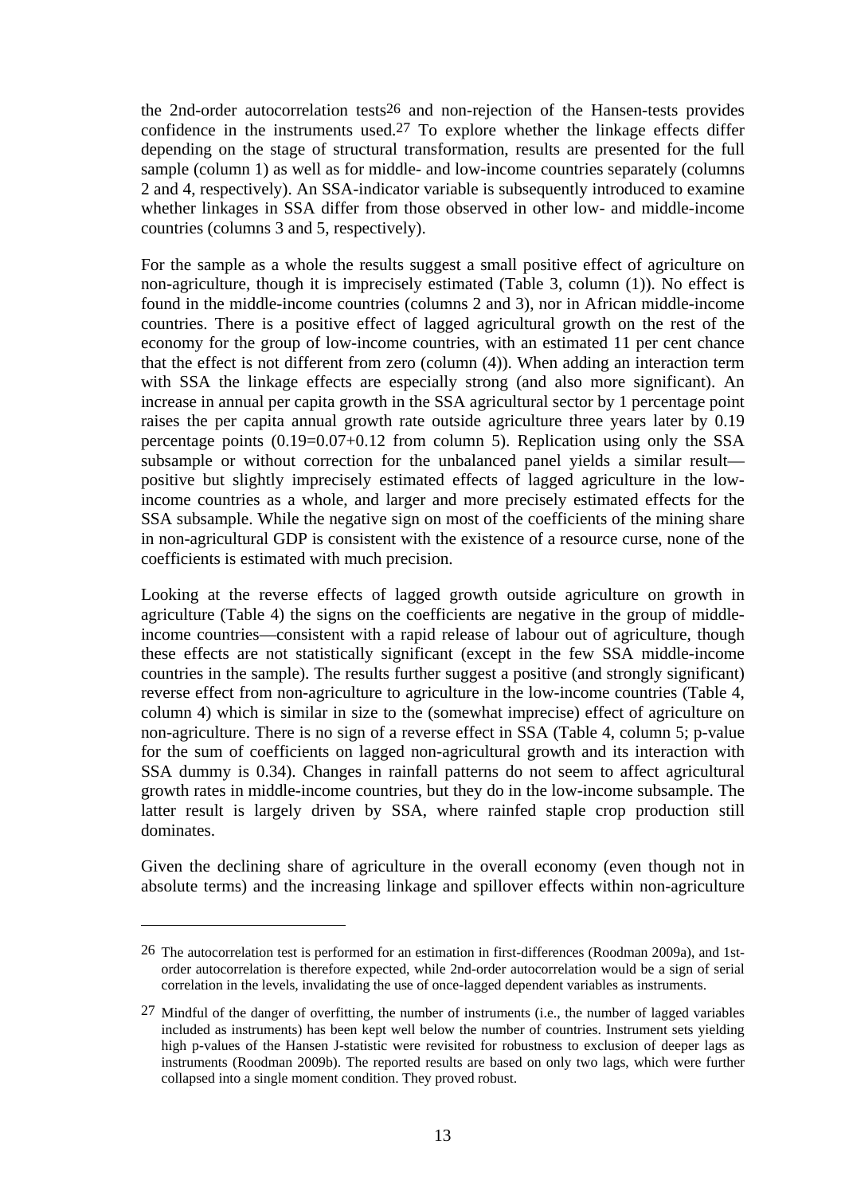the 2nd-order autocorrelation tests[26] and non-rejection of the Hansen-tests provides confidence in the instruments used.[27] To explore whether the linkage effects differ depending on the stage of structural transformation, results are presented for the full sample (column 1) as well as for middle- and low-income countries separately (columns 2 and 4, respectively). An SSA-indicator variable is subsequently introduced to examine whether linkages in SSA differ from those observed in other low- and middle-income countries (columns 3 and 5, respectively).

For the sample as a whole the results suggest a small positive effect of agriculture on non-agriculture, though it is imprecisely estimated (Table 3, column (1)). No effect is found in the middle-income countries (columns 2 and 3), nor in African middle-income countries. There is a positive effect of lagged agricultural growth on the rest of the economy for the group of low-income countries, with an estimated 11 per cent chance that the effect is not different from zero (column (4)). When adding an interaction term with SSA the linkage effects are especially strong (and also more significant). An increase in annual per capita growth in the SSA agricultural sector by 1 percentage point raises the per capita annual growth rate outside agriculture three years later by 0.19 percentage points (0.19=0.07+0.12 from column 5). Replication using only the SSA subsample or without correction for the unbalanced panel yields a similar result—positive but slightly imprecisely estimated effects of lagged agriculture in the low-income countries as a whole, and larger and more precisely estimated effects for the SSA subsample. While the negative sign on most of the coefficients of the mining share in non-agricultural GDP is consistent with the existence of a resource curse, none of the coefficients is estimated with much precision.

Looking at the reverse effects of lagged growth outside agriculture on growth in agriculture (Table 4) the signs on the coefficients are negative in the group of middle-income countries—consistent with a rapid release of labour out of agriculture, though these effects are not statistically significant (except in the few SSA middle-income countries in the sample). The results further suggest a positive (and strongly significant) reverse effect from non-agriculture to agriculture in the low-income countries (Table 4, column 4) which is similar in size to the (somewhat imprecise) effect of agriculture on non-agriculture. There is no sign of a reverse effect in SSA (Table 4, column 5; p-value for the sum of coefficients on lagged non-agricultural growth and its interaction with SSA dummy is 0.34). Changes in rainfall patterns do not seem to affect agricultural growth rates in middle-income countries, but they do in the low-income subsample. The latter result is largely driven by SSA, where rainfed staple crop production still dominates.

Given the declining share of agriculture in the overall economy (even though not in absolute terms) and the increasing linkage and spillover effects within non-agriculture

---

[26] The autocorrelation test is performed for an estimation in first-differences (Roodman 2009a), and 1st-order autocorrelation is therefore expected, while 2nd-order autocorrelation would be a sign of serial correlation in the levels, invalidating the use of once-lagged dependent variables as instruments.

[27] Mindful of the danger of overfitting, the number of instruments (i.e., the number of lagged variables included as instruments) has been kept well below the number of countries. Instrument sets yielding high p-values of the Hansen J-statistic were revisited for robustness to exclusion of deeper lags as instruments (Roodman 2009b). The reported results are based on only two lags, which were further collapsed into a single moment condition. They proved robust.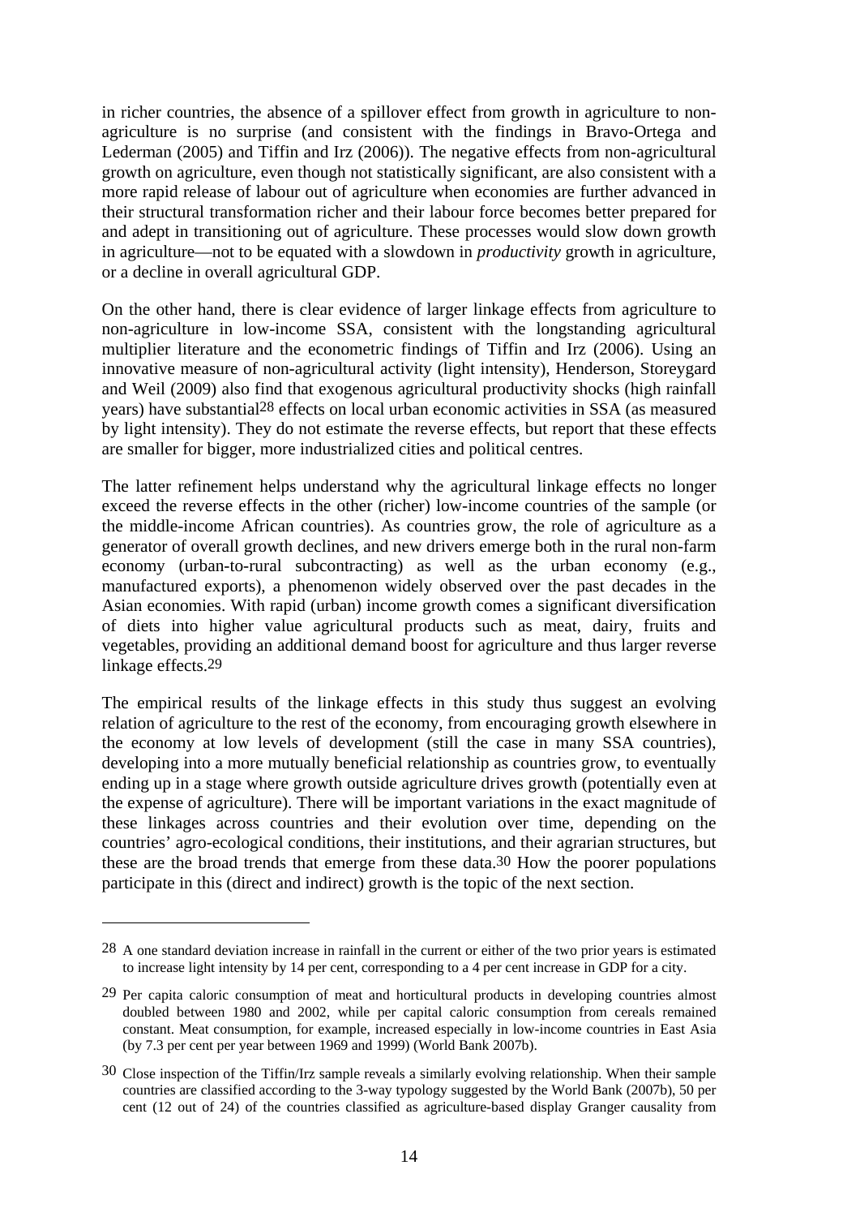in richer countries, the absence of a spillover effect from growth in agriculture to non-agriculture is no surprise (and consistent with the findings in Bravo-Ortega and Lederman (2005) and Tiffin and Irz (2006)). The negative effects from non-agricultural growth on agriculture, even though not statistically significant, are also consistent with a more rapid release of labour out of agriculture when economies are further advanced in their structural transformation richer and their labour force becomes better prepared for and adept in transitioning out of agriculture. These processes would slow down growth in agriculture—not to be equated with a slowdown in *productivity* growth in agriculture, or a decline in overall agricultural GDP.

On the other hand, there is clear evidence of larger linkage effects from agriculture to non-agriculture in low-income SSA, consistent with the longstanding agricultural multiplier literature and the econometric findings of Tiffin and Irz (2006). Using an innovative measure of non-agricultural activity (light intensity), Henderson, Storeygard and Weil (2009) also find that exogenous agricultural productivity shocks (high rainfall years) have substantial[28] effects on local urban economic activities in SSA (as measured by light intensity). They do not estimate the reverse effects, but report that these effects are smaller for bigger, more industrialized cities and political centres.

The latter refinement helps understand why the agricultural linkage effects no longer exceed the reverse effects in the other (richer) low-income countries of the sample (or the middle-income African countries). As countries grow, the role of agriculture as a generator of overall growth declines, and new drivers emerge both in the rural non-farm economy (urban-to-rural subcontracting) as well as the urban economy (e.g., manufactured exports), a phenomenon widely observed over the past decades in the Asian economies. With rapid (urban) income growth comes a significant diversification of diets into higher value agricultural products such as meat, dairy, fruits and vegetables, providing an additional demand boost for agriculture and thus larger reverse linkage effects.[29]

The empirical results of the linkage effects in this study thus suggest an evolving relation of agriculture to the rest of the economy, from encouraging growth elsewhere in the economy at low levels of development (still the case in many SSA countries), developing into a more mutually beneficial relationship as countries grow, to eventually ending up in a stage where growth outside agriculture drives growth (potentially even at the expense of agriculture). There will be important variations in the exact magnitude of these linkages across countries and their evolution over time, depending on the countries' agro-ecological conditions, their institutions, and their agrarian structures, but these are the broad trends that emerge from these data.[30] How the poorer populations participate in this (direct and indirect) growth is the topic of the next section.

---

[28] A one standard deviation increase in rainfall in the current or either of the two prior years is estimated to increase light intensity by 14 per cent, corresponding to a 4 per cent increase in GDP for a city.

[29] Per capita caloric consumption of meat and horticultural products in developing countries almost doubled between 1980 and 2002, while per capital caloric consumption from cereals remained constant. Meat consumption, for example, increased especially in low-income countries in East Asia (by 7.3 per cent per year between 1969 and 1999) (World Bank 2007b).

[30] Close inspection of the Tiffin/Irz sample reveals a similarly evolving relationship. When their sample countries are classified according to the 3-way typology suggested by the World Bank (2007b), 50 per cent (12 out of 24) of the countries classified as agriculture-based display Granger causality from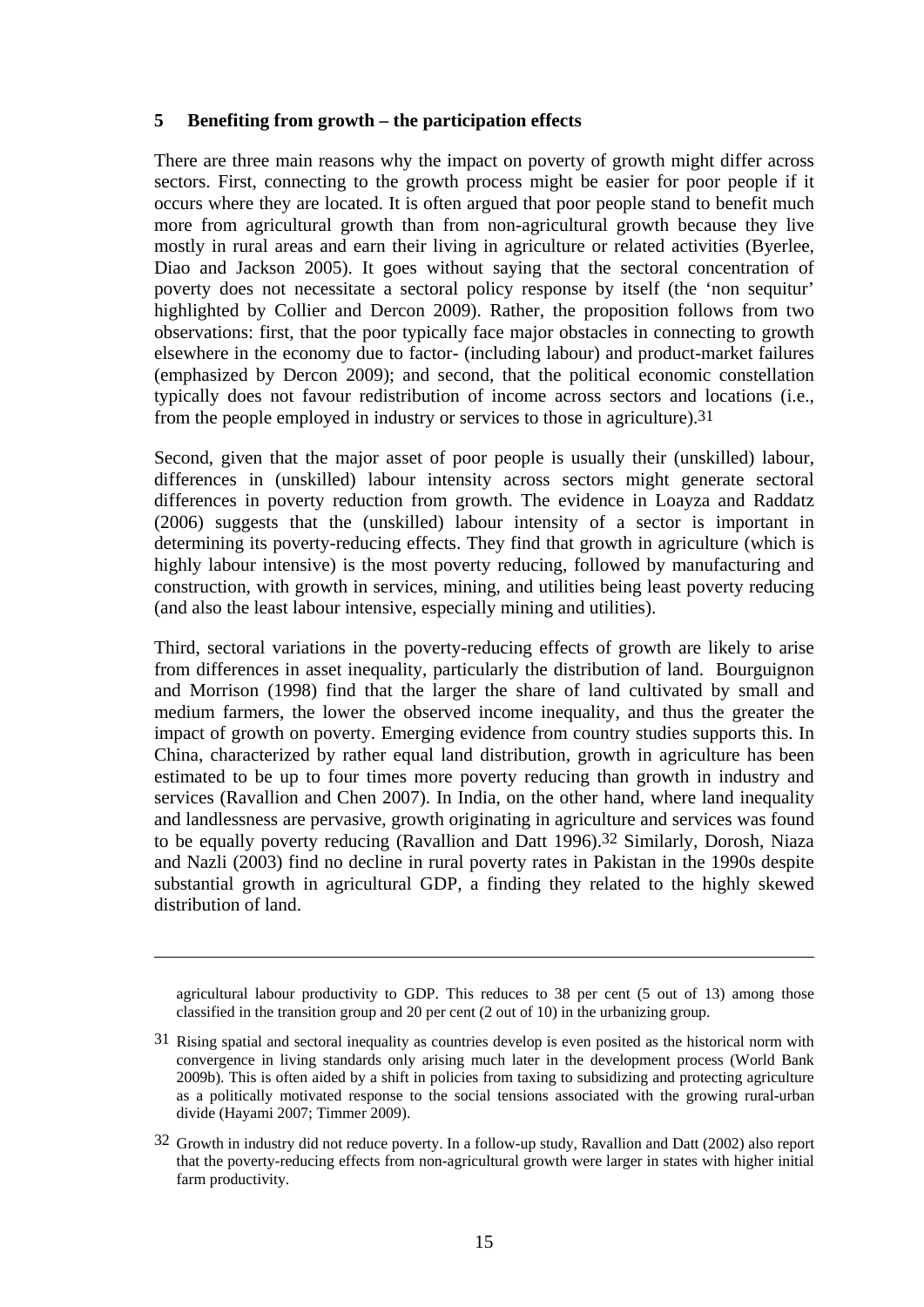## 5 Benefiting from growth – the participation effects

There are three main reasons why the impact on poverty of growth might differ across sectors. First, connecting to the growth process might be easier for poor people if it occurs where they are located. It is often argued that poor people stand to benefit much more from agricultural growth than from non-agricultural growth because they live mostly in rural areas and earn their living in agriculture or related activities (Byerlee, Diao and Jackson 2005). It goes without saying that the sectoral concentration of poverty does not necessitate a sectoral policy response by itself (the 'non sequitur' highlighted by Collier and Dercon 2009). Rather, the proposition follows from two observations: first, that the poor typically face major obstacles in connecting to growth elsewhere in the economy due to factor- (including labour) and product-market failures (emphasized by Dercon 2009); and second, that the political economic constellation typically does not favour redistribution of income across sectors and locations (i.e., from the people employed in industry or services to those in agriculture).[31]

Second, given that the major asset of poor people is usually their (unskilled) labour, differences in (unskilled) labour intensity across sectors might generate sectoral differences in poverty reduction from growth. The evidence in Loayza and Raddatz (2006) suggests that the (unskilled) labour intensity of a sector is important in determining its poverty-reducing effects. They find that growth in agriculture (which is highly labour intensive) is the most poverty reducing, followed by manufacturing and construction, with growth in services, mining, and utilities being least poverty reducing (and also the least labour intensive, especially mining and utilities).

Third, sectoral variations in the poverty-reducing effects of growth are likely to arise from differences in asset inequality, particularly the distribution of land. Bourguignon and Morrison (1998) find that the larger the share of land cultivated by small and medium farmers, the lower the observed income inequality, and thus the greater the impact of growth on poverty. Emerging evidence from country studies supports this. In China, characterized by rather equal land distribution, growth in agriculture has been estimated to be up to four times more poverty reducing than growth in industry and services (Ravallion and Chen 2007). In India, on the other hand, where land inequality and landlessness are pervasive, growth originating in agriculture and services was found to be equally poverty reducing (Ravallion and Datt 1996).[32] Similarly, Dorosh, Niaza and Nazli (2003) find no decline in rural poverty rates in Pakistan in the 1990s despite substantial growth in agricultural GDP, a finding they related to the highly skewed distribution of land.

---

agricultural labour productivity to GDP. This reduces to 38 per cent (5 out of 13) among those classified in the transition group and 20 per cent (2 out of 10) in the urbanizing group.

[31] Rising spatial and sectoral inequality as countries develop is even posited as the historical norm with convergence in living standards only arising much later in the development process (World Bank 2009b). This is often aided by a shift in policies from taxing to subsidizing and protecting agriculture as a politically motivated response to the social tensions associated with the growing rural-urban divide (Hayami 2007; Timmer 2009).

[32] Growth in industry did not reduce poverty. In a follow-up study, Ravallion and Datt (2002) also report that the poverty-reducing effects from non-agricultural growth were larger in states with higher initial farm productivity.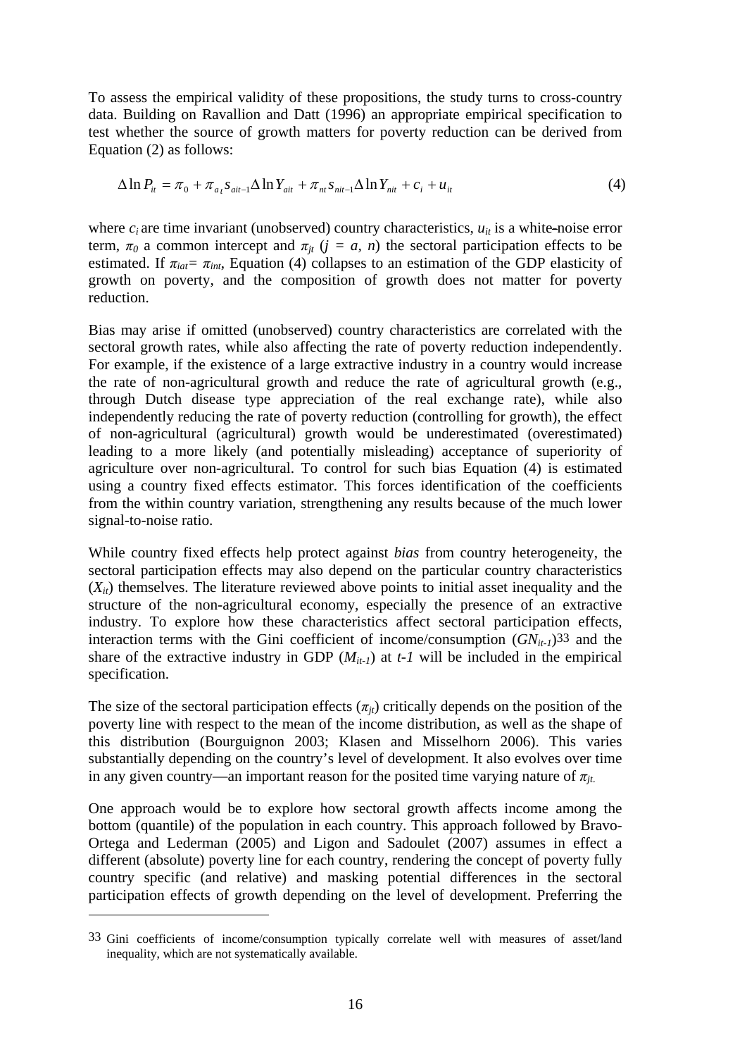To assess the empirical validity of these propositions, the study turns to cross-country data. Building on Ravallion and Datt (1996) an appropriate empirical specification to test whether the source of growth matters for poverty reduction can be derived from Equation (2) as follows:

$$\Delta \ln P_{it} = \pi_0 + \pi_{at} s_{ait-1} \Delta \ln Y_{ait} + \pi_{nt} s_{nit-1} \Delta \ln Y_{nit} + c_i + u_{it} \tag{4}$$

where $c_i$ are time invariant (unobserved) country characteristics, $u_{it}$ is a white-noise error term, $\pi_0$ a common intercept and $\pi_{jt}$ ($j = a, n$) the sectoral participation effects to be estimated. If $\pi_{iat} = \pi_{int}$, Equation (4) collapses to an estimation of the GDP elasticity of growth on poverty, and the composition of growth does not matter for poverty reduction.

Bias may arise if omitted (unobserved) country characteristics are correlated with the sectoral growth rates, while also affecting the rate of poverty reduction independently. For example, if the existence of a large extractive industry in a country would increase the rate of non-agricultural growth and reduce the rate of agricultural growth (e.g., through Dutch disease type appreciation of the real exchange rate), while also independently reducing the rate of poverty reduction (controlling for growth), the effect of non-agricultural (agricultural) growth would be underestimated (overestimated) leading to a more likely (and potentially misleading) acceptance of superiority of agriculture over non-agricultural. To control for such bias Equation (4) is estimated using a country fixed effects estimator. This forces identification of the coefficients from the within country variation, strengthening any results because of the much lower signal-to-noise ratio.

While country fixed effects help protect against *bias* from country heterogeneity, the sectoral participation effects may also depend on the particular country characteristics ($X_{it}$) themselves. The literature reviewed above points to initial asset inequality and the structure of the non-agricultural economy, especially the presence of an extractive industry. To explore how these characteristics affect sectoral participation effects, interaction terms with the Gini coefficient of income/consumption ($GN_{it-1}$)[33] and the share of the extractive industry in GDP ($M_{it-1}$) at $t-1$ will be included in the empirical specification.

The size of the sectoral participation effects ($\pi_{jt}$) critically depends on the position of the poverty line with respect to the mean of the income distribution, as well as the shape of this distribution (Bourguignon 2003; Klasen and Misselhorn 2006). This varies substantially depending on the country's level of development. It also evolves over time in any given country—an important reason for the posited time varying nature of $\pi_{jt}$.

One approach would be to explore how sectoral growth affects income among the bottom (quantile) of the population in each country. This approach followed by Bravo-Ortega and Lederman (2005) and Ligon and Sadoulet (2007) assumes in effect a different (absolute) poverty line for each country, rendering the concept of poverty fully country specific (and relative) and masking potential differences in the sectoral participation effects of growth depending on the level of development. Preferring the

---

33 Gini coefficients of income/consumption typically correlate well with measures of asset/land inequality, which are not systematically available.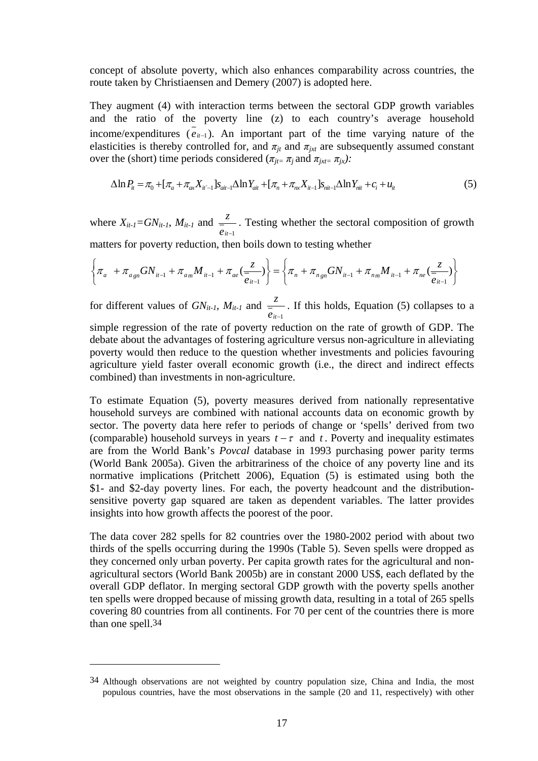concept of absolute poverty, which also enhances comparability across countries, the route taken by Christiaensen and Demery (2007) is adopted here.

They augment (4) with interaction terms between the sectoral GDP growth variables and the ratio of the poverty line (z) to each country's average household income/expenditures ($\bar{e}_{it-1}$). An important part of the time varying nature of the elasticities is thereby controlled for, and $\pi_{jt}$ and $\pi_{jxt}$ are subsequently assumed constant over the (short) time periods considered ($\pi_{jt}= \pi_j$ and $\pi_{jxt}= \pi_{jx}$):

$$\Delta \ln P_{it} = \pi_0 + [\pi_a + \pi_{ax} X_{it'-1}] s_{ait-1} \Delta \ln Y_{ait} + [\pi_n + \pi_{nx} X_{it-1}] s_{nit-1} \Delta \ln Y_{nit} + c_i + u_{it} \tag{5}$$

where $X_{it-1}=GN_{it-1}$, $M_{it-1}$ and $\frac{z}{\bar{e}_{it-1}}$. Testing whether the sectoral composition of growth matters for poverty reduction, then boils down to testing whether

$$\left\{ \pi_a + \pi_{agn} GN_{it-1} + \pi_{am} M_{it-1} + \pi_{ae} \left(\frac{z}{\bar{e}_{it-1}}\right) \right\} = \left\{ \pi_n + \pi_{ngn} GN_{it-1} + \pi_{nm} M_{it-1} + \pi_{ne} \left(\frac{z}{\bar{e}_{it-1}}\right) \right\}$$

for different values of $GN_{it-1}$, $M_{it-1}$ and $\frac{z}{\bar{e}_{it-1}}$. If this holds, Equation (5) collapses to a simple regression of the rate of poverty reduction on the rate of growth of GDP. The debate about the advantages of fostering agriculture versus non-agriculture in alleviating poverty would then reduce to the question whether investments and policies favouring agriculture yield faster overall economic growth (i.e., the direct and indirect effects combined) than investments in non-agriculture.

To estimate Equation (5), poverty measures derived from nationally representative household surveys are combined with national accounts data on economic growth by sector. The poverty data here refer to periods of change or 'spells' derived from two (comparable) household surveys in years $t-\tau$ and $t$. Poverty and inequality estimates are from the World Bank's *Povcal* database in 1993 purchasing power parity terms (World Bank 2005a). Given the arbitrariness of the choice of any poverty line and its normative implications (Pritchett 2006), Equation (5) is estimated using both the \$1- and \$2-day poverty lines. For each, the poverty headcount and the distribution-sensitive poverty gap squared are taken as dependent variables. The latter provides insights into how growth affects the poorest of the poor.

The data cover 282 spells for 82 countries over the 1980-2002 period with about two thirds of the spells occurring during the 1990s (Table 5). Seven spells were dropped as they concerned only urban poverty. Per capita growth rates for the agricultural and non-agricultural sectors (World Bank 2005b) are in constant 2000 US\$, each deflated by the overall GDP deflator. In merging sectoral GDP growth with the poverty spells another ten spells were dropped because of missing growth data, resulting in a total of 265 spells covering 80 countries from all continents. For 70 per cent of the countries there is more than one spell.[34]

---

[34] Although observations are not weighted by country population size, China and India, the most populous countries, have the most observations in the sample (20 and 11, respectively) with other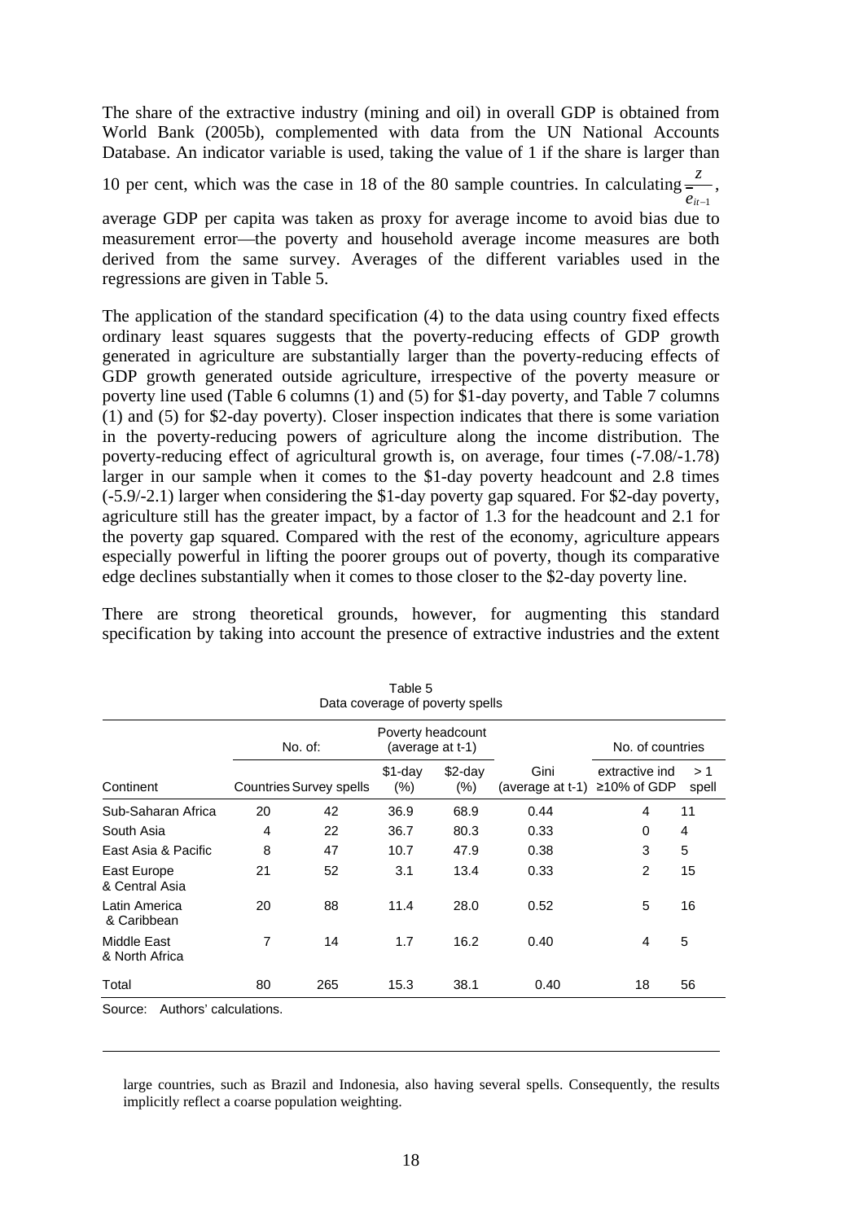The share of the extractive industry (mining and oil) in overall GDP is obtained from World Bank (2005b), complemented with data from the UN National Accounts Database. An indicator variable is used, taking the value of 1 if the share is larger than 10 per cent, which was the case in 18 of the 80 sample countries. In calculating $\frac{z}{\bar{e}_{it-1}}$, average GDP per capita was taken as proxy for average income to avoid bias due to measurement error—the poverty and household average income measures are both derived from the same survey. Averages of the different variables used in the regressions are given in Table 5.

The application of the standard specification (4) to the data using country fixed effects ordinary least squares suggests that the poverty-reducing effects of GDP growth generated in agriculture are substantially larger than the poverty-reducing effects of GDP growth generated outside agriculture, irrespective of the poverty measure or poverty line used (Table 6 columns (1) and (5) for \$1-day poverty, and Table 7 columns (1) and (5) for \$2-day poverty). Closer inspection indicates that there is some variation in the poverty-reducing powers of agriculture along the income distribution. The poverty-reducing effect of agricultural growth is, on average, four times (-7.08/-1.78) larger in our sample when it comes to the \$1-day poverty headcount and 2.8 times (-5.9/-2.1) larger when considering the \$1-day poverty gap squared. For \$2-day poverty, agriculture still has the greater impact, by a factor of 1.3 for the headcount and 2.1 for the poverty gap squared. Compared with the rest of the economy, agriculture appears especially powerful in lifting the poorer groups out of poverty, though its comparative edge declines substantially when it comes to those closer to the \$2-day poverty line.

There are strong theoretical grounds, however, for augmenting this standard specification by taking into account the presence of extractive industries and the extent

Table 5
Data coverage of poverty spells

| | No. of: | | Poverty headcount (average at t-1) | | | No. of countries | |
|---|---|---|---|---|---|---|---|
| Continent | Countries | Survey spells | \$1-day (%) | \$2-day (%) | Gini (average at t-1) | extractive ind ≥10% of GDP | > 1 spell |
| Sub-Saharan Africa | 20 | 42 | 36.9 | 68.9 | 0.44 | 4 | 11 |
| South Asia | 4 | 22 | 36.7 | 80.3 | 0.33 | 0 | 4 |
| East Asia & Pacific | 8 | 47 | 10.7 | 47.9 | 0.38 | 3 | 5 |
| East Europe & Central Asia | 21 | 52 | 3.1 | 13.4 | 0.33 | 2 | 15 |
| Latin America & Caribbean | 20 | 88 | 11.4 | 28.0 | 0.52 | 5 | 16 |
| Middle East & North Africa | 7 | 14 | 1.7 | 16.2 | 0.40 | 4 | 5 |
| Total | 80 | 265 | 15.3 | 38.1 | 0.40 | 18 | 56 |

Source: Authors' calculations.

---

large countries, such as Brazil and Indonesia, also having several spells. Consequently, the results implicitly reflect a coarse population weighting.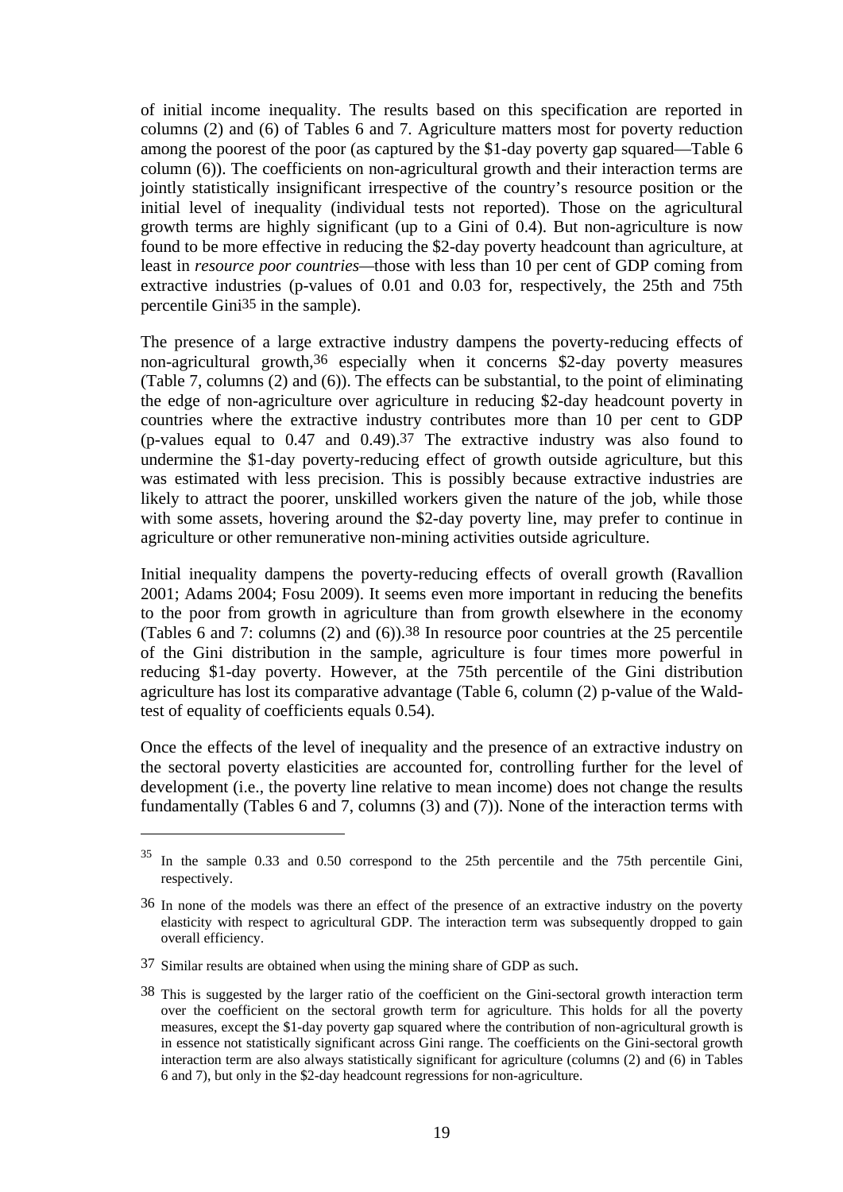of initial income inequality. The results based on this specification are reported in columns (2) and (6) of Tables 6 and 7. Agriculture matters most for poverty reduction among the poorest of the poor (as captured by the \$1-day poverty gap squared—Table 6 column (6)). The coefficients on non-agricultural growth and their interaction terms are jointly statistically insignificant irrespective of the country's resource position or the initial level of inequality (individual tests not reported). Those on the agricultural growth terms are highly significant (up to a Gini of 0.4). But non-agriculture is now found to be more effective in reducing the \$2-day poverty headcount than agriculture, at least in *resource poor countries*—those with less than 10 per cent of GDP coming from extractive industries (p-values of 0.01 and 0.03 for, respectively, the 25th and 75th percentile Gini[35] in the sample).

The presence of a large extractive industry dampens the poverty-reducing effects of non-agricultural growth,[36] especially when it concerns \$2-day poverty measures (Table 7, columns (2) and (6)). The effects can be substantial, to the point of eliminating the edge of non-agriculture over agriculture in reducing \$2-day headcount poverty in countries where the extractive industry contributes more than 10 per cent to GDP (p-values equal to 0.47 and 0.49).[37] The extractive industry was also found to undermine the \$1-day poverty-reducing effect of growth outside agriculture, but this was estimated with less precision. This is possibly because extractive industries are likely to attract the poorer, unskilled workers given the nature of the job, while those with some assets, hovering around the \$2-day poverty line, may prefer to continue in agriculture or other remunerative non-mining activities outside agriculture.

Initial inequality dampens the poverty-reducing effects of overall growth (Ravallion 2001; Adams 2004; Fosu 2009). It seems even more important in reducing the benefits to the poor from growth in agriculture than from growth elsewhere in the economy (Tables 6 and 7: columns (2) and (6)).[38] In resource poor countries at the 25 percentile of the Gini distribution in the sample, agriculture is four times more powerful in reducing \$1-day poverty. However, at the 75th percentile of the Gini distribution agriculture has lost its comparative advantage (Table 6, column (2) p-value of the Wald-test of equality of coefficients equals 0.54).

Once the effects of the level of inequality and the presence of an extractive industry on the sectoral poverty elasticities are accounted for, controlling further for the level of development (i.e., the poverty line relative to mean income) does not change the results fundamentally (Tables 6 and 7, columns (3) and (7)). None of the interaction terms with

---

[35] In the sample 0.33 and 0.50 correspond to the 25th percentile and the 75th percentile Gini, respectively.

[36] In none of the models was there an effect of the presence of an extractive industry on the poverty elasticity with respect to agricultural GDP. The interaction term was subsequently dropped to gain overall efficiency.

[37] Similar results are obtained when using the mining share of GDP as such.

[38] This is suggested by the larger ratio of the coefficient on the Gini-sectoral growth interaction term over the coefficient on the sectoral growth term for agriculture. This holds for all the poverty measures, except the \$1-day poverty gap squared where the contribution of non-agricultural growth is in essence not statistically significant across Gini range. The coefficients on the Gini-sectoral growth interaction term are also always statistically significant for agriculture (columns (2) and (6) in Tables 6 and 7), but only in the \$2-day headcount regressions for non-agriculture.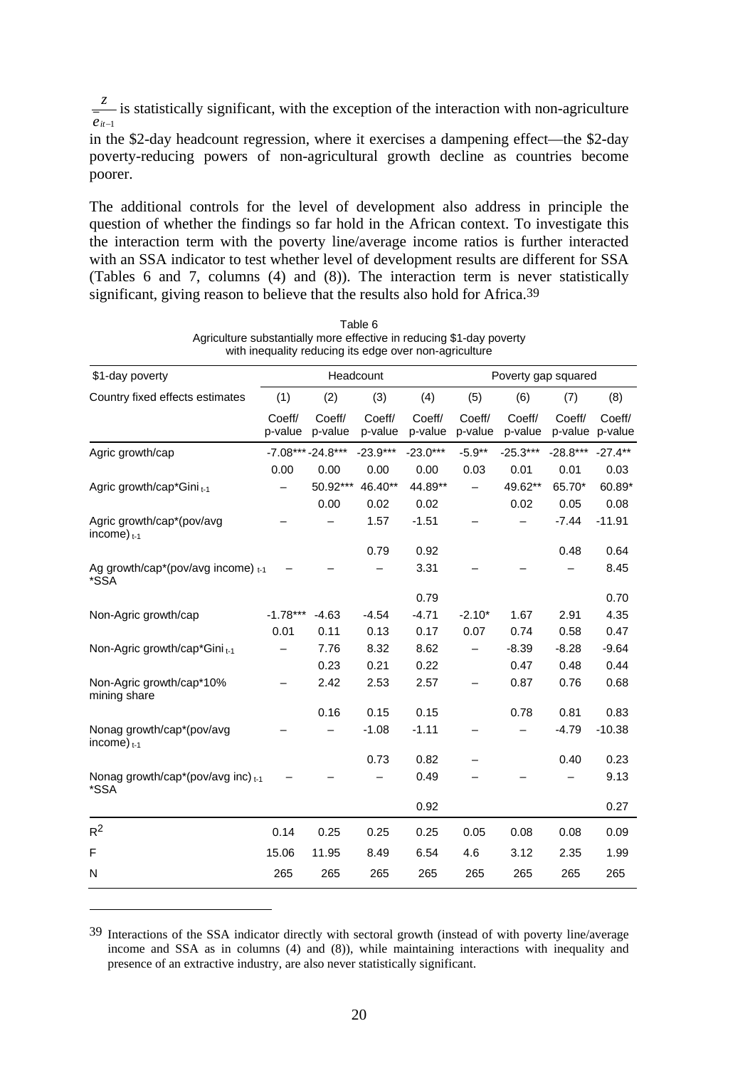$\frac{z}{e_{it-1}}$ is statistically significant, with the exception of the interaction with non-agriculture in the $2-day headcount regression, where it exercises a dampening effect—the $2-day poverty-reducing powers of non-agricultural growth decline as countries become poorer.

The additional controls for the level of development also address in principle the question of whether the findings so far hold in the African context. To investigate this the interaction term with the poverty line/average income ratios is further interacted with an SSA indicator to test whether level of development results are different for SSA (Tables 6 and 7, columns (4) and (8)). The interaction term is never statistically significant, giving reason to believe that the results also hold for Africa.[39]

Table 6
Agriculture substantially more effective in reducing $1-day poverty with inequality reducing its edge over non-agriculture

| $1-day poverty | Headcount | | | | Poverty gap squared | | | |
|---|---|---|---|---|---|---|---|---|
| Country fixed effects estimates | (1) | (2) | (3) | (4) | (5) | (6) | (7) | (8) |
| | Coeff/ p-value | Coeff/ p-value | Coeff/ p-value | Coeff/ p-value | Coeff/ p-value | Coeff/ p-value | Coeff/ p-value | Coeff/ p-value |
| Agric growth/cap | -7.08*** | -24.8*** | -23.9*** | -23.0*** | -5.9** | -25.3*** | -28.8*** | -27.4** |
| | 0.00 | 0.00 | 0.00 | 0.00 | 0.03 | 0.01 | 0.01 | 0.03 |
| Agric growth/cap*Gini $_{t-1}$ | – | 50.92*** | 46.40** | 44.89** | – | 49.62** | 65.70* | 60.89* |
| | | 0.00 | 0.02 | 0.02 | | 0.02 | 0.05 | 0.08 |
| Agric growth/cap*(pov/avg income) $_{t-1}$ | – | – | 1.57 | -1.51 | – | – | -7.44 | -11.91 |
| | | | 0.79 | 0.92 | | | 0.48 | 0.64 |
| Ag growth/cap*(pov/avg income) $_{t-1}$ *SSA | – | – | – | 3.31 | – | – | – | 8.45 |
| | | | | 0.79 | | | | 0.70 |
| Non-Agric growth/cap | -1.78*** | -4.63 | -4.54 | -4.71 | -2.10* | 1.67 | 2.91 | 4.35 |
| | 0.01 | 0.11 | 0.13 | 0.17 | 0.07 | 0.74 | 0.58 | 0.47 |
| Non-Agric growth/cap*Gini $_{t-1}$ | – | 7.76 | 8.32 | 8.62 | – | -8.39 | -8.28 | -9.64 |
| | | 0.23 | 0.21 | 0.22 | | 0.47 | 0.48 | 0.44 |
| Non-Agric growth/cap*10% mining share | – | 2.42 | 2.53 | 2.57 | – | 0.87 | 0.76 | 0.68 |
| | | 0.16 | 0.15 | 0.15 | | 0.78 | 0.81 | 0.83 |
| Nonag growth/cap*(pov/avg income) $_{t-1}$ | – | – | -1.08 | -1.11 | – | – | -4.79 | -10.38 |
| | | | 0.73 | 0.82 | – | | 0.40 | 0.23 |
| Nonag growth/cap*(pov/avg inc) $_{t-1}$ *SSA | – | – | – | 0.49 | – | – | – | 9.13 |
| | | | | 0.92 | | | | 0.27 |
| $R^2$ | 0.14 | 0.25 | 0.25 | 0.25 | 0.05 | 0.08 | 0.08 | 0.09 |
| F | 15.06 | 11.95 | 8.49 | 6.54 | 4.6 | 3.12 | 2.35 | 1.99 |
| N | 265 | 265 | 265 | 265 | 265 | 265 | 265 | 265 |

[39] Interactions of the SSA indicator directly with sectoral growth (instead of with poverty line/average income and SSA as in columns (4) and (8)), while maintaining interactions with inequality and presence of an extractive industry, are also never statistically significant.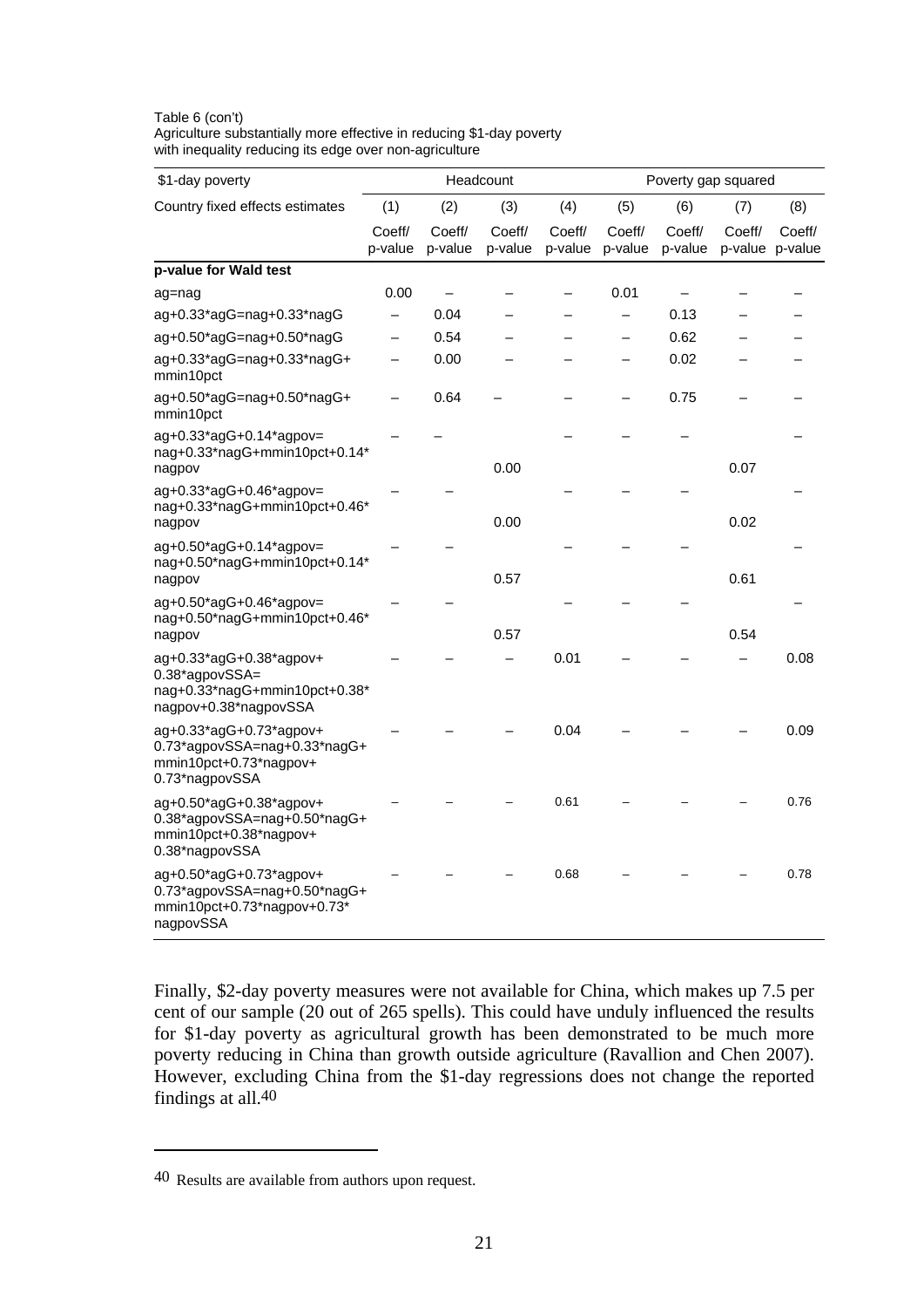Table 6 (con't)
Agriculture substantially more effective in reducing $1-day poverty with inequality reducing its edge over non-agriculture

| $1-day poverty | Headcount | | | | Poverty gap squared | | | |
|---|---|---|---|---|---|---|---|---|
| Country fixed effects estimates | (1) | (2) | (3) | (4) | (5) | (6) | (7) | (8) |
| | Coeff/ p-value | Coeff/ p-value | Coeff/ p-value | Coeff/ p-value | Coeff/ p-value | Coeff/ p-value | Coeff/ p-value | Coeff/ p-value |
| **p-value for Wald test** | | | | | | | | |
| ag=nag | 0.00 | – | – | – | 0.01 | – | – | – |
| ag+0.33*agG=nag+0.33*nagG | – | 0.04 | – | – | – | 0.13 | – | – |
| ag+0.50*agG=nag+0.50*nagG | – | 0.54 | – | – | – | 0.62 | – | – |
| ag+0.33*agG=nag+0.33*nagG+ mmin10pct | – | 0.00 | – | – | – | 0.02 | – | – |
| ag+0.50*agG=nag+0.50*nagG+ mmin10pct | – | 0.64 | – | – | – | 0.75 | – | – |
| ag+0.33*agG+0.14*agpov= nag+0.33*nagG+mmin10pct+0.14* nagpov | – | – | 0.00 | – | – | – | 0.07 | – |
| ag+0.33*agG+0.46*agpov= nag+0.33*nagG+mmin10pct+0.46* nagpov | – | – | 0.00 | – | – | – | 0.02 | – |
| ag+0.50*agG+0.14*agpov= nag+0.50*nagG+mmin10pct+0.14* nagpov | – | – | 0.57 | – | – | – | 0.61 | – |
| ag+0.50*agG+0.46*agpov= nag+0.50*nagG+mmin10pct+0.46* nagpov | – | – | 0.57 | – | – | – | 0.54 | – |
| ag+0.33*agG+0.38*agpov+ 0.38*agpovSSA= nag+0.33*nagG+mmin10pct+0.38* nagpov+0.38*nagpovSSA | – | – | – | 0.01 | – | – | – | 0.08 |
| ag+0.33*agG+0.73*agpov+ 0.73*agpovSSA=nag+0.33*nagG+ mmin10pct+0.73*nagpov+ 0.73*nagpovSSA | – | – | – | 0.04 | – | – | – | 0.09 |
| ag+0.50*agG+0.38*agpov+ 0.38*agpovSSA=nag+0.50*nagG+ mmin10pct+0.38*nagpov+ 0.38*nagpovSSA | – | – | – | 0.61 | – | – | – | 0.76 |
| ag+0.50*agG+0.73*agpov+ 0.73*agpovSSA=nag+0.50*nagG+ mmin10pct+0.73*nagpov+0.73* nagpovSSA | – | – | – | 0.68 | – | – | – | 0.78 |

Finally, $2-day poverty measures were not available for China, which makes up 7.5 per cent of our sample (20 out of 265 spells). This could have unduly influenced the results for $1-day poverty as agricultural growth has been demonstrated to be much more poverty reducing in China than growth outside agriculture (Ravallion and Chen 2007). However, excluding China from the $1-day regressions does not change the reported findings at all.[40]

---

[40] Results are available from authors upon request.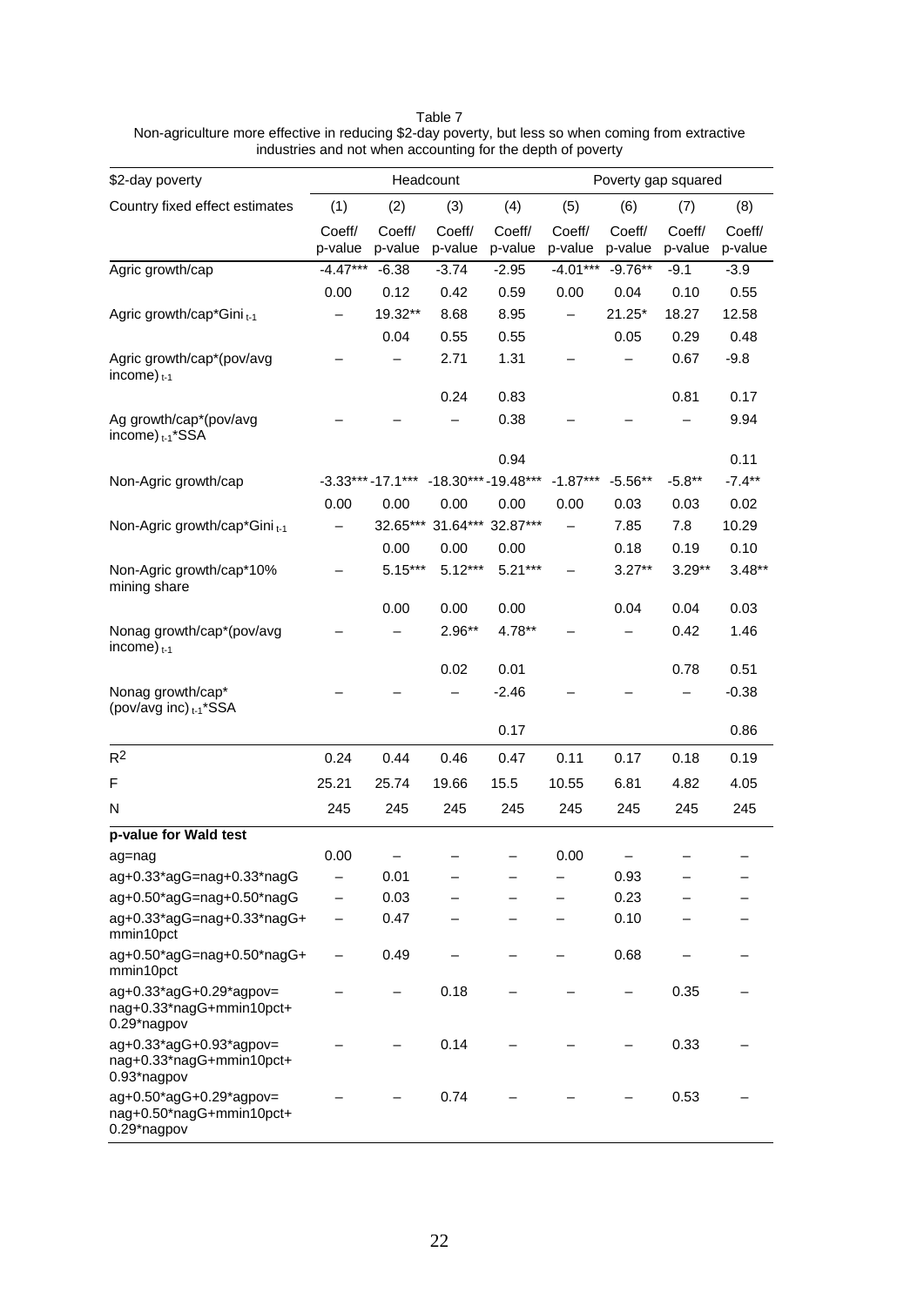Table 7
Non-agriculture more effective in reducing \$2-day poverty, but less so when coming from extractive industries and not when accounting for the depth of poverty

| \$2-day poverty | Headcount | | | | Poverty gap squared | | | |
|---|---|---|---|---|---|---|---|---|
| Country fixed effect estimates | (1) | (2) | (3) | (4) | (5) | (6) | (7) | (8) |
| | Coeff/ p-value | Coeff/ p-value | Coeff/ p-value | Coeff/ p-value | Coeff/ p-value | Coeff/ p-value | Coeff/ p-value | Coeff/ p-value |
| Agric growth/cap | -4.47*** | -6.38 | -3.74 | -2.95 | -4.01*** | -9.76** | -9.1 | -3.9 |
| | 0.00 | 0.12 | 0.42 | 0.59 | 0.00 | 0.04 | 0.10 | 0.55 |
| Agric growth/cap*Gini $_{t-1}$ | – | 19.32** | 8.68 | 8.95 | – | 21.25* | 18.27 | 12.58 |
| | | 0.04 | 0.55 | 0.55 | | 0.05 | 0.29 | 0.48 |
| Agric growth/cap*(pov/avg income) $_{t-1}$ | – | – | 2.71 | 1.31 | – | – | 0.67 | -9.8 |
| | | | 0.24 | 0.83 | | | 0.81 | 0.17 |
| Ag growth/cap*(pov/avg income) $_{t-1}$*SSA | – | – | – | 0.38 | – | – | – | 9.94 |
| | | | | 0.94 | | | | 0.11 |
| Non-Agric growth/cap | -3.33*** | -17.1*** | -18.30*** | -19.48*** | -1.87*** | -5.56** | -5.8** | -7.4** |
| | 0.00 | 0.00 | 0.00 | 0.00 | 0.00 | 0.03 | 0.03 | 0.02 |
| Non-Agric growth/cap*Gini $_{t-1}$ | – | 32.65*** | 31.64*** | 32.87*** | – | 7.85 | 7.8 | 10.29 |
| | | 0.00 | 0.00 | 0.00 | | 0.18 | 0.19 | 0.10 |
| Non-Agric growth/cap*10% mining share | – | 5.15*** | 5.12*** | 5.21*** | – | 3.27** | 3.29** | 3.48** |
| | | 0.00 | 0.00 | 0.00 | | 0.04 | 0.04 | 0.03 |
| Nonag growth/cap*(pov/avg income) $_{t-1}$ | – | – | 2.96** | 4.78** | – | – | 0.42 | 1.46 |
| | | | 0.02 | 0.01 | | | 0.78 | 0.51 |
| Nonag growth/cap* (pov/avg inc) $_{t-1}$*SSA | – | – | – | -2.46 | – | – | – | -0.38 |
| | | | | 0.17 | | | | 0.86 |
| $R^2$ | 0.24 | 0.44 | 0.46 | 0.47 | 0.11 | 0.17 | 0.18 | 0.19 |
| F | 25.21 | 25.74 | 19.66 | 15.5 | 10.55 | 6.81 | 4.82 | 4.05 |
| N | 245 | 245 | 245 | 245 | 245 | 245 | 245 | 245 |
| **p-value for Wald test** | | | | | | | | |
| ag=nag | 0.00 | – | – | – | 0.00 | – | – | – |
| ag+0.33*agG=nag+0.33*nagG | – | 0.01 | – | – | – | 0.93 | – | – |
| ag+0.50*agG=nag+0.50*nagG | – | 0.03 | – | – | – | 0.23 | – | – |
| ag+0.33*agG=nag+0.33*nagG+ mmin10pct | – | 0.47 | – | – | – | 0.10 | – | – |
| ag+0.50*agG=nag+0.50*nagG+ mmin10pct | – | 0.49 | – | – | – | 0.68 | – | – |
| ag+0.33*agG+0.29*agpov= nag+0.33*nagG+mmin10pct+ 0.29*nagpov | – | – | 0.18 | – | – | – | 0.35 | – |
| ag+0.33*agG+0.93*agpov= nag+0.33*nagG+mmin10pct+ 0.93*nagpov | – | – | 0.14 | – | – | – | 0.33 | – |
| ag+0.50*agG+0.29*agpov= nag+0.50*nagG+mmin10pct+ 0.29*nagpov | – | – | 0.74 | – | – | – | 0.53 | – |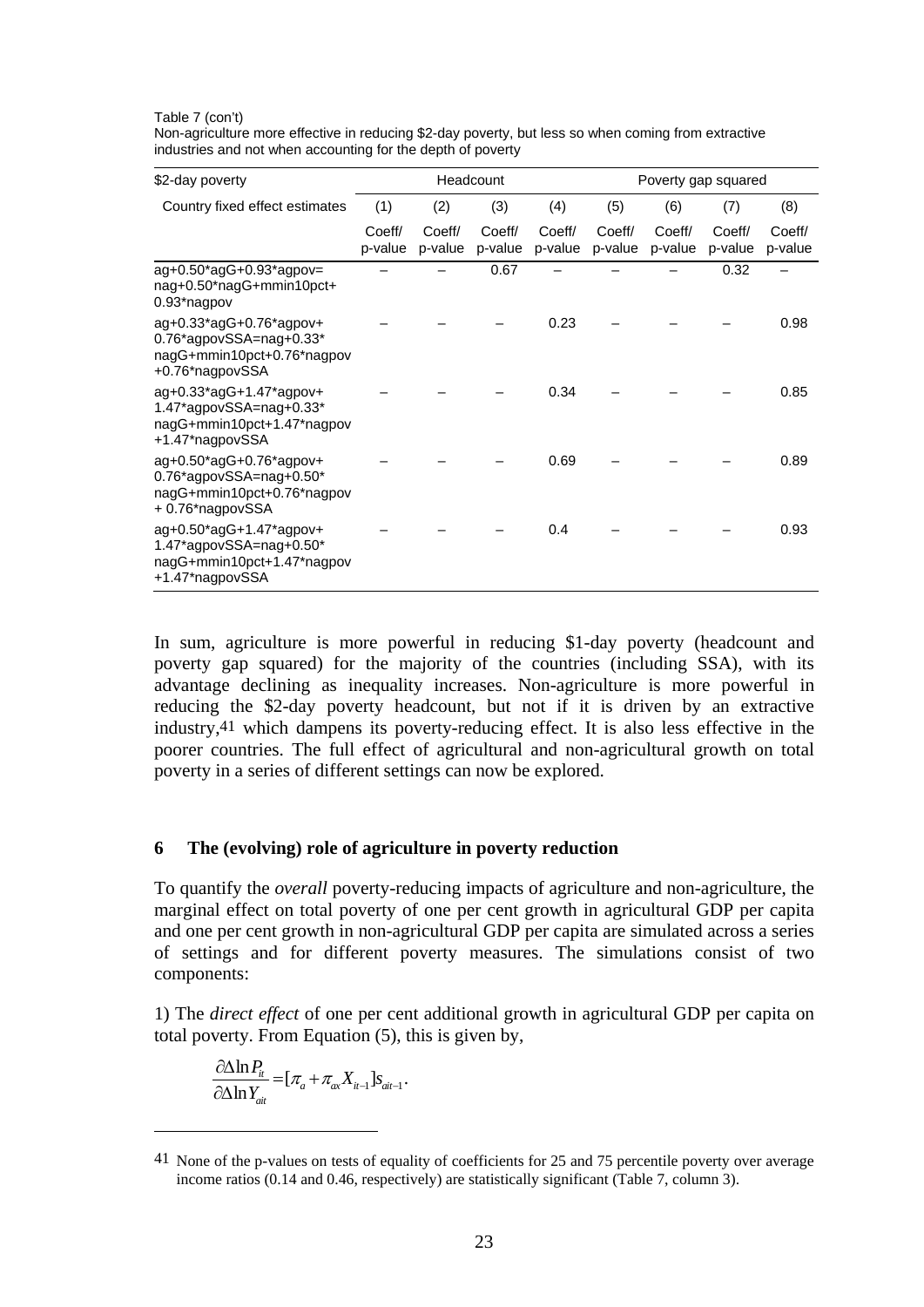Table 7 (con't)
Non-agriculture more effective in reducing $2-day poverty, but less so when coming from extractive industries and not when accounting for the depth of poverty

| $2-day poverty | Headcount | | | | Poverty gap squared | | | |
|---|---|---|---|---|---|---|---|---|
| Country fixed effect estimates | (1) | (2) | (3) | (4) | (5) | (6) | (7) | (8) |
| | Coeff/ p-value | Coeff/ p-value | Coeff/ p-value | Coeff/ p-value | Coeff/ p-value | Coeff/ p-value | Coeff/ p-value | Coeff/ p-value |
| ag+0.50*agG+0.93*agpov= nag+0.50*nagG+mmin10pct+ 0.93*nagpov | – | – | 0.67 | – | – | – | 0.32 | – |
| ag+0.33*agG+0.76*agpov+ 0.76*agpovSSA=nag+0.33* nagG+mmin10pct+0.76*nagpov +0.76*nagpovSSA | – | – | – | 0.23 | – | – | – | 0.98 |
| ag+0.33*agG+1.47*agpov+ 1.47*agpovSSA=nag+0.33* nagG+mmin10pct+1.47*nagpov +1.47*nagpovSSA | – | – | – | 0.34 | – | – | – | 0.85 |
| ag+0.50*agG+0.76*agpov+ 0.76*agpovSSA=nag+0.50* nagG+mmin10pct+0.76*nagpov + 0.76*nagpovSSA | – | – | – | 0.69 | – | – | – | 0.89 |
| ag+0.50*agG+1.47*agpov+ 1.47*agpovSSA=nag+0.50* nagG+mmin10pct+1.47*nagpov +1.47*nagpovSSA | – | – | – | 0.4 | – | – | – | 0.93 |

In sum, agriculture is more powerful in reducing $1-day poverty (headcount and poverty gap squared) for the majority of the countries (including SSA), with its advantage declining as inequality increases. Non-agriculture is more powerful in reducing the $2-day poverty headcount, but not if it is driven by an extractive industry,[41] which dampens its poverty-reducing effect. It is also less effective in the poorer countries. The full effect of agricultural and non-agricultural growth on total poverty in a series of different settings can now be explored.

## 6 The (evolving) role of agriculture in poverty reduction

To quantify the *overall* poverty-reducing impacts of agriculture and non-agriculture, the marginal effect on total poverty of one per cent growth in agricultural GDP per capita and one per cent growth in non-agricultural GDP per capita are simulated across a series of settings and for different poverty measures. The simulations consist of two components:

1) The *direct effect* of one per cent additional growth in agricultural GDP per capita on total poverty. From Equation (5), this is given by,

$$\frac{\partial \Delta \ln P_{it}}{\partial \Delta \ln Y_{ait}} = [\pi_a + \pi_{ax} X_{it-1}] s_{ait-1}.$$

[41] None of the p-values on tests of equality of coefficients for 25 and 75 percentile poverty over average income ratios (0.14 and 0.46, respectively) are statistically significant (Table 7, column 3).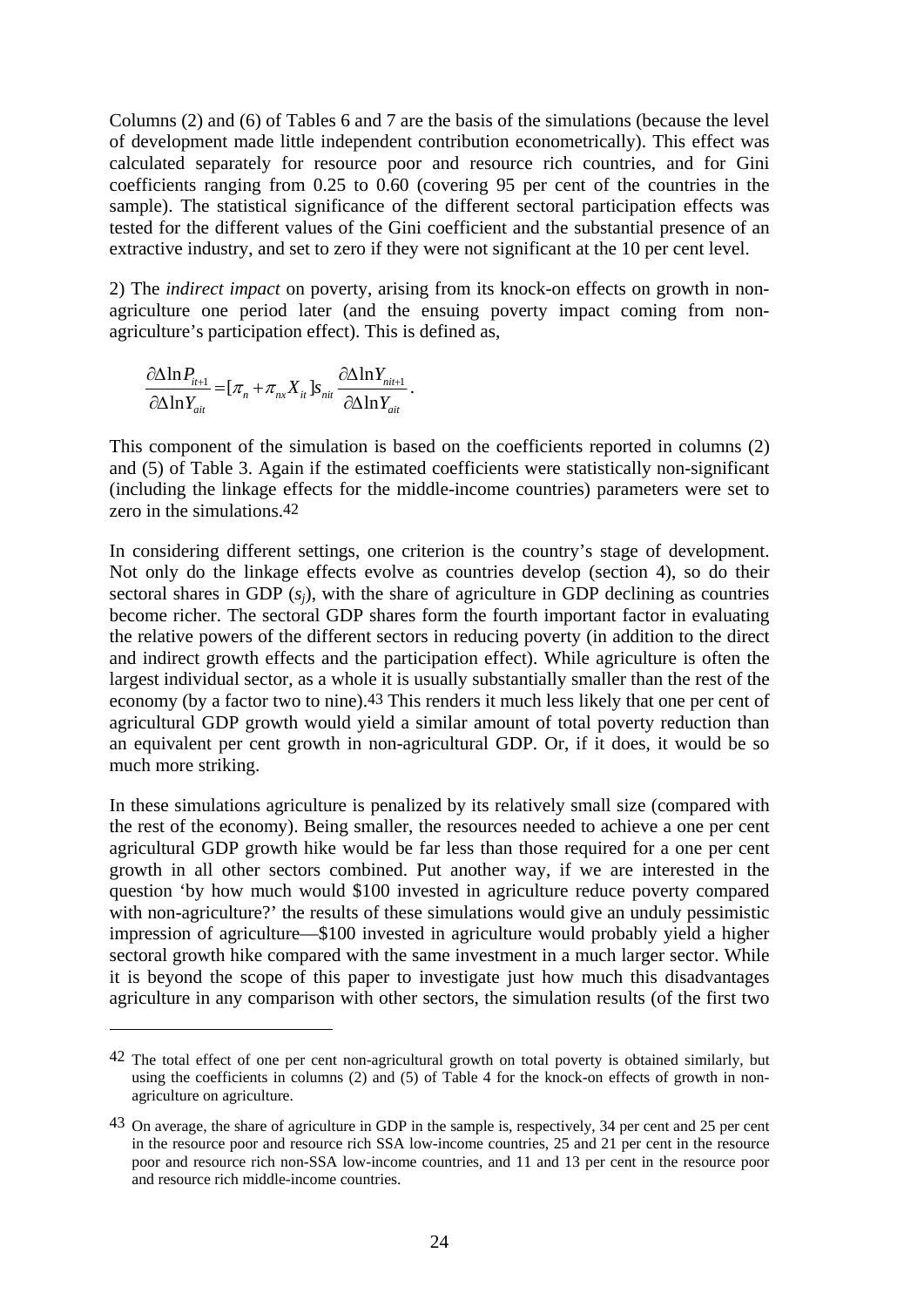Columns (2) and (6) of Tables 6 and 7 are the basis of the simulations (because the level of development made little independent contribution econometrically). This effect was calculated separately for resource poor and resource rich countries, and for Gini coefficients ranging from 0.25 to 0.60 (covering 95 per cent of the countries in the sample). The statistical significance of the different sectoral participation effects was tested for the different values of the Gini coefficient and the substantial presence of an extractive industry, and set to zero if they were not significant at the 10 per cent level.

2) The *indirect impact* on poverty, arising from its knock-on effects on growth in non-agriculture one period later (and the ensuing poverty impact coming from non-agriculture's participation effect). This is defined as,

$$\frac{\partial \Delta \ln P_{it+1}}{\partial \Delta \ln Y_{ait}} = [\pi_n + \pi_{nx} X_{it}] s_{nit} \frac{\partial \Delta \ln Y_{nit+1}}{\partial \Delta \ln Y_{ait}}.$$

This component of the simulation is based on the coefficients reported in columns (2) and (5) of Table 3. Again if the estimated coefficients were statistically non-significant (including the linkage effects for the middle-income countries) parameters were set to zero in the simulations.[42]

In considering different settings, one criterion is the country's stage of development. Not only do the linkage effects evolve as countries develop (section 4), so do their sectoral shares in GDP ($s_j$), with the share of agriculture in GDP declining as countries become richer. The sectoral GDP shares form the fourth important factor in evaluating the relative powers of the different sectors in reducing poverty (in addition to the direct and indirect growth effects and the participation effect). While agriculture is often the largest individual sector, as a whole it is usually substantially smaller than the rest of the economy (by a factor two to nine).[43] This renders it much less likely that one per cent of agricultural GDP growth would yield a similar amount of total poverty reduction than an equivalent per cent growth in non-agricultural GDP. Or, if it does, it would be so much more striking.

In these simulations agriculture is penalized by its relatively small size (compared with the rest of the economy). Being smaller, the resources needed to achieve a one per cent agricultural GDP growth hike would be far less than those required for a one per cent growth in all other sectors combined. Put another way, if we are interested in the question 'by how much would \$100 invested in agriculture reduce poverty compared with non-agriculture?' the results of these simulations would give an unduly pessimistic impression of agriculture—\$100 invested in agriculture would probably yield a higher sectoral growth hike compared with the same investment in a much larger sector. While it is beyond the scope of this paper to investigate just how much this disadvantages agriculture in any comparison with other sectors, the simulation results (of the first two

---

[42] The total effect of one per cent non-agricultural growth on total poverty is obtained similarly, but using the coefficients in columns (2) and (5) of Table 4 for the knock-on effects of growth in non-agriculture on agriculture.

[43] On average, the share of agriculture in GDP in the sample is, respectively, 34 per cent and 25 per cent in the resource poor and resource rich SSA low-income countries, 25 and 21 per cent in the resource poor and resource rich non-SSA low-income countries, and 11 and 13 per cent in the resource poor and resource rich middle-income countries.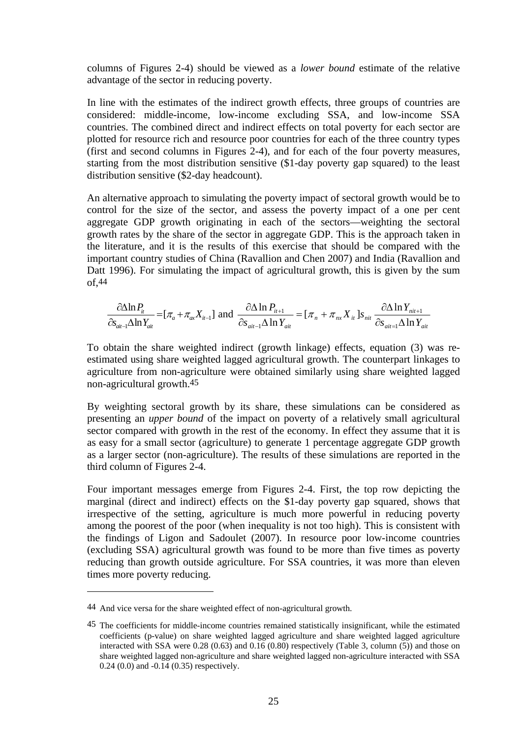columns of Figures 2-4) should be viewed as a *lower bound* estimate of the relative advantage of the sector in reducing poverty.

In line with the estimates of the indirect growth effects, three groups of countries are considered: middle-income, low-income excluding SSA, and low-income SSA countries. The combined direct and indirect effects on total poverty for each sector are plotted for resource rich and resource poor countries for each of the three country types (first and second columns in Figures 2-4), and for each of the four poverty measures, starting from the most distribution sensitive ($1-day poverty gap squared) to the least distribution sensitive ($2-day headcount).

An alternative approach to simulating the poverty impact of sectoral growth would be to control for the size of the sector, and assess the poverty impact of a one per cent aggregate GDP growth originating in each of the sectors—weighting the sectoral growth rates by the share of the sector in aggregate GDP. This is the approach taken in the literature, and it is the results of this exercise that should be compared with the important country studies of China (Ravallion and Chen 2007) and India (Ravallion and Datt 1996). For simulating the impact of agricultural growth, this is given by the sum of,[44]

$$\frac{\partial \Delta \ln P_{it}}{\partial s_{ait-1} \Delta \ln Y_{ait}} = [\pi_a + \pi_{ax} X_{it-1}] \text{ and } \frac{\partial \Delta \ln P_{it+1}}{\partial s_{ait-1} \Delta \ln Y_{ait}} = [\pi_n + \pi_{nx} X_{it}] s_{nit} \frac{\partial \Delta \ln Y_{nit+1}}{\partial s_{ait=1} \Delta \ln Y_{ait}}$$

To obtain the share weighted indirect (growth linkage) effects, equation (3) was re-estimated using share weighted lagged agricultural growth. The counterpart linkages to agriculture from non-agriculture were obtained similarly using share weighted lagged non-agricultural growth.[45]

By weighting sectoral growth by its share, these simulations can be considered as presenting an *upper bound* of the impact on poverty of a relatively small agricultural sector compared with growth in the rest of the economy. In effect they assume that it is as easy for a small sector (agriculture) to generate 1 percentage aggregate GDP growth as a larger sector (non-agriculture). The results of these simulations are reported in the third column of Figures 2-4.

Four important messages emerge from Figures 2-4. First, the top row depicting the marginal (direct and indirect) effects on the $1-day poverty gap squared, shows that irrespective of the setting, agriculture is much more powerful in reducing poverty among the poorest of the poor (when inequality is not too high). This is consistent with the findings of Ligon and Sadoulet (2007). In resource poor low-income countries (excluding SSA) agricultural growth was found to be more than five times as poverty reducing than growth outside agriculture. For SSA countries, it was more than eleven times more poverty reducing.

---

[44] And vice versa for the share weighted effect of non-agricultural growth.

[45] The coefficients for middle-income countries remained statistically insignificant, while the estimated coefficients (p-value) on share weighted lagged agriculture and share weighted lagged agriculture interacted with SSA were 0.28 (0.63) and 0.16 (0.80) respectively (Table 3, column (5)) and those on share weighted lagged non-agriculture and share weighted lagged non-agriculture interacted with SSA 0.24 (0.0) and -0.14 (0.35) respectively.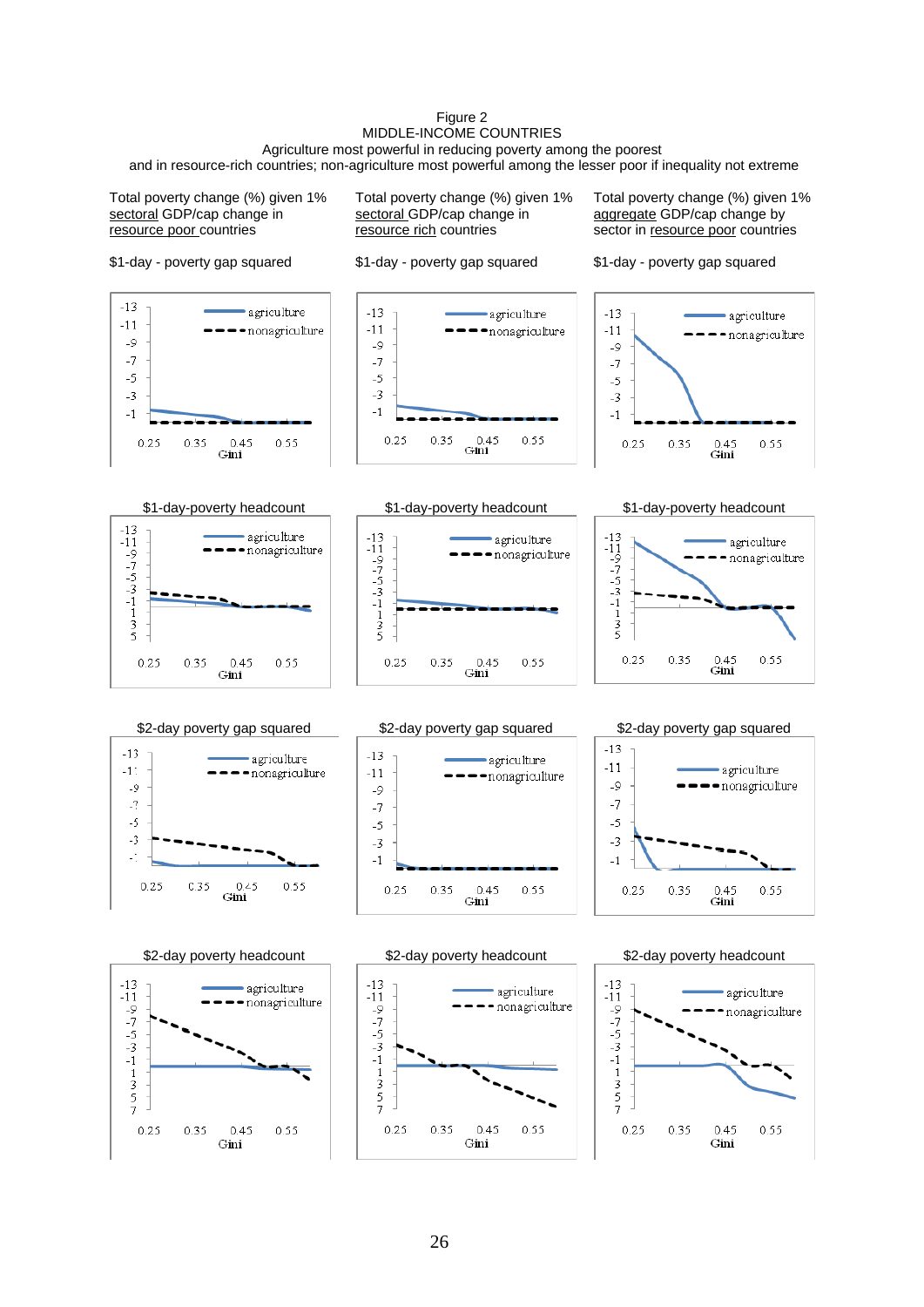Figure 2
MIDDLE-INCOME COUNTRIES
Agriculture most powerful in reducing poverty among the poorest
and in resource-rich countries; non-agriculture most powerful among the lesser poor if inequality not extreme

| Total poverty change (%) given 1% sectoral GDP/cap change in resource poor countries | Total poverty change (%) given 1% sectoral GDP/cap change in resource rich countries | Total poverty change (%) given 1% aggregate GDP/cap change by sector in resource poor countries |
| --- | --- | --- |
| \$1-day - poverty gap squared | \$1-day - poverty gap squared | \$1-day - poverty gap squared |
| \$1-day-poverty headcount | \$1-day-poverty headcount | \$1-day-poverty headcount |
| \$2-day poverty gap squared | \$2-day poverty gap squared | \$2-day poverty gap squared |
| \$2-day poverty headcount | \$2-day poverty headcount | \$2-day poverty headcount |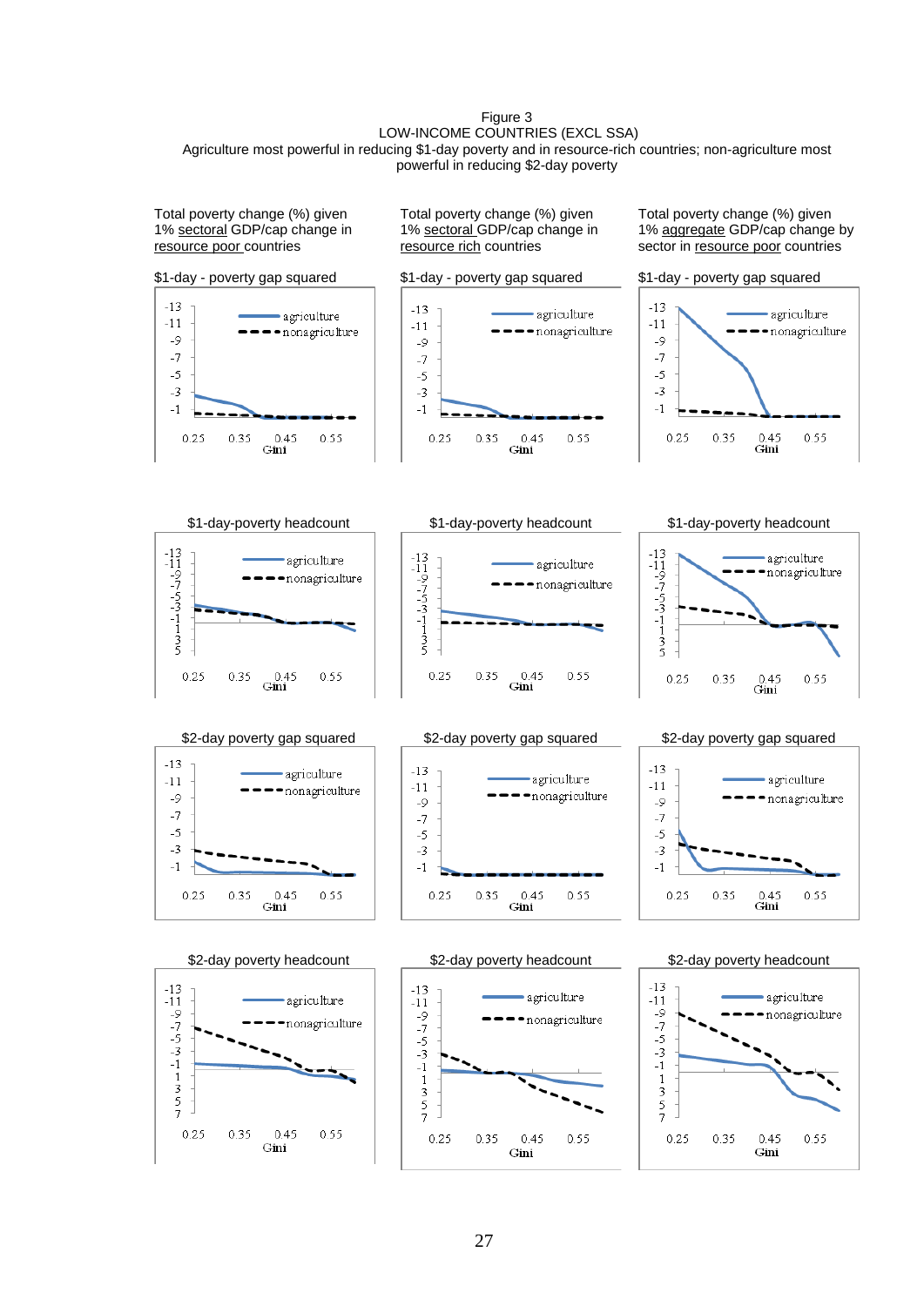Figure 3
LOW-INCOME COUNTRIES (EXCL SSA)
Agriculture most powerful in reducing $1-day poverty and in resource-rich countries; non-agriculture most powerful in reducing $2-day poverty

Total poverty change (%) given 1% sectoral GDP/cap change in resource poor countries

Total poverty change (%) given 1% sectoral GDP/cap change in resource rich countries

Total poverty change (%) given 1% aggregate GDP/cap change by sector in resource poor countries

$1-day - poverty gap squared

$1-day-poverty headcount

$2-day poverty gap squared

$2-day poverty headcount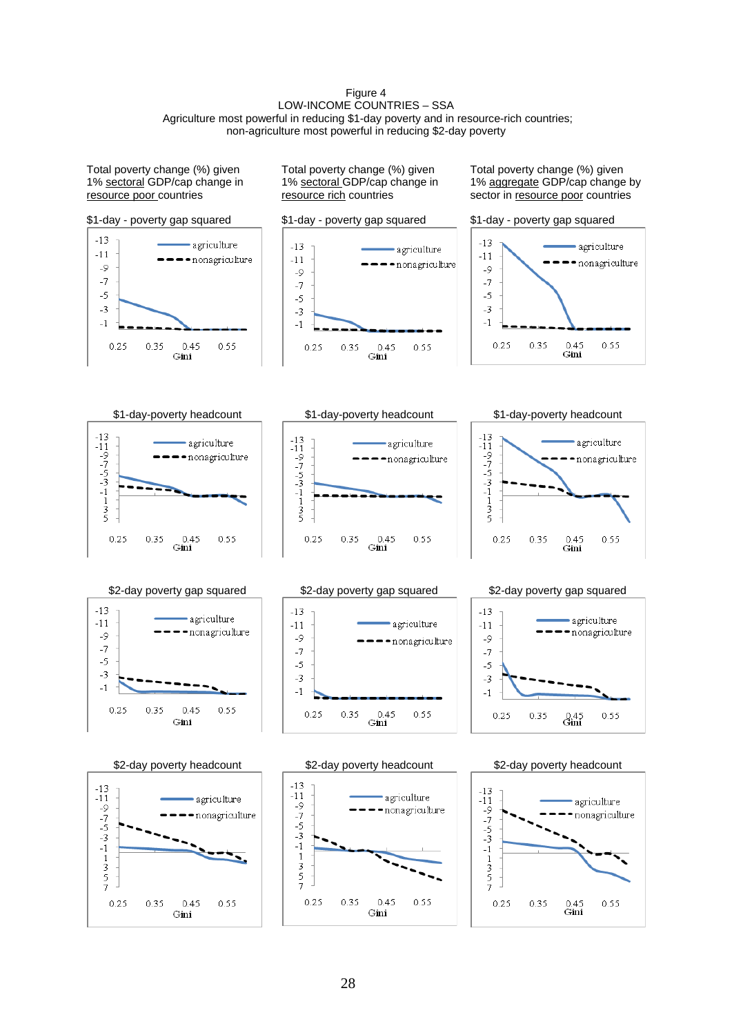Figure 4
LOW-INCOME COUNTRIES – SSA
Agriculture most powerful in reducing $1-day poverty and in resource-rich countries;
non-agriculture most powerful in reducing $2-day poverty

Total poverty change (%) given 1% sectoral GDP/cap change in resource poor countries

Total poverty change (%) given 1% sectoral GDP/cap change in resource rich countries

Total poverty change (%) given 1% aggregate GDP/cap change by sector in resource poor countries

$1-day - poverty gap squared

$1-day-poverty headcount

$2-day poverty gap squared

$2-day poverty headcount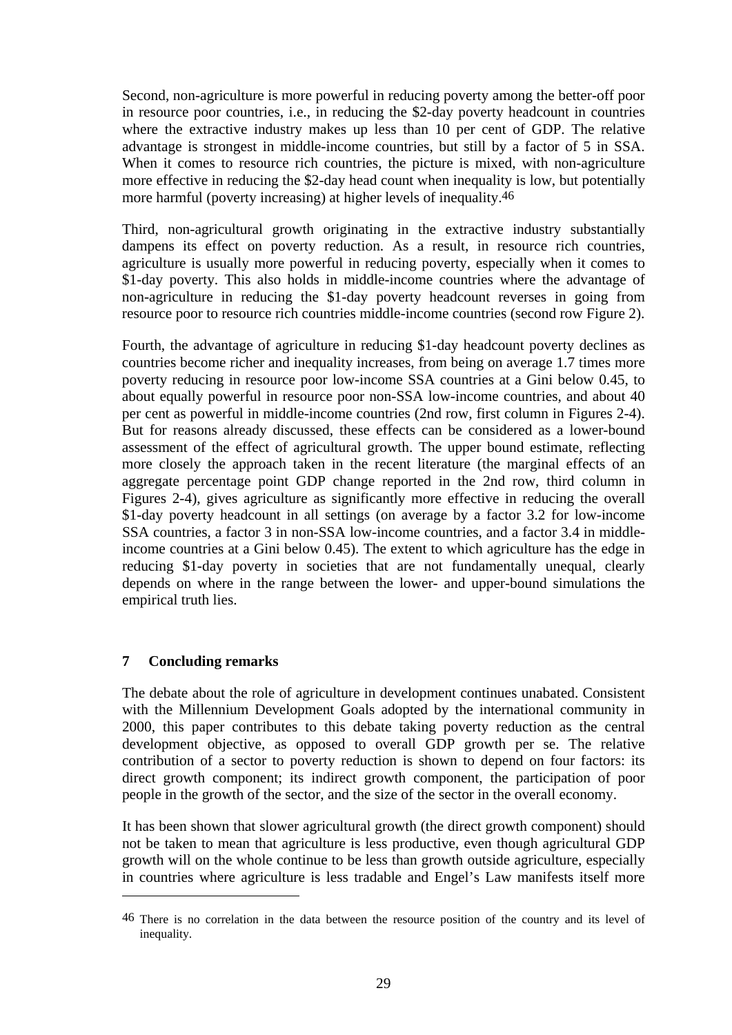Second, non-agriculture is more powerful in reducing poverty among the better-off poor in resource poor countries, i.e., in reducing the $2-day poverty headcount in countries where the extractive industry makes up less than 10 per cent of GDP. The relative advantage is strongest in middle-income countries, but still by a factor of 5 in SSA. When it comes to resource rich countries, the picture is mixed, with non-agriculture more effective in reducing the $2-day head count when inequality is low, but potentially more harmful (poverty increasing) at higher levels of inequality.[46]

Third, non-agricultural growth originating in the extractive industry substantially dampens its effect on poverty reduction. As a result, in resource rich countries, agriculture is usually more powerful in reducing poverty, especially when it comes to $1-day poverty. This also holds in middle-income countries where the advantage of non-agriculture in reducing the $1-day poverty headcount reverses in going from resource poor to resource rich countries middle-income countries (second row Figure 2).

Fourth, the advantage of agriculture in reducing $1-day headcount poverty declines as countries become richer and inequality increases, from being on average 1.7 times more poverty reducing in resource poor low-income SSA countries at a Gini below 0.45, to about equally powerful in resource poor non-SSA low-income countries, and about 40 per cent as powerful in middle-income countries (2nd row, first column in Figures 2-4). But for reasons already discussed, these effects can be considered as a lower-bound assessment of the effect of agricultural growth. The upper bound estimate, reflecting more closely the approach taken in the recent literature (the marginal effects of an aggregate percentage point GDP change reported in the 2nd row, third column in Figures 2-4), gives agriculture as significantly more effective in reducing the overall $1-day poverty headcount in all settings (on average by a factor 3.2 for low-income SSA countries, a factor 3 in non-SSA low-income countries, and a factor 3.4 in middle-income countries at a Gini below 0.45). The extent to which agriculture has the edge in reducing $1-day poverty in societies that are not fundamentally unequal, clearly depends on where in the range between the lower- and upper-bound simulations the empirical truth lies.

## 7 Concluding remarks

The debate about the role of agriculture in development continues unabated. Consistent with the Millennium Development Goals adopted by the international community in 2000, this paper contributes to this debate taking poverty reduction as the central development objective, as opposed to overall GDP growth per se. The relative contribution of a sector to poverty reduction is shown to depend on four factors: its direct growth component; its indirect growth component, the participation of poor people in the growth of the sector, and the size of the sector in the overall economy.

It has been shown that slower agricultural growth (the direct growth component) should not be taken to mean that agriculture is less productive, even though agricultural GDP growth will on the whole continue to be less than growth outside agriculture, especially in countries where agriculture is less tradable and Engel's Law manifests itself more

[46] There is no correlation in the data between the resource position of the country and its level of inequality.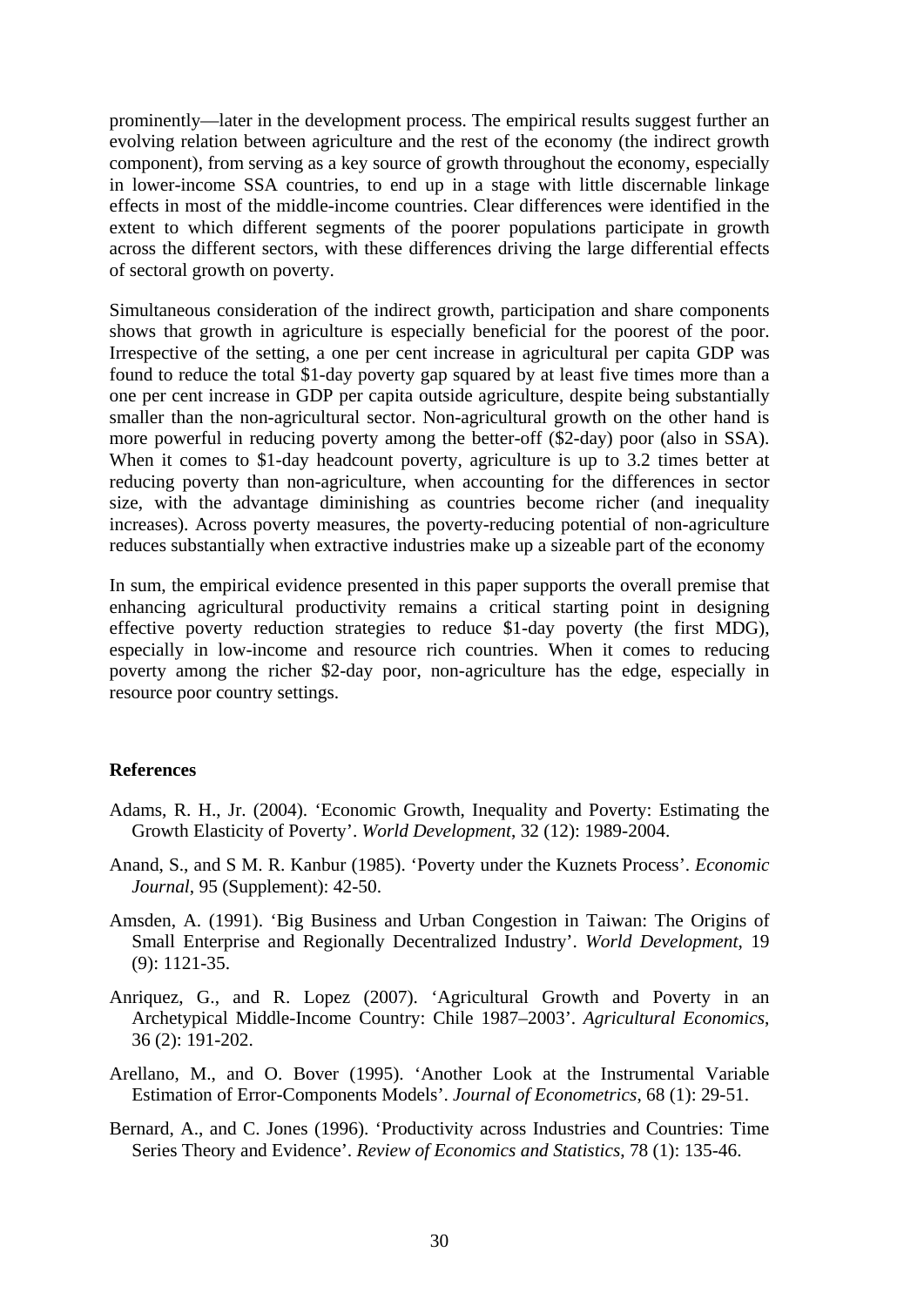prominently—later in the development process. The empirical results suggest further an evolving relation between agriculture and the rest of the economy (the indirect growth component), from serving as a key source of growth throughout the economy, especially in lower-income SSA countries, to end up in a stage with little discernable linkage effects in most of the middle-income countries. Clear differences were identified in the extent to which different segments of the poorer populations participate in growth across the different sectors, with these differences driving the large differential effects of sectoral growth on poverty.

Simultaneous consideration of the indirect growth, participation and share components shows that growth in agriculture is especially beneficial for the poorest of the poor. Irrespective of the setting, a one per cent increase in agricultural per capita GDP was found to reduce the total \$1-day poverty gap squared by at least five times more than a one per cent increase in GDP per capita outside agriculture, despite being substantially smaller than the non-agricultural sector. Non-agricultural growth on the other hand is more powerful in reducing poverty among the better-off (\$2-day) poor (also in SSA). When it comes to \$1-day headcount poverty, agriculture is up to 3.2 times better at reducing poverty than non-agriculture, when accounting for the differences in sector size, with the advantage diminishing as countries become richer (and inequality increases). Across poverty measures, the poverty-reducing potential of non-agriculture reduces substantially when extractive industries make up a sizeable part of the economy

In sum, the empirical evidence presented in this paper supports the overall premise that enhancing agricultural productivity remains a critical starting point in designing effective poverty reduction strategies to reduce \$1-day poverty (the first MDG), especially in low-income and resource rich countries. When it comes to reducing poverty among the richer \$2-day poor, non-agriculture has the edge, especially in resource poor country settings.

## References

Adams, R. H., Jr. (2004). 'Economic Growth, Inequality and Poverty: Estimating the Growth Elasticity of Poverty'. *World Development*, 32 (12): 1989-2004.

Anand, S., and S M. R. Kanbur (1985). 'Poverty under the Kuznets Process'. *Economic Journal*, 95 (Supplement): 42-50.

Amsden, A. (1991). 'Big Business and Urban Congestion in Taiwan: The Origins of Small Enterprise and Regionally Decentralized Industry'. *World Development*, 19 (9): 1121-35.

Anriquez, G., and R. Lopez (2007). 'Agricultural Growth and Poverty in an Archetypical Middle-Income Country: Chile 1987–2003'. *Agricultural Economics*, 36 (2): 191-202.

Arellano, M., and O. Bover (1995). 'Another Look at the Instrumental Variable Estimation of Error-Components Models'. *Journal of Econometrics*, 68 (1): 29-51.

Bernard, A., and C. Jones (1996). 'Productivity across Industries and Countries: Time Series Theory and Evidence'. *Review of Economics and Statistics*, 78 (1): 135-46.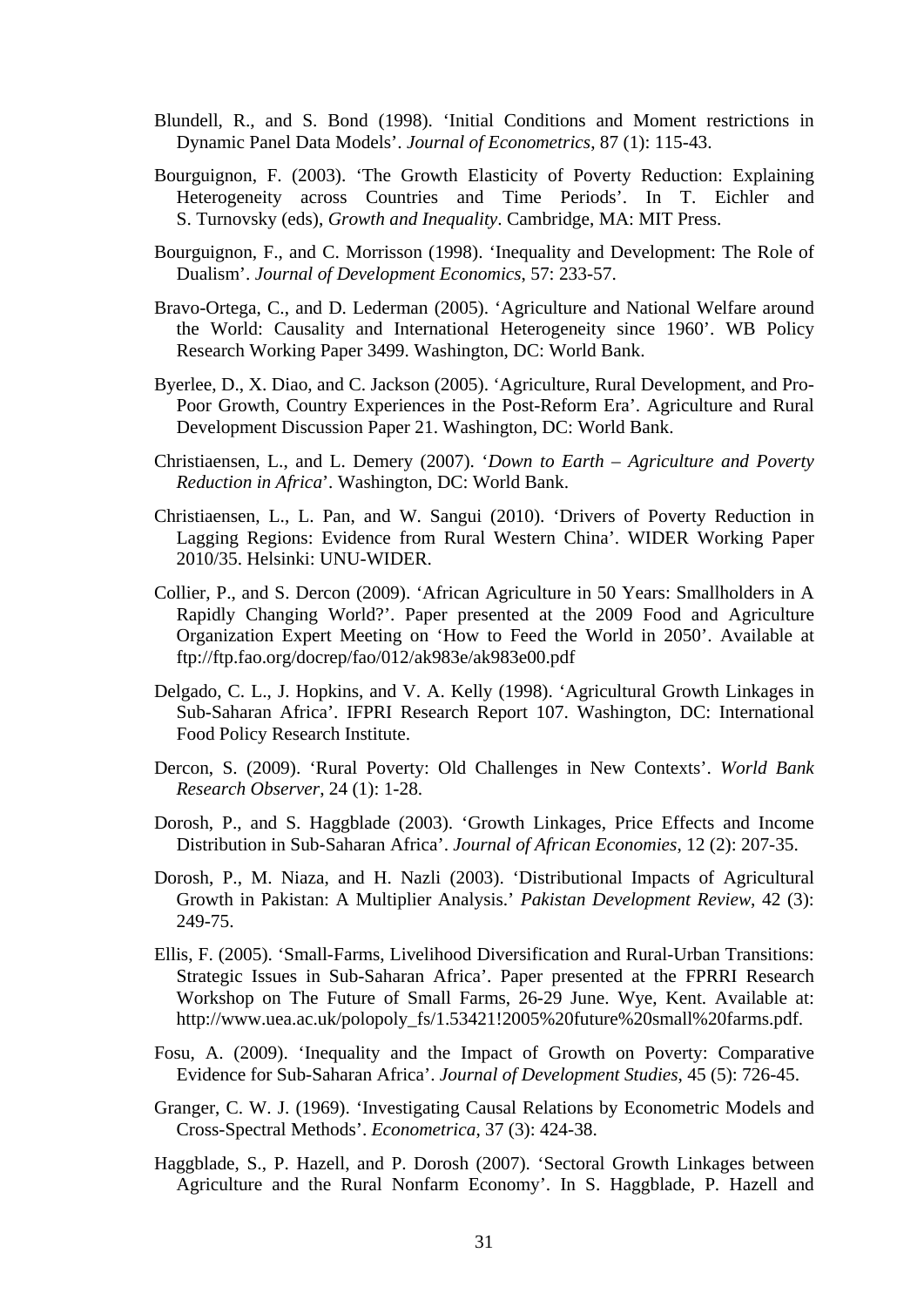Blundell, R., and S. Bond (1998). 'Initial Conditions and Moment restrictions in Dynamic Panel Data Models'. *Journal of Econometrics*, 87 (1): 115-43.

Bourguignon, F. (2003). 'The Growth Elasticity of Poverty Reduction: Explaining Heterogeneity across Countries and Time Periods'. In T. Eichler and S. Turnovsky (eds), *Growth and Inequality*. Cambridge, MA: MIT Press.

Bourguignon, F., and C. Morrisson (1998). 'Inequality and Development: The Role of Dualism'. *Journal of Development Economics*, 57: 233-57.

Bravo-Ortega, C., and D. Lederman (2005). 'Agriculture and National Welfare around the World: Causality and International Heterogeneity since 1960'. WB Policy Research Working Paper 3499. Washington, DC: World Bank.

Byerlee, D., X. Diao, and C. Jackson (2005). 'Agriculture, Rural Development, and Pro-Poor Growth, Country Experiences in the Post-Reform Era'. Agriculture and Rural Development Discussion Paper 21. Washington, DC: World Bank.

Christiaensen, L., and L. Demery (2007). '*Down to Earth – Agriculture and Poverty Reduction in Africa*'. Washington, DC: World Bank.

Christiaensen, L., L. Pan, and W. Sangui (2010). 'Drivers of Poverty Reduction in Lagging Regions: Evidence from Rural Western China'. WIDER Working Paper 2010/35. Helsinki: UNU-WIDER.

Collier, P., and S. Dercon (2009). 'African Agriculture in 50 Years: Smallholders in A Rapidly Changing World?'. Paper presented at the 2009 Food and Agriculture Organization Expert Meeting on 'How to Feed the World in 2050'. Available at ftp://ftp.fao.org/docrep/fao/012/ak983e/ak983e00.pdf

Delgado, C. L., J. Hopkins, and V. A. Kelly (1998). 'Agricultural Growth Linkages in Sub-Saharan Africa'. IFPRI Research Report 107. Washington, DC: International Food Policy Research Institute.

Dercon, S. (2009). 'Rural Poverty: Old Challenges in New Contexts'. *World Bank Research Observer*, 24 (1): 1-28.

Dorosh, P., and S. Haggblade (2003). 'Growth Linkages, Price Effects and Income Distribution in Sub-Saharan Africa'. *Journal of African Economies*, 12 (2): 207-35.

Dorosh, P., M. Niaza, and H. Nazli (2003). 'Distributional Impacts of Agricultural Growth in Pakistan: A Multiplier Analysis.' *Pakistan Development Review*, 42 (3): 249-75.

Ellis, F. (2005). 'Small-Farms, Livelihood Diversification and Rural-Urban Transitions: Strategic Issues in Sub-Saharan Africa'. Paper presented at the FPRRI Research Workshop on The Future of Small Farms, 26-29 June. Wye, Kent. Available at: http://www.uea.ac.uk/polopoly_fs/1.53421!2005%20future%20small%20farms.pdf.

Fosu, A. (2009). 'Inequality and the Impact of Growth on Poverty: Comparative Evidence for Sub-Saharan Africa'. *Journal of Development Studies*, 45 (5): 726-45.

Granger, C. W. J. (1969). 'Investigating Causal Relations by Econometric Models and Cross-Spectral Methods'. *Econometrica*, 37 (3): 424-38.

Haggblade, S., P. Hazell, and P. Dorosh (2007). 'Sectoral Growth Linkages between Agriculture and the Rural Nonfarm Economy'. In S. Haggblade, P. Hazell and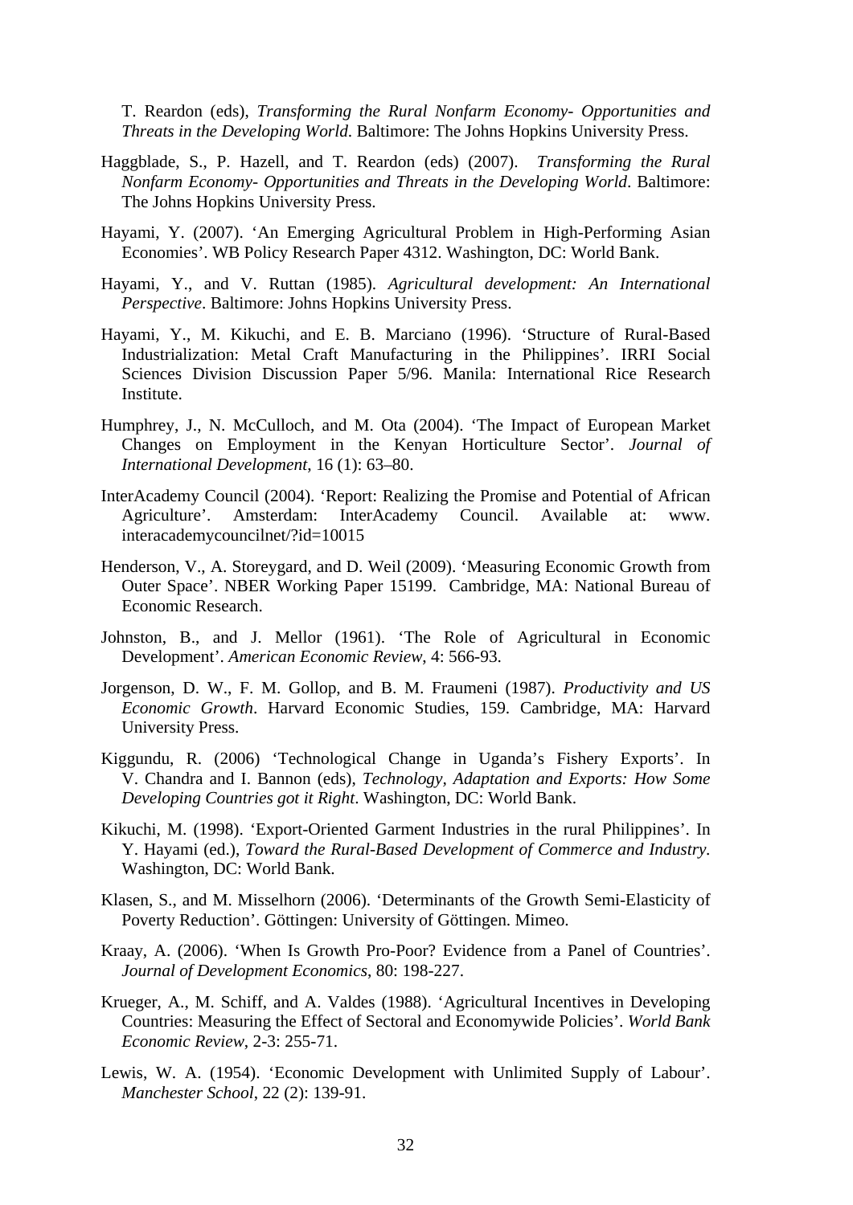T. Reardon (eds), *Transforming the Rural Nonfarm Economy- Opportunities and Threats in the Developing World*. Baltimore: The Johns Hopkins University Press.

Haggblade, S., P. Hazell, and T. Reardon (eds) (2007). *Transforming the Rural Nonfarm Economy- Opportunities and Threats in the Developing World*. Baltimore: The Johns Hopkins University Press.

Hayami, Y. (2007). 'An Emerging Agricultural Problem in High-Performing Asian Economies'. WB Policy Research Paper 4312. Washington, DC: World Bank.

Hayami, Y., and V. Ruttan (1985). *Agricultural development: An International Perspective*. Baltimore: Johns Hopkins University Press.

Hayami, Y., M. Kikuchi, and E. B. Marciano (1996). 'Structure of Rural-Based Industrialization: Metal Craft Manufacturing in the Philippines'. IRRI Social Sciences Division Discussion Paper 5/96. Manila: International Rice Research Institute.

Humphrey, J., N. McCulloch, and M. Ota (2004). 'The Impact of European Market Changes on Employment in the Kenyan Horticulture Sector'. *Journal of International Development*, 16 (1): 63–80.

InterAcademy Council (2004). 'Report: Realizing the Promise and Potential of African Agriculture'. Amsterdam: InterAcademy Council. Available at: www. interacademycouncilnet/?id=10015

Henderson, V., A. Storeygard, and D. Weil (2009). 'Measuring Economic Growth from Outer Space'. NBER Working Paper 15199. Cambridge, MA: National Bureau of Economic Research.

Johnston, B., and J. Mellor (1961). 'The Role of Agricultural in Economic Development'. *American Economic Review*, 4: 566-93.

Jorgenson, D. W., F. M. Gollop, and B. M. Fraumeni (1987). *Productivity and US Economic Growth*. Harvard Economic Studies, 159. Cambridge, MA: Harvard University Press.

Kiggundu, R. (2006) 'Technological Change in Uganda's Fishery Exports'. In V. Chandra and I. Bannon (eds), *Technology, Adaptation and Exports: How Some Developing Countries got it Right*. Washington, DC: World Bank.

Kikuchi, M. (1998). 'Export-Oriented Garment Industries in the rural Philippines'. In Y. Hayami (ed.), *Toward the Rural-Based Development of Commerce and Industry*. Washington, DC: World Bank.

Klasen, S., and M. Misselhorn (2006). 'Determinants of the Growth Semi-Elasticity of Poverty Reduction'. Göttingen: University of Göttingen. Mimeo.

Kraay, A. (2006). 'When Is Growth Pro-Poor? Evidence from a Panel of Countries'. *Journal of Development Economics*, 80: 198-227.

Krueger, A., M. Schiff, and A. Valdes (1988). 'Agricultural Incentives in Developing Countries: Measuring the Effect of Sectoral and Economywide Policies'. *World Bank Economic Review*, 2-3: 255-71.

Lewis, W. A. (1954). 'Economic Development with Unlimited Supply of Labour'. *Manchester School*, 22 (2): 139-91.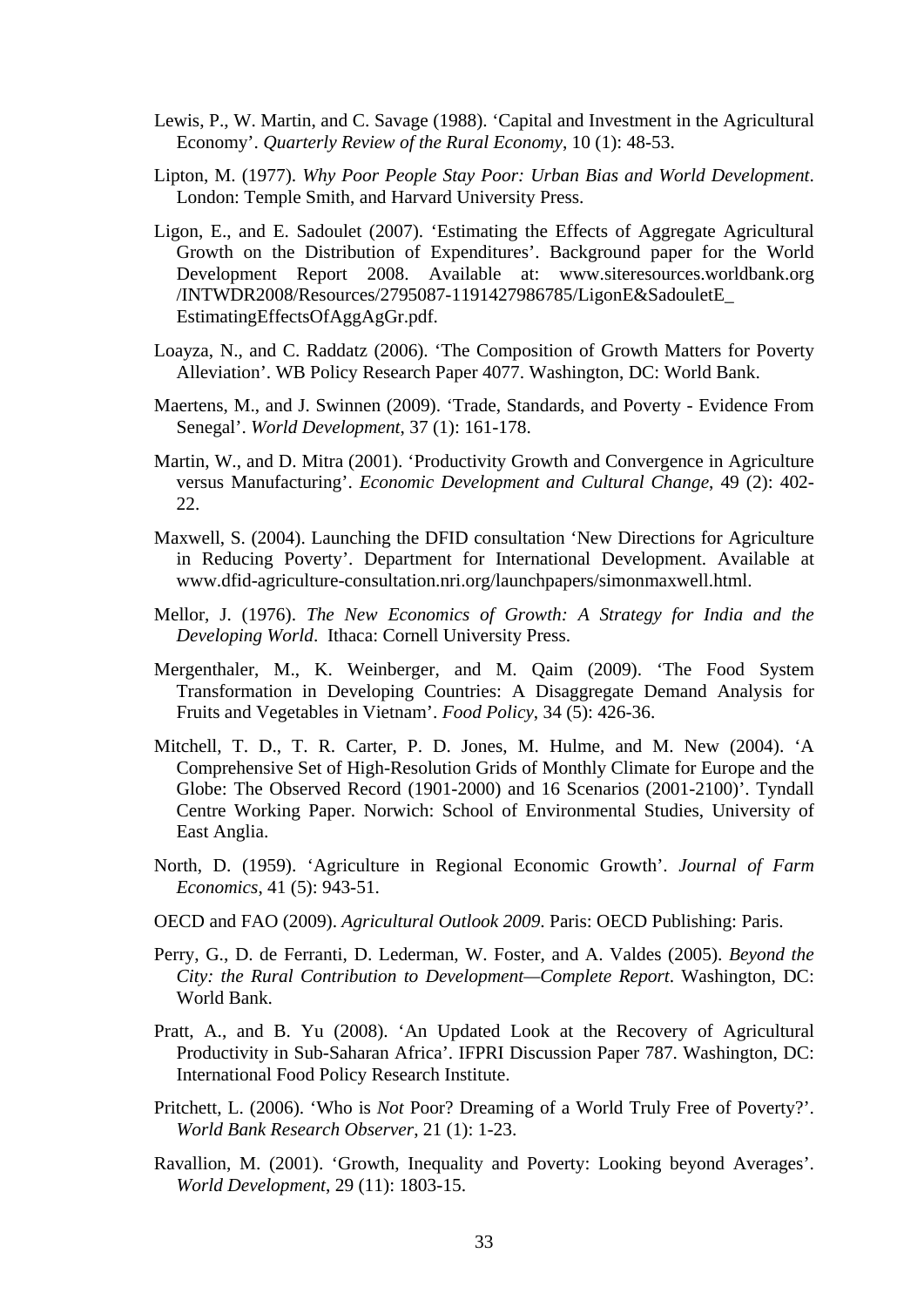Lewis, P., W. Martin, and C. Savage (1988). 'Capital and Investment in the Agricultural Economy'. *Quarterly Review of the Rural Economy*, 10 (1): 48-53.

Lipton, M. (1977). *Why Poor People Stay Poor: Urban Bias and World Development*. London: Temple Smith, and Harvard University Press.

Ligon, E., and E. Sadoulet (2007). 'Estimating the Effects of Aggregate Agricultural Growth on the Distribution of Expenditures'. Background paper for the World Development Report 2008. Available at: www.siteresources.worldbank.org /INTWDR2008/Resources/2795087-1191427986785/LigonE&SadouletE_ EstimatingEffectsOfAggAgGr.pdf.

Loayza, N., and C. Raddatz (2006). 'The Composition of Growth Matters for Poverty Alleviation'. WB Policy Research Paper 4077. Washington, DC: World Bank.

Maertens, M., and J. Swinnen (2009). 'Trade, Standards, and Poverty - Evidence From Senegal'. *World Development*, 37 (1): 161-178.

Martin, W., and D. Mitra (2001). 'Productivity Growth and Convergence in Agriculture versus Manufacturing'. *Economic Development and Cultural Change*, 49 (2): 402-22.

Maxwell, S. (2004). Launching the DFID consultation 'New Directions for Agriculture in Reducing Poverty'. Department for International Development. Available at www.dfid-agriculture-consultation.nri.org/launchpapers/simonmaxwell.html.

Mellor, J. (1976). *The New Economics of Growth: A Strategy for India and the Developing World*. Ithaca: Cornell University Press.

Mergenthaler, M., K. Weinberger, and M. Qaim (2009). 'The Food System Transformation in Developing Countries: A Disaggregate Demand Analysis for Fruits and Vegetables in Vietnam'. *Food Policy*, 34 (5): 426-36.

Mitchell, T. D., T. R. Carter, P. D. Jones, M. Hulme, and M. New (2004). 'A Comprehensive Set of High-Resolution Grids of Monthly Climate for Europe and the Globe: The Observed Record (1901-2000) and 16 Scenarios (2001-2100)'. Tyndall Centre Working Paper. Norwich: School of Environmental Studies, University of East Anglia.

North, D. (1959). 'Agriculture in Regional Economic Growth'. *Journal of Farm Economics*, 41 (5): 943-51.

OECD and FAO (2009). *Agricultural Outlook 2009*. Paris: OECD Publishing: Paris.

Perry, G., D. de Ferranti, D. Lederman, W. Foster, and A. Valdes (2005). *Beyond the City: the Rural Contribution to Development—Complete Report*. Washington, DC: World Bank.

Pratt, A., and B. Yu (2008). 'An Updated Look at the Recovery of Agricultural Productivity in Sub-Saharan Africa'. IFPRI Discussion Paper 787. Washington, DC: International Food Policy Research Institute.

Pritchett, L. (2006). 'Who is *Not* Poor? Dreaming of a World Truly Free of Poverty?'. *World Bank Research Observer*, 21 (1): 1-23.

Ravallion, M. (2001). 'Growth, Inequality and Poverty: Looking beyond Averages'. *World Development*, 29 (11): 1803-15.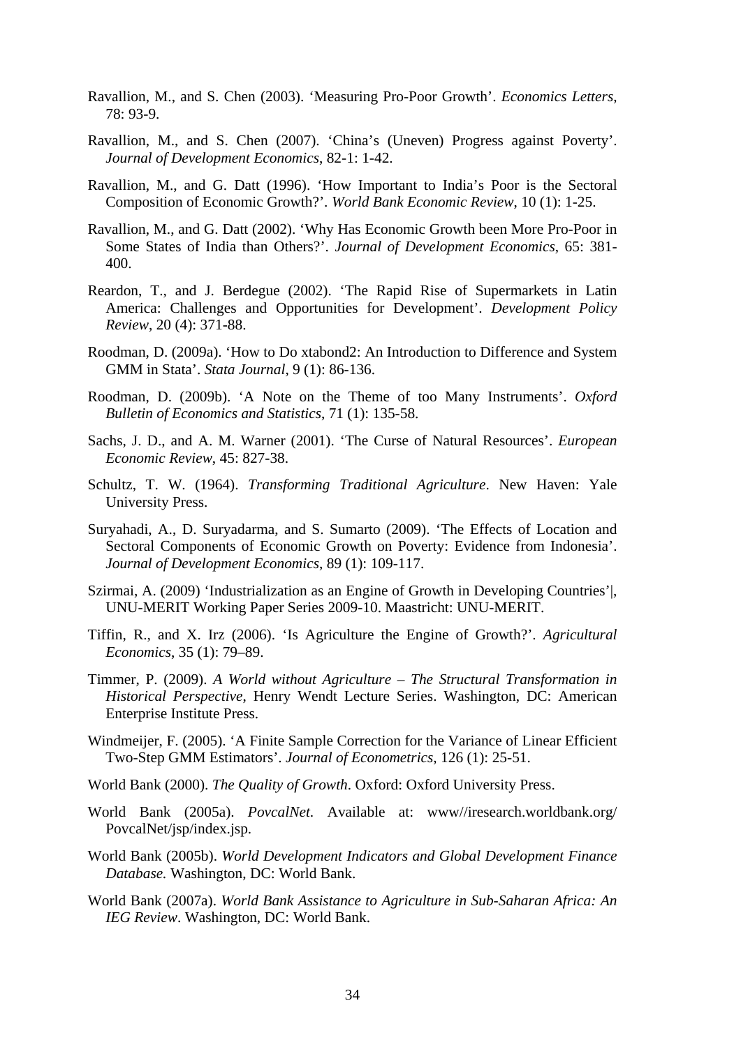Ravallion, M., and S. Chen (2003). 'Measuring Pro-Poor Growth'. *Economics Letters*, 78: 93-9.

Ravallion, M., and S. Chen (2007). 'China's (Uneven) Progress against Poverty'. *Journal of Development Economics*, 82-1: 1-42.

Ravallion, M., and G. Datt (1996). 'How Important to India's Poor is the Sectoral Composition of Economic Growth?'. *World Bank Economic Review*, 10 (1): 1-25.

Ravallion, M., and G. Datt (2002). 'Why Has Economic Growth been More Pro-Poor in Some States of India than Others?'. *Journal of Development Economics*, 65: 381-400.

Reardon, T., and J. Berdegue (2002). 'The Rapid Rise of Supermarkets in Latin America: Challenges and Opportunities for Development'. *Development Policy Review*, 20 (4): 371-88.

Roodman, D. (2009a). 'How to Do xtabond2: An Introduction to Difference and System GMM in Stata'. *Stata Journal*, 9 (1): 86-136.

Roodman, D. (2009b). 'A Note on the Theme of too Many Instruments'. *Oxford Bulletin of Economics and Statistics*, 71 (1): 135-58.

Sachs, J. D., and A. M. Warner (2001). 'The Curse of Natural Resources'. *European Economic Review*, 45: 827-38.

Schultz, T. W. (1964). *Transforming Traditional Agriculture*. New Haven: Yale University Press.

Suryahadi, A., D. Suryadarma, and S. Sumarto (2009). 'The Effects of Location and Sectoral Components of Economic Growth on Poverty: Evidence from Indonesia'. *Journal of Development Economics*, 89 (1): 109-117.

Szirmai, A. (2009) 'Industrialization as an Engine of Growth in Developing Countries'|, UNU-MERIT Working Paper Series 2009-10. Maastricht: UNU-MERIT.

Tiffin, R., and X. Irz (2006). 'Is Agriculture the Engine of Growth?'. *Agricultural Economics*, 35 (1): 79–89.

Timmer, P. (2009). *A World without Agriculture – The Structural Transformation in Historical Perspective*, Henry Wendt Lecture Series. Washington, DC: American Enterprise Institute Press.

Windmeijer, F. (2005). 'A Finite Sample Correction for the Variance of Linear Efficient Two-Step GMM Estimators'. *Journal of Econometrics*, 126 (1): 25-51.

World Bank (2000). *The Quality of Growth*. Oxford: Oxford University Press.

World Bank (2005a). *PovcalNet*. Available at: www//iresearch.worldbank.org/PovcalNet/jsp/index.jsp.

World Bank (2005b). *World Development Indicators and Global Development Finance Database.* Washington, DC: World Bank.

World Bank (2007a). *World Bank Assistance to Agriculture in Sub-Saharan Africa: An IEG Review*. Washington, DC: World Bank.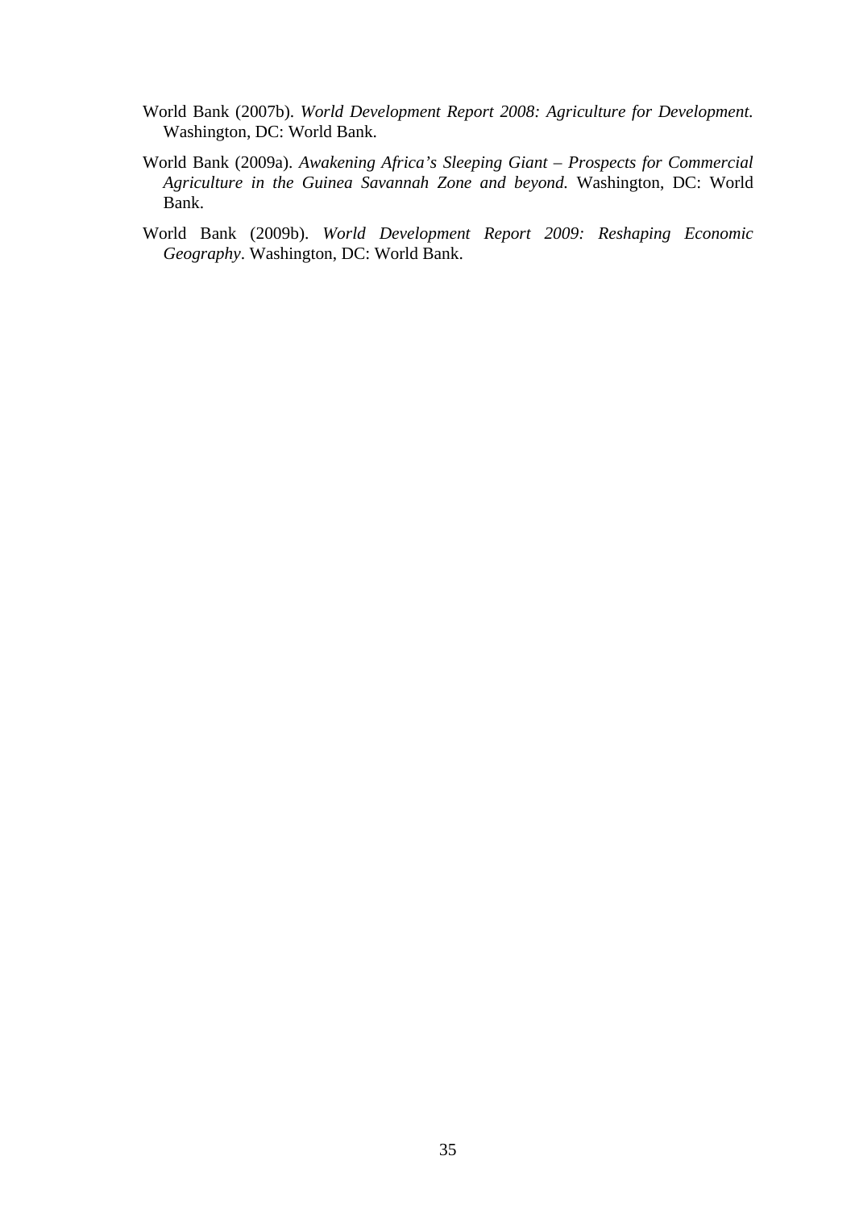World Bank (2007b). *World Development Report 2008: Agriculture for Development.* Washington, DC: World Bank.

World Bank (2009a). *Awakening Africa's Sleeping Giant – Prospects for Commercial Agriculture in the Guinea Savannah Zone and beyond.* Washington, DC: World Bank.

World Bank (2009b). *World Development Report 2009: Reshaping Economic Geography*. Washington, DC: World Bank.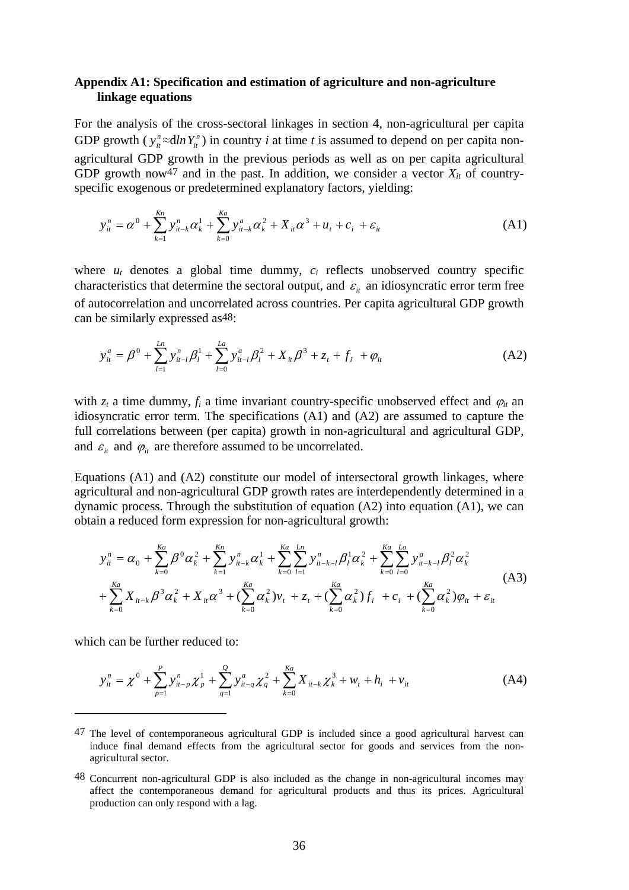### Appendix A1: Specification and estimation of agriculture and non-agriculture linkage equations

For the analysis of the cross-sectoral linkages in section 4, non-agricultural per capita GDP growth ($y_{it}^{n} \approx d\ln Y_{it}^{n}$) in country *i* at time *t* is assumed to depend on per capita non-agricultural GDP growth in the previous periods as well as on per capita agricultural GDP growth now[47] and in the past. In addition, we consider a vector $X_{it}$ of country-specific exogenous or predetermined explanatory factors, yielding:

$$y_{it}^{n} = \alpha^{0} + \sum_{k=1}^{Kn} y_{it-k}^{n} \alpha_{k}^{1} + \sum_{k=0}^{Ka} y_{it-k}^{a} \alpha_{k}^{2} + X_{it} \alpha^{3} + u_{t} + c_{i} + \varepsilon_{it} \tag{A1}$$

where $u_t$ denotes a global time dummy, $c_i$ reflects unobserved country specific characteristics that determine the sectoral output, and $\varepsilon_{it}$ an idiosyncratic error term free of autocorrelation and uncorrelated across countries. Per capita agricultural GDP growth can be similarly expressed as[48]:

$$y_{it}^{a} = \beta^{0} + \sum_{l=1}^{Ln} y_{it-l}^{n} \beta_{l}^{1} + \sum_{l=0}^{La} y_{it-l}^{a} \beta_{l}^{2} + X_{it} \beta^{3} + z_{t} + f_{i} + \varphi_{it} \tag{A2}$$

with $z_t$ a time dummy, $f_i$ a time invariant country-specific unobserved effect and $\varphi_{it}$ an idiosyncratic error term. The specifications (A1) and (A2) are assumed to capture the full correlations between (per capita) growth in non-agricultural and agricultural GDP, and $\varepsilon_{it}$ and $\varphi_{it}$ are therefore assumed to be uncorrelated.

Equations (A1) and (A2) constitute our model of intersectoral growth linkages, where agricultural and non-agricultural GDP growth rates are interdependently determined in a dynamic process. Through the substitution of equation (A2) into equation (A1), we can obtain a reduced form expression for non-agricultural growth:

$$\begin{aligned} y_{it}^{n} = {} & \alpha_{0} + \sum_{k=0}^{Ka} \beta^{0} \alpha_{k}^{2} + \sum_{k=1}^{Kn} y_{it-k}^{n} \alpha_{k}^{1} + \sum_{k=0}^{Ka} \sum_{l=1}^{Ln} y_{it-k-l}^{n} \beta_{l}^{1} \alpha_{k}^{2} + \sum_{k=0}^{Ka} \sum_{l=0}^{La} y_{it-k-l}^{a} \beta_{l}^{2} \alpha_{k}^{2} \\ & + \sum_{k=0}^{Ka} X_{it-k} \beta^{3} \alpha_{k}^{2} + X_{it} \alpha^{3} + (\sum_{k=0}^{Ka} \alpha_{k}^{2}) v_{t} + z_{t} + (\sum_{k=0}^{Ka} \alpha_{k}^{2}) f_{i} + c_{i} + (\sum_{k=0}^{Ka} \alpha_{k}^{2}) \varphi_{it} + \varepsilon_{it} \end{aligned} \tag{A3}$$

which can be further reduced to:

$$y_{it}^{n} = \chi^{0} + \sum_{p=1}^{P} y_{it-p}^{n} \chi_{p}^{1} + \sum_{q=1}^{Q} y_{it-q}^{a} \chi_{q}^{2} + \sum_{k=0}^{Ka} X_{it-k} \chi_{k}^{3} + w_{t} + h_{i} + v_{it} \tag{A4}$$

---

[47] The level of contemporaneous agricultural GDP is included since a good agricultural harvest can induce final demand effects from the agricultural sector for goods and services from the non-agricultural sector.

[48] Concurrent non-agricultural GDP is also included as the change in non-agricultural incomes may affect the contemporaneous demand for agricultural products and thus its prices. Agricultural production can only respond with a lag.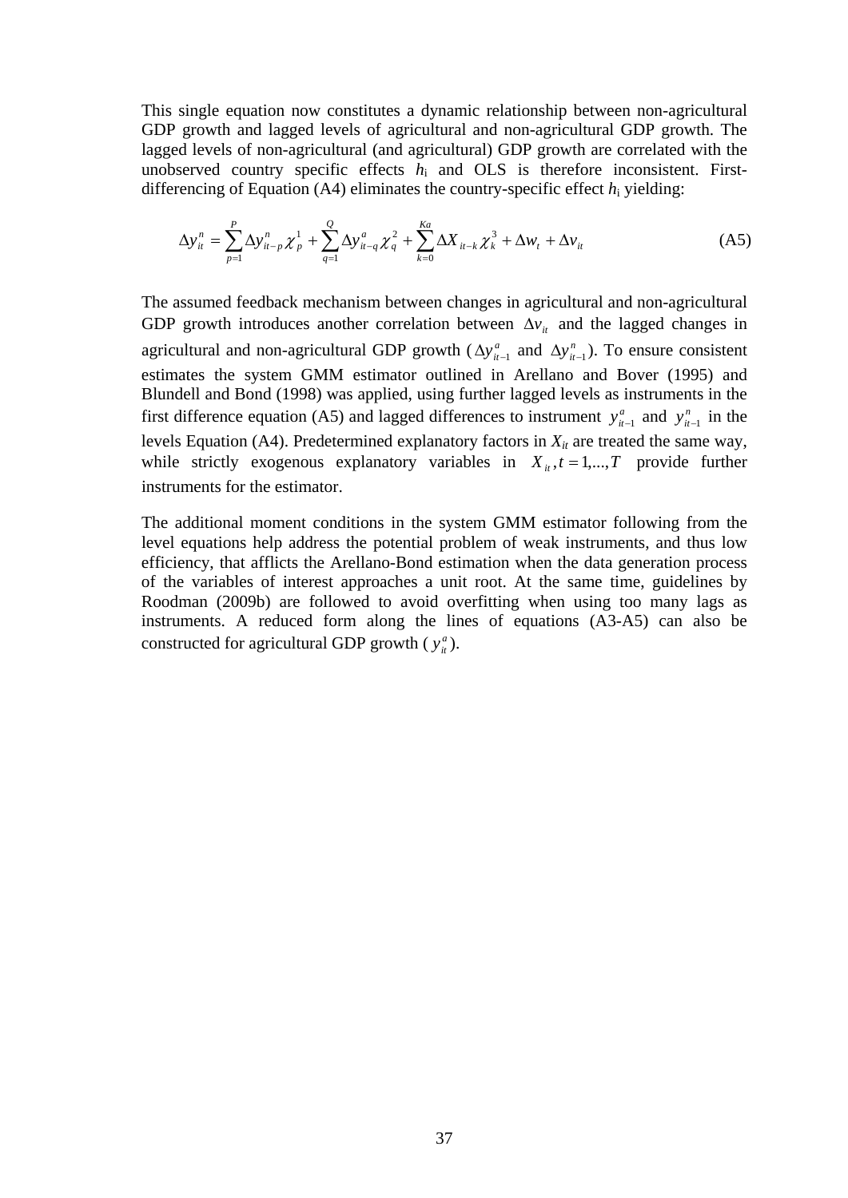This single equation now constitutes a dynamic relationship between non-agricultural GDP growth and lagged levels of agricultural and non-agricultural GDP growth. The lagged levels of non-agricultural (and agricultural) GDP growth are correlated with the unobserved country specific effects $h_i$ and OLS is therefore inconsistent. First-differencing of Equation (A4) eliminates the country-specific effect $h_i$ yielding:

$$\Delta y_{it}^{n} = \sum_{p=1}^{P} \Delta y_{it-p}^{n} \chi_{p}^{1} + \sum_{q=1}^{Q} \Delta y_{it-q}^{a} \chi_{q}^{2} + \sum_{k=0}^{Ka} \Delta X_{it-k} \chi_{k}^{3} + \Delta w_{t} + \Delta v_{it} \tag{A5}$$

The assumed feedback mechanism between changes in agricultural and non-agricultural GDP growth introduces another correlation between $\Delta v_{it}$ and the lagged changes in agricultural and non-agricultural GDP growth ($\Delta y_{it-1}^{a}$ and $\Delta y_{it-1}^{n}$). To ensure consistent estimates the system GMM estimator outlined in Arellano and Bover (1995) and Blundell and Bond (1998) was applied, using further lagged levels as instruments in the first difference equation (A5) and lagged differences to instrument $y_{it-1}^{a}$ and $y_{it-1}^{n}$ in the levels Equation (A4). Predetermined explanatory factors in $X_{it}$ are treated the same way, while strictly exogenous explanatory variables in $X_{it}, t = 1,...,T$ provide further instruments for the estimator.

The additional moment conditions in the system GMM estimator following from the level equations help address the potential problem of weak instruments, and thus low efficiency, that afflicts the Arellano-Bond estimation when the data generation process of the variables of interest approaches a unit root. At the same time, guidelines by Roodman (2009b) are followed to avoid overfitting when using too many lags as instruments. A reduced form along the lines of equations (A3-A5) can also be constructed for agricultural GDP growth ($y_{it}^{a}$).